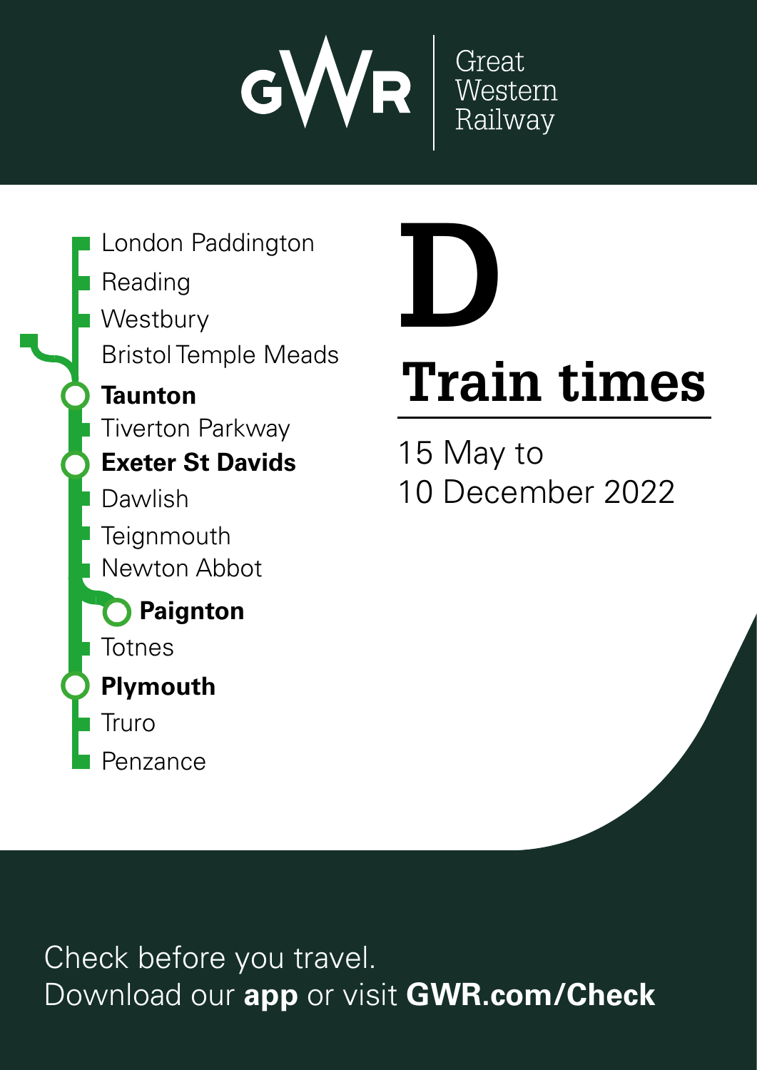GWR Great Western Railway

London Paddington
Reading
Westbury
Bristol Temple Meads
**Taunton**
Tiverton Parkway
**Exeter St Davids**
Dawlish
Teignmouth
Newton Abbot
**Paignton**
Totnes
**Plymouth**
Truro
Penzance

# D

# Train times

15 May to
10 December 2022

Check before you travel.
Download our **app** or visit **GWR.com/Check**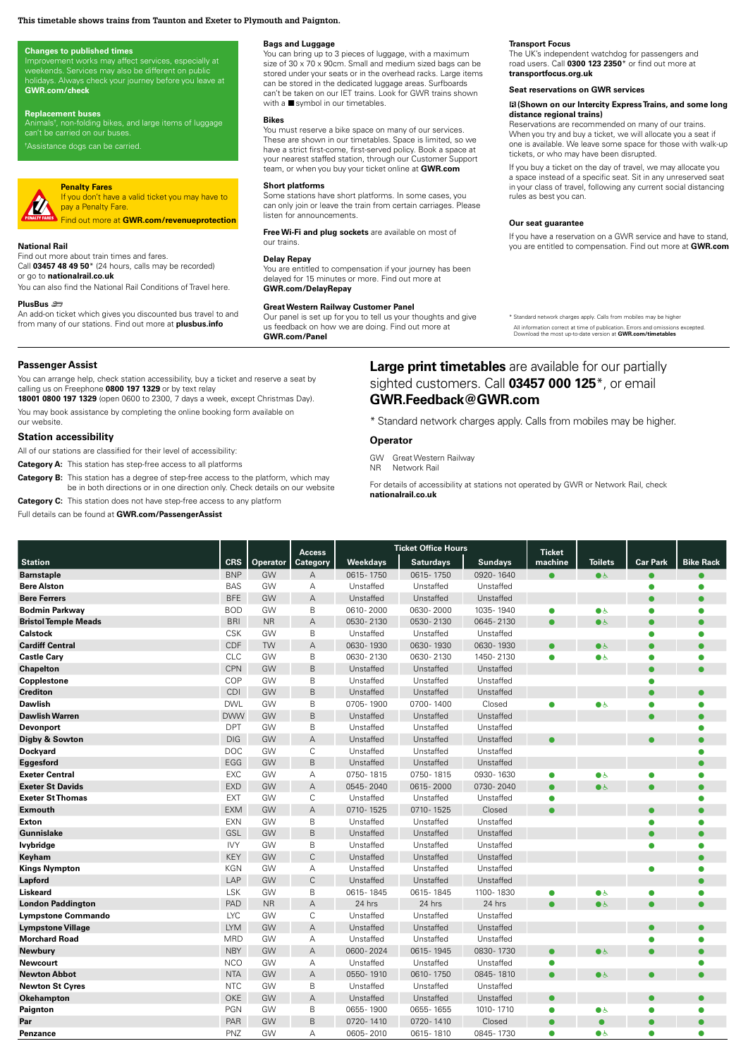This timetable shows trains from Taunton and Exeter to Plymouth and Paignton.

**Changes to published times**
Improvement works may affect services, especially at weekends. Services may also be different on public holidays. Always check your journey before you leave at **GWR.com/check**

**Replacement buses**
Animals[†], non-folding bikes, and large items of luggage can't be carried on our buses.

[†]Assistance dogs can be carried.

**Penalty Fares**
If you don't have a valid ticket you may have to pay a Penalty Fare.
Find out more at **GWR.com/revenueprotection**

**National Rail**
Find out more about train times and fares.
Call **03457 48 49 50*** (24 hours, calls may be recorded) or go to **nationalrail.co.uk**
You can also find the National Rail Conditions of Travel here.

**PlusBus**
An add-on ticket which gives you discounted bus travel to and from many of our stations. Find out more at **plusbus.info**

**Bags and Luggage**
You can bring up to 3 pieces of luggage, with a maximum size of 30 x 70 x 90cm. Small and medium sized bags can be stored under your seats or in the overhead racks. Large items can be stored in the dedicated luggage areas. Surfboards can't be taken on our IET trains. Look for GWR trains shown with a ■ symbol in our timetables.

**Bikes**
You must reserve a bike space on many of our services. These are shown in our timetables. Space is limited, so we have a strict first-come, first-served policy. Book a space at your nearest staffed station, through our Customer Support team, or when you buy your ticket online at **GWR.com**

**Short platforms**
Some stations have short platforms. In some cases, you can only join or leave the train from certain carriages. Please listen for announcements.

**Free Wi-Fi and plug sockets** are available on most of our trains.

**Delay Repay**
You are entitled to compensation if your journey has been delayed for 15 minutes or more. Find out more at **GWR.com/DelayRepay**

**Great Western Railway Customer Panel**
Our panel is set up for you to tell us your thoughts and give us feedback on how we are doing. Find out more at **GWR.com/Panel**

**Transport Focus**
The UK's independent watchdog for passengers and road users. Call **0300 123 2350*** or find out more at **transportfocus.org.uk**

**Seat reservations on GWR services**

**(Shown on our Intercity Express Trains, and some long distance regional trains)**
Reservations are recommended on many of our trains. When you try and buy a ticket, we will allocate you a seat if one is available. We leave some space for those with walk-up tickets, or who may have been disrupted.

If you buy a ticket on the day of travel, we may allocate you a space instead of a specific seat. Sit in any unreserved seat in your class of travel, following any current social distancing rules as best you can.

**Our seat guarantee**
If you have a reservation on a GWR service and have to stand, you are entitled to compensation. Find out more at **GWR.com**

\* Standard network charges apply. Calls from mobiles may be higher

All information correct at time of publication. Errors and omissions excepted. Download the most up-to-date version at **GWR.com/timetables**

## Passenger Assist

You can arrange help, check station accessibility, buy a ticket and reserve a seat by calling us on Freephone **0800 197 1329** or by text relay **18001 0800 197 1329** (open 0600 to 2300, 7 days a week, except Christmas Day).

You may book assistance by completing the online booking form available on our website.

## Station accessibility

All of our stations are classified for their level of accessibility:

**Category A:** This station has step-free access to all platforms

**Category B:** This station has a degree of step-free access to the platform, which may be in both directions or in one direction only. Check details on our website

**Category C:** This station does not have step-free access to any platform

Full details can be found at **GWR.com/PassengerAssist**

**Large print timetables** are available for our partially sighted customers. Call **03457 000 125***, or email **GWR.Feedback@GWR.com**

\* Standard network charges apply. Calls from mobiles may be higher.

**Operator**

GW Great Western Railway
NR Network Rail

For details of accessibility at stations not operated by GWR or Network Rail, check **nationalrail.co.uk**

| Station | CRS | Operator | Access Category | Ticket Office Hours Weekdays | Saturdays | Sundays | Ticket machine | Toilets | Car Park | Bike Rack |
|---|---|---|---|---|---|---|---|---|---|---|
| Barnstaple | BNP | GW | A | 0615-1750 | 0615-1750 | 0920-1640 | ● | ● ♿ | ● | ● |
| Bere Alston | BAS | GW | A | Unstaffed | Unstaffed | Unstaffed | | | ● | ● |
| Bere Ferrers | BFE | GW | A | Unstaffed | Unstaffed | Unstaffed | | | ● | ● |
| Bodmin Parkway | BOD | GW | B | 0610-2000 | 0630-2000 | 1035-1940 | ● | ● ♿ | ● | ● |
| Bristol Temple Meads | BRI | NR | A | 0530-2130 | 0530-2130 | 0645-2130 | ● | ● ♿ | ● | ● |
| Calstock | CSK | GW | B | Unstaffed | Unstaffed | Unstaffed | | | ● | ● |
| Cardiff Central | CDF | TW | A | 0630-1930 | 0630-1930 | 0630-1930 | ● | ● ♿ | ● | ● |
| Castle Cary | CLC | GW | B | 0630-2130 | 0630-2130 | 1450-2130 | ● | ● ♿ | ● | ● |
| Chapelton | CPN | GW | B | Unstaffed | Unstaffed | Unstaffed | | | ● | ● |
| Copplestone | COP | GW | B | Unstaffed | Unstaffed | Unstaffed | | | ● | |
| Crediton | CDI | GW | B | Unstaffed | Unstaffed | Unstaffed | | | ● | ● |
| Dawlish | DWL | GW | B | 0705-1900 | 0700-1400 | Closed | ● | ● ♿ | ● | ● |
| Dawlish Warren | DWW | GW | B | Unstaffed | Unstaffed | Unstaffed | | | ● | ● |
| Devonport | DPT | GW | B | Unstaffed | Unstaffed | Unstaffed | | | | ● |
| Digby & Sowton | DIG | GW | A | Unstaffed | Unstaffed | Unstaffed | ● | | ● | ● |
| Dockyard | DOC | GW | C | Unstaffed | Unstaffed | Unstaffed | | | | ● |
| Eggesford | EGG | GW | B | Unstaffed | Unstaffed | Unstaffed | | | | ● |
| Exeter Central | EXC | GW | A | 0750-1815 | 0750-1815 | 0930-1630 | ● | ● ♿ | ● | ● |
| Exeter St Davids | EXD | GW | A | 0545-2040 | 0615-2000 | 0730-2040 | ● | ● ♿ | ● | ● |
| Exeter St Thomas | EXT | GW | C | Unstaffed | Unstaffed | Unstaffed | ● | | | ● |
| Exmouth | EXM | GW | A | 0710-1525 | 0710-1525 | Closed | ● | | ● | ● |
| Exton | EXN | GW | B | Unstaffed | Unstaffed | Unstaffed | | | ● | ● |
| Gunnislake | GSL | GW | B | Unstaffed | Unstaffed | Unstaffed | | | ● | ● |
| Ivybridge | IVY | GW | B | Unstaffed | Unstaffed | Unstaffed | | | ● | ● |
| Keyham | KEY | GW | C | Unstaffed | Unstaffed | Unstaffed | | | | ● |
| Kings Nympton | KGN | GW | A | Unstaffed | Unstaffed | Unstaffed | | | ● | ● |
| Lapford | LAP | GW | C | Unstaffed | Unstaffed | Unstaffed | | | | ● |
| Liskeard | LSK | GW | B | 0615-1845 | 0615-1845 | 1100-1830 | ● | ● ♿ | ● | ● |
| London Paddington | PAD | NR | A | 24 hrs | 24 hrs | 24 hrs | ● | ● ♿ | ● | ● |
| Lympstone Commando | LYC | GW | C | Unstaffed | Unstaffed | Unstaffed | | | | |
| Lympstone Village | LYM | GW | A | Unstaffed | Unstaffed | Unstaffed | | | ● | ● |
| Morchard Road | MRD | GW | A | Unstaffed | Unstaffed | Unstaffed | | | ● | ● |
| Newbury | NBY | GW | A | 0600-2024 | 0615-1945 | 0830-1730 | ● | ● ♿ | ● | ● |
| Newcourt | NCO | GW | A | Unstaffed | Unstaffed | Unstaffed | ● | | | ● |
| Newton Abbot | NTA | GW | A | 0550-1910 | 0610-1750 | 0845-1810 | ● | ● ♿ | ● | ● |
| Newton St Cyres | NTC | GW | B | Unstaffed | Unstaffed | Unstaffed | | | | |
| Okehampton | OKE | GW | A | Unstaffed | Unstaffed | Unstaffed | ● | | ● | ● |
| Paignton | PGN | GW | B | 0655-1900 | 0655-1655 | 1010-1710 | ● | ● ♿ | ● | ● |
| Par | PAR | GW | B | 0720-1410 | 0720-1410 | Closed | ● | ● | ● | ● |
| Penzance | PNZ | GW | A | 0605-2010 | 0615-1810 | 0845-1730 | ● | ● ♿ | ● | ● |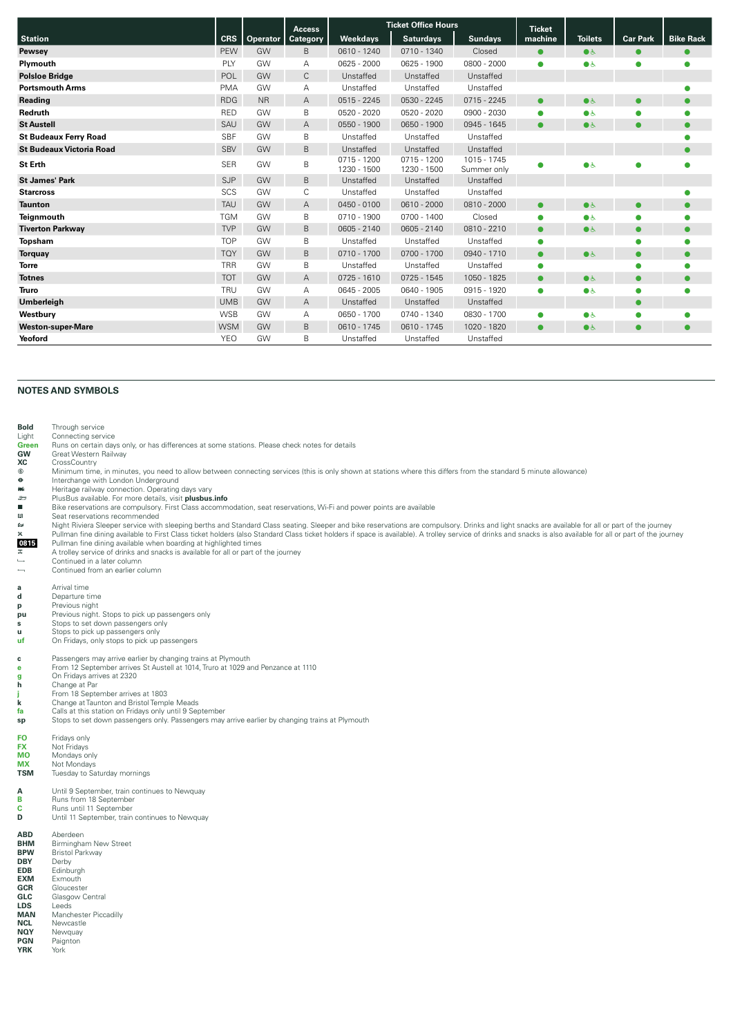| Station | CRS | Operator | Access Category | Ticket Office Hours | | | Ticket machine | Toilets | Car Park | Bike Rack |
|---|---|---|---|---|---|---|---|---|---|---|
| | | | | Weekdays | Saturdays | Sundays | | | | |
| **Pewsey** | PEW | GW | B | 0610 - 1240 | 0710 - 1340 | Closed | ● | ● ♿ | ● | ● |
| **Plymouth** | PLY | GW | A | 0625 - 2000 | 0625 - 1900 | 0800 - 2000 | ● | ● ♿ | ● | ● |
| **Polsloe Bridge** | POL | GW | C | Unstaffed | Unstaffed | Unstaffed | | | | |
| **Portsmouth Arms** | PMA | GW | A | Unstaffed | Unstaffed | Unstaffed | | | | ● |
| **Reading** | RDG | NR | A | 0515 - 2245 | 0530 - 2245 | 0715 - 2245 | ● | ● ♿ | ● | ● |
| **Redruth** | RED | GW | B | 0520 - 2020 | 0520 - 2020 | 0900 - 2030 | ● | ● ♿ | ● | ● |
| **St Austell** | SAU | GW | A | 0550 - 1900 | 0650 - 1900 | 0945 - 1645 | ● | ● ♿ | ● | ● |
| **St Budeaux Ferry Road** | SBF | GW | B | Unstaffed | Unstaffed | Unstaffed | | | | ● |
| **St Budeaux Victoria Road** | SBV | GW | B | Unstaffed | Unstaffed | Unstaffed | | | | ● |
| **St Erth** | SER | GW | B | 0715 - 1200<br>1230 - 1500 | 0715 - 1200<br>1230 - 1500 | 1015 - 1745<br>Summer only | ● | ● ♿ | ● | ● |
| **St James' Park** | SJP | GW | B | Unstaffed | Unstaffed | Unstaffed | | | | |
| **Starcross** | SCS | GW | C | Unstaffed | Unstaffed | Unstaffed | | | | ● |
| **Taunton** | TAU | GW | A | 0450 - 0100 | 0610 - 2000 | 0810 - 2000 | ● | ● ♿ | ● | ● |
| **Teignmouth** | TGM | GW | B | 0710 - 1900 | 0700 - 1400 | Closed | ● | ● ♿ | ● | ● |
| **Tiverton Parkway** | TVP | GW | B | 0605 - 2140 | 0605 - 2140 | 0810 - 2210 | ● | ● ♿ | ● | ● |
| **Topsham** | TOP | GW | B | Unstaffed | Unstaffed | Unstaffed | ● | | ● | ● |
| **Torquay** | TQY | GW | B | 0710 - 1700 | 0700 - 1700 | 0940 - 1710 | ● | ● ♿ | ● | ● |
| **Torre** | TRR | GW | B | Unstaffed | Unstaffed | Unstaffed | ● | | ● | ● |
| **Totnes** | TOT | GW | A | 0725 - 1610 | 0725 - 1545 | 1050 - 1825 | ● | ● ♿ | ● | ● |
| **Truro** | TRU | GW | A | 0645 - 2005 | 0640 - 1905 | 0915 - 1920 | ● | ● ♿ | ● | ● |
| **Umberleigh** | UMB | GW | A | Unstaffed | Unstaffed | Unstaffed | | | ● | |
| **Westbury** | WSB | GW | A | 0650 - 1700 | 0740 - 1340 | 0830 - 1700 | ● | ● ♿ | ● | ● |
| **Weston-super-Mare** | WSM | GW | B | 0610 - 1745 | 0610 - 1745 | 1020 - 1820 | ● | ● ♿ | ● | ● |
| **Yeoford** | YEO | GW | B | Unstaffed | Unstaffed | Unstaffed | | | | |

## NOTES AND SYMBOLS

**Bold** Through service
Light Connecting service
**Green** Runs on certain days only, or has differences at some stations. Please check notes for details
**GW** Great Western Railway
**XC** CrossCountry
Ⓢ Minimum time, in minutes, you need to allow between connecting services (this is only shown at stations where this differs from the standard 5 minute allowance)
⊖ Interchange with London Underground
Heritage railway connection. Operating days vary
PlusBus available. For more details, visit **plusbus.info**
■ Bike reservations are compulsory. First Class accommodation, seat reservations, Wi-Fi and power points are available
Seat reservations recommended
Night Riviera Sleeper service with sleeping berths and Standard Class seating. Sleeper and bike reservations are compulsory. Drinks and light snacks are available for all or part of the journey
Pullman fine dining available to First Class ticket holders (also Standard Class ticket holders if space is available). A trolley service of drinks and snacks is also available for all or part of the journey
**0815** Pullman fine dining available when boarding at highlighted times
A trolley service of drinks and snacks is available for all or part of the journey
Continued in a later column
Continued from an earlier column

**a** Arrival time
**d** Departure time
**p** Previous night
**pu** Previous night. Stops to pick up passengers only
**s** Stops to set down passengers only
**u** Stops to pick up passengers only
**uf** On Fridays, only stops to pick up passengers

**c** Passengers may arrive earlier by changing trains at Plymouth
**e** From 12 September arrives St Austell at 1014, Truro at 1029 and Penzance at 1110
**g** On Fridays arrives at 2320
**h** Change at Par
**j** From 18 September arrives at 1803
**k** Change at Taunton and Bristol Temple Meads
**fa** Calls at this station on Fridays only until 9 September
**sp** Stops to set down passengers only. Passengers may arrive earlier by changing trains at Plymouth

**FO** Fridays only
**FX** Not Fridays
**MO** Mondays only
**MX** Not Mondays
**TSM** Tuesday to Saturday mornings

**A** Until 9 September, train continues to Newquay
**B** Runs from 18 September
**C** Runs until 11 September
**D** Until 11 September, train continues to Newquay

**ABD** Aberdeen
**BHM** Birmingham New Street
**BPW** Bristol Parkway
**DBY** Derby
**EDB** Edinburgh
**EXM** Exmouth
**GCR** Gloucester
**GLC** Glasgow Central
**LDS** Leeds
**MAN** Manchester Piccadilly
**NCL** Newcastle
**NQY** Newquay
**PGN** Paignton
**YRK** York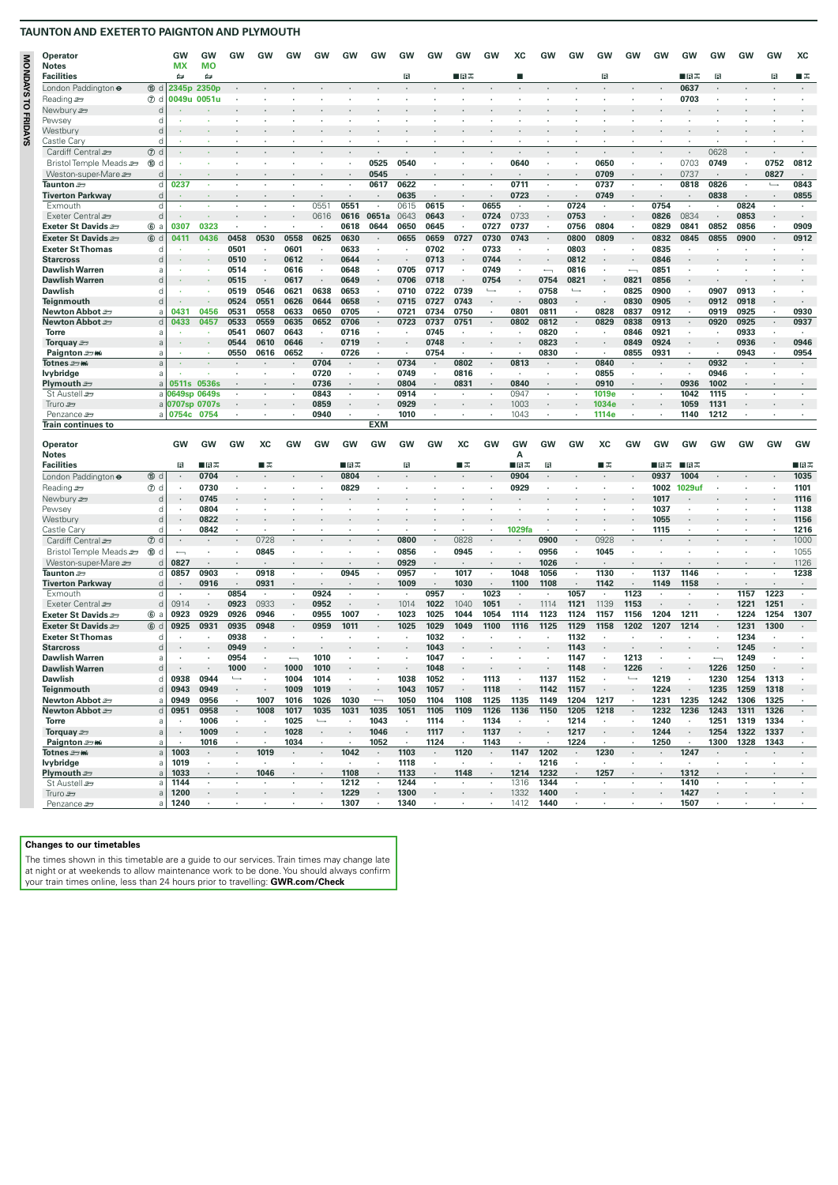# TAUNTON AND EXETER TO PAIGNTON AND PLYMOUTH

**MONDAYS TO FRIDAYS**

| Operator | | GW | GW | GW | GW | GW | GW | GW | GW | GW | GW | GW | GW | XC | GW | GW | GW | GW | GW | GW | GW | GW | GW | XC |
|---|---|---|---|---|---|---|---|---|---|---|---|---|---|---|---|---|---|---|---|---|---|---|---|---|
| **Notes** | | MX | MO | | | | | | | | | | | | | | | | | | | | | |
| **Facilities** | | 🛏 | 🛏 | | | | | | | Ⓡ | | ■Ⓡ✕ | | ■ | | | Ⓡ | | | ■Ⓡ✕ | Ⓡ | | Ⓡ | ■✕ |
| London Paddington | ⑮ d | 2345p | 2350p | | | | | | | | | | | | | | | | | 0637 | | | | |
| Reading | ⑦ d | 0049u | 0051u | | | | | | | | | | | | | | | | | 0703 | | | | |
| Newbury | d | | | | | | | | | | | | | | | | | | | | | | | |
| Pewsey | d | | | | | | | | | | | | | | | | | | | | | | | |
| Westbury | d | | | | | | | | | | | | | | | | | | | | | | | |
| Castle Cary | d | | | | | | | | | | | | | | | | | | | | | | | |
| Cardiff Central | ⑦ d | | | | | | | | | | | | | | | | | | | | 0628 | | | |
| Bristol Temple Meads | ⑩ d | | | | | | | | 0525 | 0540 | | | | 0640 | | | 0650 | | | 0703 | 0749 | | 0752 | 0812 |
| Weston-super-Mare | d | | | | | | | | 0545 | | | | | | | | 0709 | | | 0737 | | | 0827 | |
| **Taunton** | d | 0237 | | | | | | | 0617 | 0622 | | | | 0711 | | | 0737 | | | 0818 | 0826 | | ↳ | 0843 |
| **Tiverton Parkway** | d | | | | | | | | | 0635 | | | | 0723 | | | 0749 | | | | 0838 | | | 0855 |
| Exmouth | d | | | | | | 0551 | 0551 | | 0615 | 0615 | | 0655 | | | 0724 | | | 0754 | | | 0824 | | |
| Exeter Central | d | | | | | | 0616 | 0616 | 0651a | 0643 | 0643 | | 0724 | 0733 | | 0753 | | | 0826 | 0834 | | 0853 | | |
| **Exeter St Davids** | ⑥ a | 0307 | 0323 | | | | | 0618 | 0644 | 0650 | 0645 | | 0727 | 0737 | | 0756 | 0804 | | 0829 | 0841 | 0852 | 0856 | | 0909 |
| **Exeter St Davids** | ⑥ d | 0411 | 0436 | 0458 | 0530 | 0558 | 0625 | 0630 | | 0655 | 0659 | 0727 | 0730 | 0743 | | 0800 | 0809 | | 0832 | 0845 | 0855 | 0900 | | 0912 |
| **Exeter St Thomas** | d | | | 0501 | | 0601 | | 0633 | | | 0702 | | 0733 | | | 0803 | | | 0835 | | | | | |
| **Starcross** | d | | | 0510 | | 0612 | | 0644 | | | 0713 | | 0744 | | | 0812 | | | 0846 | | | | | |
| **Dawlish Warren** | a | | | 0514 | | 0616 | | 0648 | | 0705 | 0717 | | 0749 | | ↤ | 0816 | | ↤ | 0851 | | | | | |
| **Dawlish Warren** | d | | | 0515 | | 0617 | | 0649 | | 0706 | 0718 | | 0754 | | 0754 | 0821 | | 0821 | 0856 | | | | | |
| **Dawlish** | d | | | 0519 | 0546 | 0621 | 0638 | 0653 | | 0710 | 0722 | 0739 | ↳ | | 0758 | ↳ | | 0825 | 0900 | | 0907 | 0913 | | |
| **Teignmouth** | d | | | 0524 | 0551 | 0626 | 0644 | 0658 | | 0715 | 0727 | 0743 | | | 0803 | | | 0830 | 0905 | | 0912 | 0918 | | |
| **Newton Abbot** | a | 0431 | 0456 | 0531 | 0558 | 0633 | 0650 | 0705 | | 0721 | 0734 | 0750 | | 0801 | 0811 | | 0828 | 0837 | 0912 | | 0919 | 0925 | | 0930 |
| **Newton Abbot** | d | 0433 | 0457 | 0533 | 0559 | 0635 | 0652 | 0706 | | 0723 | 0737 | 0751 | | 0802 | 0812 | | 0829 | 0838 | 0913 | | 0920 | 0925 | | 0937 |
| **Torre** | a | | | 0541 | 0607 | 0643 | | 0716 | | | 0745 | | | | 0820 | | | 0846 | 0921 | | | 0933 | | |
| **Torquay** | a | | | 0544 | 0610 | 0646 | | 0719 | | | 0748 | | | | 0823 | | | 0849 | 0924 | | | 0936 | | 0946 |
| **Paignton** | a | | | 0550 | 0616 | 0652 | | 0726 | | | 0754 | | | | 0830 | | | 0855 | 0931 | | | 0943 | | 0954 |
| **Totnes** | a | | | | | | 0704 | | | 0734 | | 0802 | | 0813 | | | 0840 | | | | 0932 | | | |
| **Ivybridge** | a | | | | | | 0720 | | | 0749 | | 0816 | | | | | 0855 | | | | 0946 | | | |
| **Plymouth** | a | 0511s | 0536s | | | | 0736 | | | 0804 | | 0831 | | 0840 | | | 0910 | | | 0936 | 1002 | | | |
| St Austell | a | 0649sp | 0649s | | | | 0843 | | | 0914 | | | | 0947 | | | 1019e | | | 1042 | 1115 | | | |
| Truro | a | 0707sp | 0707s | | | | 0859 | | | 0929 | | | | 1003 | | | 1034e | | | 1059 | 1131 | | | |
| Penzance | a | 0754c | 0754 | | | | 0940 | | | 1010 | | | | 1043 | | | 1114e | | | 1140 | 1212 | | | |
| **Train continues to** | | | | | | | | | EXM | | | | | | | | | | | | | | | |

| Operator | | GW | GW | GW | XC | GW | GW | GW | GW | GW | GW | XC | GW | GW | GW | GW | XC | GW | GW | GW | GW | GW | GW | GW |
|---|---|---|---|---|---|---|---|---|---|---|---|---|---|---|---|---|---|---|---|---|---|---|---|---|
| **Notes** | | | | | | | | | | | | | | A | | | | | | | | | | |
| **Facilities** | | Ⓡ | ■Ⓡ✕ | | ■✕ | | | ■Ⓡ✕ | | Ⓡ | | ■✕ | | ■Ⓡ✕ | Ⓡ | | ■✕ | | ■Ⓡ✕ | ■Ⓡ✕ | | | | ■Ⓡ✕ |
| London Paddington | ⑮ d | | 0704 | | | | | 0804 | | | | | | 0904 | | | | | 0937 | 1004 | | | | 1035 |
| Reading | ⑦ d | | 0730 | | | | | 0829 | | | | | | 0929 | | | | | 1002 | 1029uf | | | | 1101 |
| Newbury | d | | 0745 | | | | | | | | | | | | | | | | 1017 | | | | | 1116 |
| Pewsey | d | | 0804 | | | | | | | | | | | | | | | | 1037 | | | | | 1138 |
| Westbury | d | | 0822 | | | | | | | | | | | | | | | | 1055 | | | | | 1156 |
| Castle Cary | d | | 0842 | | | | | | | | | | | 1029fa | | | | | 1115 | | | | | 1216 |
| Cardiff Central | ⑦ d | | | | 0728 | | | | | 0800 | | 0828 | | | 0900 | | 0928 | | | | | | | 1000 |
| Bristol Temple Meads | ⑩ d | ↤ | | | 0845 | | | | | 0856 | | 0945 | | | 0956 | | 1045 | | | | | | | 1055 |
| Weston-super-Mare | d | 0827 | | | | | | | | 0929 | | | | | 1026 | | | | | | | | | 1126 |
| **Taunton** | d | 0857 | 0903 | | 0918 | | | 0945 | | 0957 | | 1017 | | 1048 | 1056 | | 1130 | | 1137 | 1146 | | | | 1238 |
| **Tiverton Parkway** | d | | 0916 | | 0931 | | | | | 1009 | | 1030 | | 1100 | 1108 | | 1142 | | 1149 | 1158 | | | | |
| Exmouth | d | | | 0854 | | | 0924 | | | | 0957 | | 1023 | | | 1057 | | 1123 | | | | 1157 | 1223 | |
| Exeter Central | d | 0914 | | 0923 | 0933 | | 0952 | | | 1014 | 1022 | 1040 | 1051 | | 1114 | 1121 | 1139 | 1153 | | | | 1221 | 1251 | |
| **Exeter St Davids** | ⑥ a | 0923 | 0929 | 0926 | 0946 | | 0955 | 1007 | | 1023 | 1025 | 1044 | 1054 | 1114 | 1123 | 1124 | 1157 | 1156 | 1204 | 1211 | | 1224 | 1254 | 1307 |
| **Exeter St Davids** | ⑥ d | 0925 | 0931 | 0935 | 0948 | | 0959 | 1011 | | 1025 | 1029 | 1049 | 1100 | 1116 | 1125 | 1129 | 1158 | 1202 | 1207 | 1214 | | 1231 | 1300 | |
| **Exeter St Thomas** | d | | | 0938 | | | | | | | 1032 | | | | | 1132 | | | | | | 1234 | | |
| **Starcross** | d | | | 0949 | | | | | | | 1043 | | | | | 1143 | | | | | | 1245 | | |
| **Dawlish Warren** | a | | | 0954 | | ↤ | 1010 | | | | 1047 | | | | | 1147 | | 1213 | | | ↤ | 1249 | | |
| **Dawlish Warren** | d | | | 1000 | | 1000 | 1010 | | | | 1048 | | | | | 1148 | | 1226 | | | 1226 | 1250 | | |
| **Dawlish** | d | 0938 | 0944 | ↳ | | 1004 | 1014 | | | 1038 | 1052 | | 1113 | | 1137 | 1152 | | ↳ | 1219 | | 1230 | 1254 | 1313 | |
| **Teignmouth** | d | 0943 | 0949 | | | 1009 | 1019 | | | 1043 | 1057 | | 1118 | | 1142 | 1157 | | | 1224 | | 1235 | 1259 | 1318 | |
| **Newton Abbot** | a | 0949 | 0956 | | 1007 | 1016 | 1026 | 1030 | ↤ | 1050 | 1104 | 1108 | 1125 | 1135 | 1149 | 1204 | 1217 | | 1231 | 1235 | 1242 | 1306 | 1325 | |
| **Newton Abbot** | d | 0951 | 0958 | | 1008 | 1017 | 1035 | 1031 | 1035 | 1051 | 1105 | 1109 | 1126 | 1136 | 1150 | 1205 | 1218 | | 1232 | 1236 | 1243 | 1311 | 1326 | |
| **Torre** | a | | 1006 | | | 1025 | ↳ | | 1043 | | 1114 | | 1134 | | | 1214 | | | 1240 | | 1251 | 1319 | 1334 | |
| **Torquay** | a | | 1009 | | | 1028 | | | 1046 | | 1117 | | 1137 | | | 1217 | | | 1244 | | 1254 | 1322 | 1337 | |
| **Paignton** | a | | 1016 | | | 1034 | | | 1052 | | 1124 | | 1143 | | | 1224 | | | 1250 | | 1300 | 1328 | 1343 | |
| **Totnes** | a | 1003 | | | 1019 | | | 1042 | | 1103 | | 1120 | | 1147 | 1202 | | 1230 | | | 1247 | | | | |
| **Ivybridge** | a | 1019 | | | | | | | | 1118 | | | | | 1216 | | | | | | | | | |
| **Plymouth** | a | 1033 | | | 1046 | | | 1108 | | 1133 | | 1148 | | 1214 | 1232 | | 1257 | | | 1312 | | | | |
| St Austell | a | 1144 | | | | | | 1212 | | 1244 | | | | 1316 | 1344 | | | | | 1410 | | | | |
| Truro | a | 1200 | | | | | | 1229 | | 1300 | | | | 1332 | 1400 | | | | | 1427 | | | | |
| Penzance | a | 1240 | | | | | | 1307 | | 1340 | | | | 1412 | 1440 | | | | | 1507 | | | | |

**Changes to our timetables**

The times shown in this timetable are a guide to our services. Train times may change late at night or at weekends to allow maintenance work to be done. You should always confirm your train times online, less than 24 hours prior to travelling: **GWR.com/Check**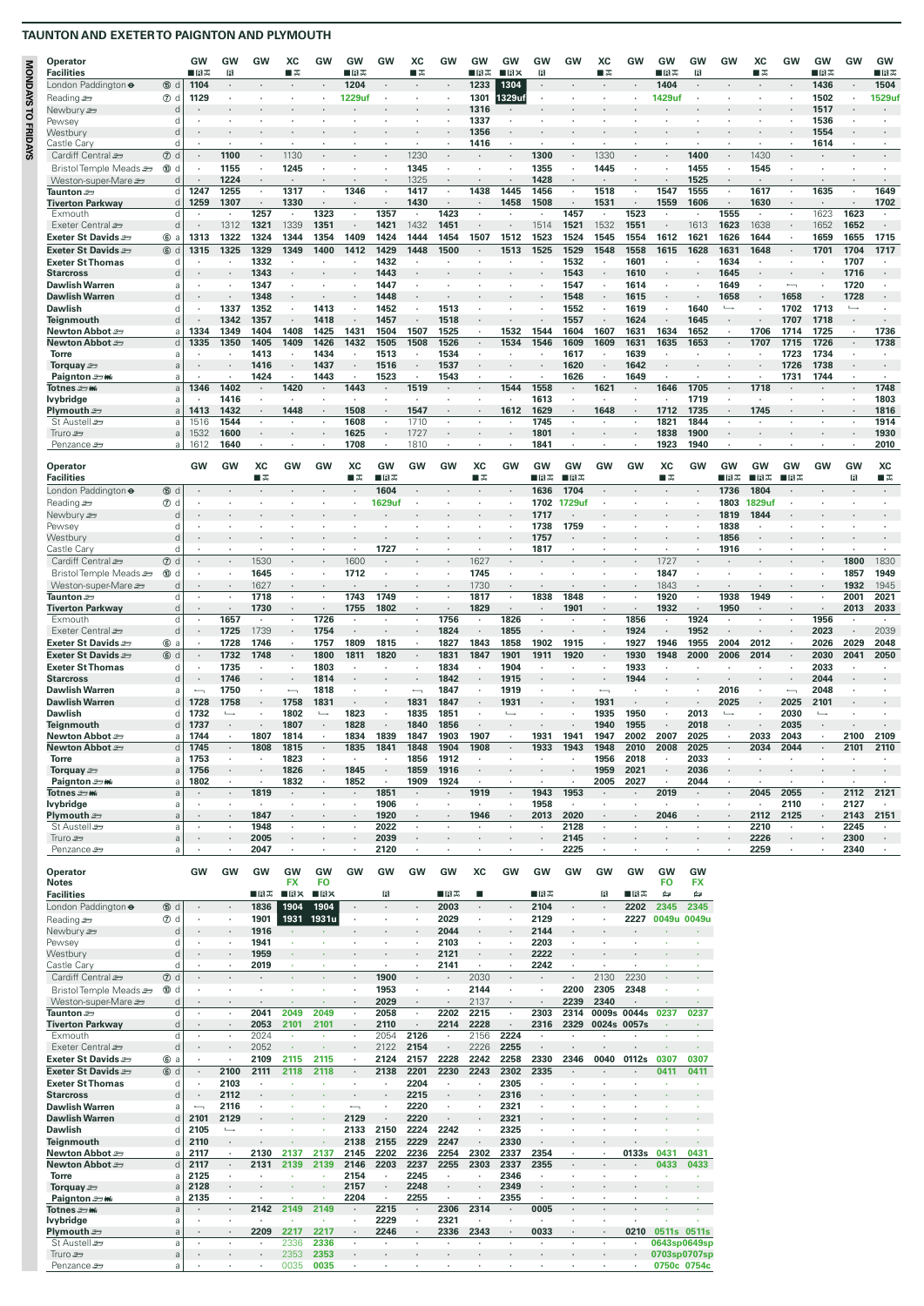## TAUNTON AND EXETER TO PAIGNTON AND PLYMOUTH

**MONDAYS TO FRIDAYS**

| Operator | | GW | GW | GW | XC | GW | GW | GW | XC | GW | GW | GW | GW | GW | XC | GW | GW | GW | GW | XC | GW | GW | GW | GW |
|---|---|---|---|---|---|---|---|---|---|---|---|---|---|---|---|---|---|---|---|---|---|---|---|---|
| **Facilities** | | ■R✕ | R | | ■✕ | | ■R✕ | | ■✕ | | ■R✕ | ■R✕ | R | | ■✕ | | ■R✕ | R | | ■✕ | | ■R✕ | | ■R✕ |
| London Paddington ⊖ (15) | d | 1104 | · | · | · | · | 1204 | · | · | · | 1233 | 1304 | · | · | · | · | 1404 | · | · | · | · | 1436 | · | 1504 |
| Reading (7) | d | 1129 | · | · | · | · | 1229uf | · | · | · | 1301 | 1329uf | · | · | · | · | 1429uf | · | · | · | · | 1502 | · | 1529uf |
| Newbury | d | · | · | · | · | · | · | · | · | · | 1316 | · | · | · | · | · | · | · | · | · | · | 1517 | · | · |
| Pewsey | d | · | · | · | · | · | · | · | · | · | 1337 | · | · | · | · | · | · | · | · | · | · | 1536 | · | · |
| Westbury | d | · | · | · | · | · | · | · | · | · | 1356 | · | · | · | · | · | · | · | · | · | · | 1554 | · | · |
| Castle Cary | d | · | · | · | · | · | · | · | · | · | 1416 | · | · | · | · | · | · | · | · | · | · | 1614 | · | · |
| Cardiff Central (7) | d | · | 1100 | · | 1130 | · | · | · | 1230 | · | · | · | 1300 | · | 1330 | · | · | 1400 | · | 1430 | · | · | · | · |
| Bristol Temple Meads (10) | d | · | 1155 | · | 1245 | · | · | · | 1345 | · | · | · | 1355 | · | 1445 | · | · | 1455 | · | 1545 | · | · | · | · |
| Weston-super-Mare | d | · | 1224 | · | · | · | · | · | 1325 | · | · | · | 1428 | · | · | · | · | 1525 | · | · | · | · | · | · |
| **Taunton** | d | 1247 | 1255 | · | 1317 | · | 1346 | · | 1417 | · | 1438 | 1445 | 1456 | · | 1518 | · | 1547 | 1555 | · | 1617 | · | 1635 | · | 1649 |
| **Tiverton Parkway** | d | 1259 | 1307 | · | 1330 | · | · | · | 1430 | · | · | 1458 | 1508 | · | 1531 | · | 1559 | 1606 | · | 1630 | · | · | · | 1702 |
| Exmouth | d | · | · | 1257 | · | 1323 | · | 1357 | · | 1423 | · | · | · | 1457 | · | 1523 | · | · | 1555 | · | · | 1623 | 1623 | · |
| Exeter Central | d | · | 1312 | 1321 | 1339 | 1351 | · | 1421 | 1432 | 1451 | · | · | 1514 | 1521 | 1532 | 1551 | · | 1613 | 1623 | 1638 | · | 1652 | 1652 | · |
| **Exeter St Davids** (6) | a | 1313 | 1322 | 1324 | 1344 | 1354 | 1409 | 1424 | 1444 | 1454 | 1507 | 1512 | 1523 | 1524 | 1545 | 1554 | 1612 | 1621 | 1626 | 1644 | · | 1659 | 1655 | 1715 |
| **Exeter St Davids** (6) | d | 1315 | 1325 | 1329 | 1349 | 1400 | 1412 | 1429 | 1448 | 1500 | · | 1513 | 1525 | 1529 | 1548 | 1558 | 1615 | 1628 | 1631 | 1648 | · | 1701 | 1704 | 1717 |
| **Exeter St Thomas** | d | · | · | 1332 | · | · | · | 1432 | · | · | · | · | · | 1532 | · | 1601 | · | · | 1634 | · | · | · | 1707 | · |
| **Starcross** | d | · | · | 1343 | · | · | · | 1443 | · | · | · | · | · | 1543 | · | 1610 | · | · | 1645 | · | · | · | 1716 | · |
| **Dawlish Warren** | a | · | · | 1347 | · | · | · | 1447 | · | · | · | · | · | 1547 | · | 1614 | · | · | 1649 | · | ⟵ | · | 1720 | · |
| **Dawlish Warren** | d | · | · | 1348 | · | · | · | 1448 | · | · | · | · | · | 1548 | · | 1615 | · | · | 1658 | · | 1658 | · | 1728 | · |
| **Dawlish** | d | · | 1337 | 1352 | · | 1413 | · | 1452 | · | 1513 | · | · | · | 1552 | · | 1619 | · | 1640 | ⟵ | · | 1702 | 1713 | ⟵ | · |
| **Teignmouth** | d | · | 1342 | 1357 | · | 1418 | · | 1457 | · | 1518 | · | · | · | 1557 | · | 1624 | · | 1645 | · | · | 1707 | 1718 | · | · |
| **Newton Abbot** | a | 1334 | 1349 | 1404 | 1408 | 1425 | 1431 | 1504 | 1507 | 1525 | · | 1532 | 1544 | 1604 | 1607 | 1631 | 1634 | 1652 | · | 1706 | 1714 | 1725 | · | 1736 |
| **Newton Abbot** | d | 1335 | 1350 | 1405 | 1409 | 1426 | 1432 | 1505 | 1508 | 1526 | · | 1534 | 1546 | 1609 | 1609 | 1631 | 1635 | 1653 | · | 1707 | 1715 | 1726 | · | 1738 |
| **Torre** | a | · | · | 1413 | · | 1434 | · | 1513 | · | 1534 | · | · | · | 1617 | · | 1639 | · | · | · | · | 1723 | 1734 | · | · |
| **Torquay** | a | · | · | 1416 | · | 1437 | · | 1516 | · | 1537 | · | · | · | 1620 | · | 1642 | · | · | · | · | 1726 | 1738 | · | · |
| **Paignton** | a | · | · | 1424 | · | 1443 | · | 1523 | · | 1543 | · | · | · | 1626 | · | 1649 | · | · | · | · | 1731 | 1744 | · | · |
| **Totnes** | a | 1346 | 1402 | · | 1420 | · | 1443 | · | 1519 | · | · | 1544 | 1558 | · | 1621 | · | 1646 | 1705 | · | 1718 | · | · | · | 1748 |
| **Ivybridge** | a | · | 1416 | · | · | · | · | · | · | · | · | · | 1613 | · | · | · | · | 1719 | · | · | · | · | · | 1803 |
| **Plymouth** | a | 1413 | 1432 | · | 1448 | · | 1508 | · | 1547 | · | · | 1612 | 1629 | · | 1648 | · | 1712 | 1735 | · | 1745 | · | · | · | 1816 |
| St Austell | a | 1516 | 1544 | · | · | · | 1608 | · | 1710 | · | · | · | 1745 | · | · | · | 1821 | 1844 | · | · | · | · | · | 1914 |
| Truro | a | 1532 | 1600 | · | · | · | 1625 | · | 1727 | · | · | · | 1801 | · | · | · | 1838 | 1900 | · | · | · | · | · | 1930 |
| Penzance | a | 1612 | 1640 | · | · | · | 1708 | · | 1810 | · | · | · | 1841 | · | · | · | 1923 | 1940 | · | · | · | · | · | 2010 |

| Operator | | GW | GW | XC | GW | GW | XC | GW | GW | GW | XC | GW | GW | GW | GW | GW | XC | GW | GW | GW | GW | GW | GW | XC |
|---|---|---|---|---|---|---|---|---|---|---|---|---|---|---|---|---|---|---|---|---|---|---|---|---|
| **Facilities** | | | | ■✕ | | | ■✕ | ■R✕ | | | ■✕ | | ■R✕ | ■R✕ | | | ■✕ | | ■R✕ | ■R✕ | ■R✕ | | R | ■✕ |
| London Paddington ⊖ (15) | d | · | · | · | · | · | · | 1604 | · | · | · | · | 1636 | 1704 | · | · | · | · | 1736 | 1804 | · | · | · | · |
| Reading (7) | d | · | · | · | · | · | · | 1629uf | · | · | · | · | 1702 | 1729uf | · | · | · | · | 1803 | 1829uf | · | · | · | · |
| Newbury | d | · | · | · | · | · | · | · | · | · | · | · | 1717 | · | · | · | · | · | 1819 | 1844 | · | · | · | · |
| Pewsey | d | · | · | · | · | · | · | · | · | · | · | · | 1738 | 1759 | · | · | · | · | 1838 | · | · | · | · | · |
| Westbury | d | · | · | · | · | · | · | · | · | · | · | · | 1757 | · | · | · | · | · | 1856 | · | · | · | · | · |
| Castle Cary | d | · | · | · | · | · | · | 1727 | · | · | · | · | 1817 | · | · | · | · | · | 1916 | · | · | · | · | · |
| Cardiff Central (7) | d | · | · | 1530 | · | · | 1600 | · | · | · | 1627 | · | · | · | · | · | 1727 | · | · | · | · | · | 1800 | 1830 |
| Bristol Temple Meads (10) | d | · | · | 1645 | · | · | 1712 | · | · | · | 1745 | · | · | · | · | · | 1847 | · | · | · | · | · | 1857 | 1949 |
| Weston-super-Mare | d | · | · | 1627 | · | · | · | · | · | · | 1730 | · | · | · | · | · | 1843 | · | · | · | · | · | 1932 | 1945 |
| **Taunton** | d | · | · | 1718 | · | · | 1743 | 1749 | · | · | 1817 | · | 1838 | 1848 | · | · | 1920 | · | 1938 | 1949 | · | · | 2001 | 2021 |
| **Tiverton Parkway** | d | · | · | 1730 | · | · | 1755 | 1802 | · | · | 1829 | · | · | 1901 | · | · | 1932 | · | 1950 | · | · | · | 2013 | 2033 |
| Exmouth | d | · | 1657 | · | · | 1726 | · | · | · | 1756 | · | 1826 | · | · | · | 1856 | · | 1924 | · | · | · | 1956 | · | · |
| Exeter Central | d | · | 1725 | 1739 | · | 1754 | · | · | · | 1824 | · | 1855 | · | · | · | 1924 | · | 1952 | · | · | · | 2023 | · | 2039 |
| **Exeter St Davids** (6) | a | · | 1728 | 1746 | · | 1757 | 1809 | 1815 | · | 1827 | 1843 | 1858 | 1902 | 1915 | · | 1927 | 1946 | 1955 | 2004 | 2012 | · | 2026 | 2029 | 2048 |
| **Exeter St Davids** (6) | d | · | 1732 | 1748 | · | 1800 | 1811 | 1820 | · | 1831 | 1847 | 1901 | 1911 | 1920 | · | 1930 | 1948 | 2000 | 2006 | 2014 | · | 2030 | 2041 | 2050 |
| **Exeter St Thomas** | d | · | 1735 | · | · | 1803 | · | · | · | 1834 | · | 1904 | · | · | · | 1933 | · | · | · | · | · | 2033 | · | · |
| **Starcross** | d | · | 1746 | · | · | 1814 | · | · | · | 1842 | · | 1915 | · | · | · | 1944 | · | · | · | · | · | 2044 | · | · |
| **Dawlish Warren** | a | ⟵ | 1750 | · | ⟵ | 1818 | · | · | ⟵ | 1847 | · | 1919 | · | · | ⟵ | · | · | · | 2016 | · | ⟵ | 2048 | · | · |
| **Dawlish Warren** | d | 1728 | 1758 | · | 1758 | 1831 | · | · | 1831 | 1847 | · | 1931 | · | · | 1931 | · | · | · | 2025 | · | 2025 | 2101 | · | · |
| **Dawlish** | d | 1732 | ⟵ | · | 1802 | ⟵ | 1823 | · | 1835 | 1851 | · | ⟵ | · | · | 1935 | 1950 | · | 2013 | ⟵ | · | 2030 | ⟵ | · | · |
| **Teignmouth** | d | 1737 | · | · | 1807 | · | 1828 | · | 1840 | 1856 | · | · | · | · | 1940 | 1955 | · | 2018 | · | · | 2035 | · | · | · |
| **Newton Abbot** | a | 1744 | · | 1807 | 1814 | · | 1834 | 1839 | 1847 | 1903 | 1907 | · | 1931 | 1941 | 1947 | 2002 | 2007 | 2025 | · | 2033 | 2043 | · | 2100 | 2109 |
| **Newton Abbot** | d | 1745 | · | 1808 | 1815 | · | 1835 | 1841 | 1848 | 1904 | 1908 | · | 1933 | 1943 | 1948 | 2010 | 2008 | 2025 | · | 2034 | 2044 | · | 2101 | 2110 |
| **Torre** | a | 1753 | · | · | 1823 | · | · | · | 1856 | 1912 | · | · | · | · | 1956 | 2018 | · | 2033 | · | · | · | · | · | · |
| **Torquay** | a | 1756 | · | · | 1826 | · | 1845 | · | 1859 | 1916 | · | · | · | · | 1959 | 2021 | · | 2036 | · | · | · | · | · | · |
| **Paignton** | a | 1802 | · | · | 1832 | · | 1852 | · | 1909 | 1924 | · | · | · | · | 2005 | 2027 | · | 2044 | · | · | · | · | · | · |
| **Totnes** | a | · | · | 1819 | · | · | · | 1851 | · | · | 1919 | · | 1943 | 1953 | · | · | 2019 | · | · | 2045 | 2055 | · | 2112 | 2121 |
| **Ivybridge** | a | · | · | · | · | · | · | 1906 | · | · | · | · | 1958 | · | · | · | · | · | · | · | 2110 | · | 2127 | · |
| **Plymouth** | a | · | · | 1847 | · | · | · | 1920 | · | · | 1946 | · | 2013 | 2020 | · | · | 2046 | · | · | 2112 | 2125 | · | 2143 | 2151 |
| St Austell | a | · | · | 1948 | · | · | · | 2022 | · | · | · | · | · | 2128 | · | · | · | · | · | 2210 | · | · | 2245 | · |
| Truro | a | · | · | 2005 | · | · | · | 2039 | · | · | · | · | · | 2145 | · | · | · | · | · | 2226 | · | · | 2300 | · |
| Penzance | a | · | · | 2047 | · | · | · | 2120 | · | · | · | · | · | 2225 | · | · | · | · | · | 2259 | · | · | 2340 | · |

| Operator | | GW | GW | GW | GW | GW | GW | GW | GW | GW | XC | GW | GW | GW | GW | GW | GW | GW |
|---|---|---|---|---|---|---|---|---|---|---|---|---|---|---|---|---|---|---|
| **Notes** | | | | | FX | FO | | | | | | | | | | | FO | FX |
| **Facilities** | | | | ■R✕ | ■R✕ | ■R✕ | | R | | ■R✕ | ■ | | ■R✕ | | R | ■R✕ | 🛏 | 🛏 |
| London Paddington ⊖ (15) | d | · | · | 1836 | 1904 | 1904 | · | · | · | 2003 | · | · | 2104 | · | · | 2202 | 2345 | 2345 |
| Reading (7) | d | · | · | 1901 | 1931 | 1931u | · | · | · | 2029 | · | · | 2129 | · | · | 2227 | 0049u | 0049u |
| Newbury | d | · | · | 1916 | · | · | · | · | · | 2044 | · | · | 2144 | · | · | · | · | · |
| Pewsey | d | · | · | 1941 | · | · | · | · | · | 2103 | · | · | 2203 | · | · | · | · | · |
| Westbury | d | · | · | 1959 | · | · | · | · | · | 2121 | · | · | 2222 | · | · | · | · | · |
| Castle Cary | d | · | · | 2019 | · | · | · | · | · | 2141 | · | · | 2242 | · | · | · | · | · |
| Cardiff Central (7) | d | · | · | · | · | · | · | 1900 | · | · | 2030 | · | · | · | 2130 | 2230 | · | · |
| Bristol Temple Meads (10) | d | · | · | · | · | · | · | 1953 | · | · | 2144 | · | · | 2200 | 2305 | 2348 | · | · |
| Weston-super-Mare | d | · | · | · | · | · | · | 2029 | · | · | 2137 | · | · | 2239 | 2340 | · | · | · |
| **Taunton** | d | · | · | 2041 | 2049 | 2049 | · | 2058 | · | 2202 | 2215 | · | 2303 | 2314 | 0009s | 0044s | 0237 | 0237 |
| **Tiverton Parkway** | d | · | · | 2053 | 2101 | 2101 | · | 2110 | · | 2214 | 2228 | · | 2316 | 2329 | 0024s | 0057s | · | · |
| Exmouth | d | · | · | 2024 | · | · | · | 2054 | 2126 | · | 2156 | 2224 | · | · | · | · | · | · |
| Exeter Central | d | · | · | 2052 | · | · | · | 2122 | 2154 | · | 2226 | 2255 | · | · | · | · | · | · |
| **Exeter St Davids** (6) | a | · | · | 2109 | 2115 | 2115 | · | 2124 | 2157 | 2228 | 2242 | 2258 | 2330 | 2346 | 0040 | 0112s | 0307 | 0307 |
| **Exeter St Davids** (6) | d | · | 2100 | 2111 | 2118 | 2118 | · | 2138 | 2201 | 2230 | 2243 | 2302 | 2335 | · | · | · | 0411 | 0411 |
| **Exeter St Thomas** | d | · | 2103 | · | · | · | · | · | 2204 | · | · | 2305 | · | · | · | · | · | · |
| **Starcross** | d | · | 2112 | · | · | · | · | · | 2215 | · | · | 2316 | · | · | · | · | · | · |
| **Dawlish Warren** | a | · | 2116 | · | · | · | ⟵ | · | 2220 | · | · | 2321 | · | · | · | · | · | · |
| **Dawlish Warren** | d | 2101 | 2129 | · | · | · | 2129 | · | 2220 | · | · | 2321 | · | · | · | · | · | · |
| **Dawlish** | d | 2105 | ⟵ | · | · | · | 2133 | 2150 | 2224 | 2242 | · | 2325 | · | · | · | · | · | · |
| **Teignmouth** | d | 2110 | · | · | · | · | 2138 | 2155 | 2229 | 2247 | · | 2330 | · | · | · | · | · | · |
| **Newton Abbot** | a | 2117 | · | 2130 | 2137 | 2137 | 2145 | 2202 | 2236 | 2254 | 2302 | 2337 | 2354 | · | · | 0133s | 0431 | 0431 |
| **Newton Abbot** | d | 2117 | · | 2131 | 2139 | 2139 | 2146 | 2203 | 2237 | 2255 | 2303 | 2337 | 2355 | · | · | · | 0433 | 0433 |
| **Torre** | a | 2125 | · | · | · | · | 2154 | · | 2245 | · | · | 2346 | · | · | · | · | · | · |
| **Torquay** | a | 2128 | · | · | · | · | 2157 | · | 2248 | · | · | 2349 | · | · | · | · | · | · |
| **Paignton** | a | 2135 | · | · | · | · | 2204 | · | 2255 | · | · | 2355 | · | · | · | · | · | · |
| **Totnes** | a | · | · | 2142 | 2149 | 2149 | · | 2215 | · | 2306 | 2314 | · | 0005 | · | · | · | · | · |
| **Ivybridge** | a | · | · | · | · | · | · | 2229 | · | 2321 | · | · | · | · | · | · | · | · |
| **Plymouth** | a | · | · | 2209 | 2217 | 2217 | · | 2246 | · | 2336 | 2343 | · | 0033 | · | · | 0210 | 0511s | 0511s |
| St Austell | a | · | · | · | 2336 | 2336 | · | · | · | · | · | · | · | · | · | · | 0643sp | 0649sp |
| Truro | a | · | · | · | 2353 | 2353 | · | · | · | · | · | · | · | · | · | · | 0703sp | 0707sp |
| Penzance | a | · | · | · | 0035 | 0035 | · | · | · | · | · | · | · | · | · | · | 0750c | 0754c |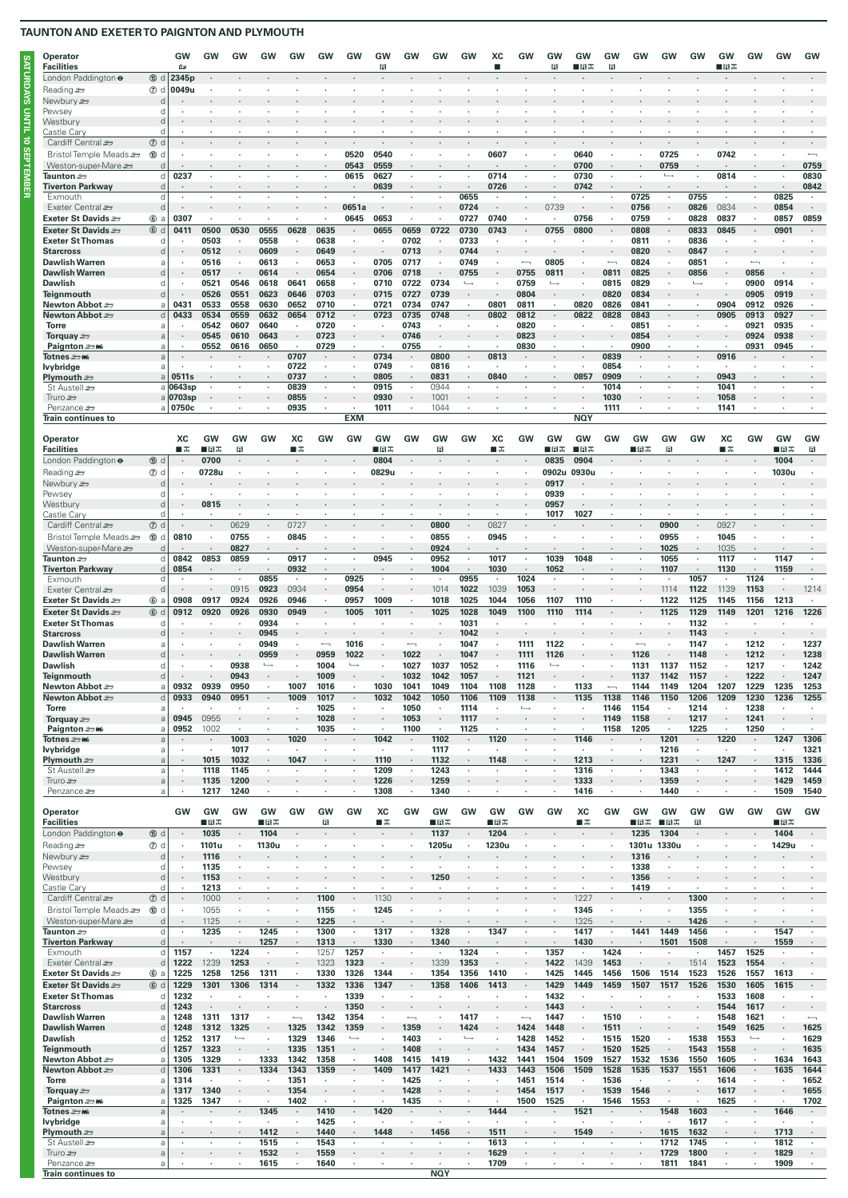# TAUNTON AND EXETER TO PAIGNTON AND PLYMOUTH

**SATURDAYS UNTIL 10 SEPTEMBER**

| Operator | GW | GW | GW | GW | GW | GW | GW | GW | GW | GW | GW | XC | GW | GW | GW | GW | GW | GW | GW | GW | GW | GW | GW |
|---|---|---|---|---|---|---|---|---|---|---|---|---|---|---|---|---|---|---|---|---|---|---|---|
| Facilities | 🚌 | | | | | | | R | | | | ■ | | R | ■R✕ | R | | | | ■R✕ | | | |
| London Paddington ⊖ 15 d | 2345p | | | | | | | | | | | | | | | | | | | | | | |
| Reading 7 d | 0049u | | | | | | | | | | | | | | | | | | | | | | |
| Newbury d | | | | | | | | | | | | | | | | | | | | | | | |
| Pewsey d | | | | | | | | | | | | | | | | | | | | | | | |
| Westbury d | | | | | | | | | | | | | | | | | | | | | | | |
| Castle Cary d | | | | | | | | | | | | | | | | | | | | | | | |
| Cardiff Central 7 d | | | | | | | | | | | | | | | | | | | | | | | |
| Bristol Temple Meads 10 d | | | | | | | 0520 | 0540 | | | | 0607 | | | 0640 | | | 0725 | | 0742 | | | ← |
| Weston-super-Mare d | | | | | | | 0543 | 0559 | | | | | | | 0700 | | | 0759 | | | | | 0759 |
| Taunton d | 0237 | | | | | | 0615 | 0627 | | | | 0714 | | | 0730 | | | ↳ | | 0814 | | | 0830 |
| Tiverton Parkway d | | | | | | | | 0639 | | | | 0726 | | | 0742 | | | | | | | | 0842 |
| Exmouth d | | | | | | | | | | | 0655 | | | | | | 0725 | | 0755 | | | 0825 | |
| Exeter Central d | | | | | | | 0651a | | | | 0724 | | | 0739 | | | 0756 | | 0826 | 0834 | | 0854 | |
| Exeter St Davids 6 a | 0307 | | | | | | 0645 | 0653 | | | 0727 | 0740 | | | 0756 | | 0759 | | 0828 | 0837 | | 0857 | 0859 |
| Exeter St Davids 6 d | 0411 | 0500 | 0530 | 0555 | 0628 | 0635 | | 0655 | 0659 | 0722 | 0730 | 0743 | | 0755 | 0800 | | 0808 | | 0833 | 0845 | | 0901 | |
| Exeter St Thomas d | | 0503 | | 0558 | | 0638 | | | 0702 | | 0733 | | | | | | 0811 | | 0836 | | | | |
| Starcross d | | 0512 | | 0609 | | 0649 | | | 0713 | | 0744 | | | | | | 0820 | | 0847 | | | | |
| Dawlish Warren a | | 0516 | | 0613 | | 0653 | | 0705 | 0717 | | 0749 | | ← | 0805 | | ← | 0824 | | 0851 | | ← | | |
| Dawlish Warren d | | 0517 | | 0614 | | 0654 | | 0706 | 0718 | | 0755 | | 0755 | 0811 | | 0811 | 0825 | | 0856 | | 0856 | | |
| Dawlish d | | 0521 | 0546 | 0618 | 0641 | 0658 | | 0710 | 0722 | 0734 | ↳ | | 0759 | ↳ | | 0815 | 0829 | | ↳ | | 0900 | 0914 | |
| Teignmouth d | | 0526 | 0551 | 0623 | 0646 | 0703 | | 0715 | 0727 | 0739 | | | 0804 | | | 0820 | 0834 | | | | 0905 | 0919 | |
| Newton Abbot a | 0431 | 0533 | 0558 | 0630 | 0652 | 0710 | | 0721 | 0734 | 0747 | | 0801 | 0811 | | 0820 | 0826 | 0841 | | | 0904 | 0912 | 0926 | |
| Newton Abbot d | 0433 | 0534 | 0559 | 0632 | 0654 | 0712 | | 0723 | 0735 | 0748 | | 0802 | 0812 | | 0822 | 0828 | 0843 | | | 0905 | 0913 | 0927 | |
| Torre a | | 0542 | 0607 | 0640 | | 0720 | | | 0743 | | | | 0820 | | | | 0851 | | | | 0921 | 0935 | |
| Torquay a | | 0545 | 0610 | 0643 | | 0723 | | | 0746 | | | | 0823 | | | | 0854 | | | | 0924 | 0938 | |
| Paignton a | | 0552 | 0616 | 0650 | | 0729 | | | 0755 | | | | 0830 | | | | 0900 | | | | 0931 | 0945 | |
| Totnes a | | | | | 0707 | | | 0734 | | 0800 | | 0813 | | | | 0839 | | | | 0916 | | | |
| Ivybridge a | | | | | 0722 | | | 0749 | | 0816 | | | | | | 0854 | | | | | | | |
| Plymouth a | 0511s | | | | 0737 | | | 0805 | | 0831 | | 0840 | | | 0857 | 0909 | | | | 0943 | | | |
| St Austell a | 0643sp | | | | 0839 | | | 0915 | | 0944 | | | | | | 1014 | | | | 1041 | | | |
| Truro a | 0703sp | | | | 0855 | | | 0930 | | 1001 | | | | | | 1030 | | | | 1058 | | | |
| Penzance a | 0750c | | | | 0935 | | | 1011 | | 1044 | | | | | | 1111 | | | | 1141 | | | |
| Train continues to | | | | | | | EXM | | | | | | | | NQY | | | | | | | | |

| Operator | XC | GW | GW | GW | XC | GW | GW | GW | GW | GW | GW | XC | GW | GW | GW | GW | GW | GW | GW | XC | GW | GW | GW |
|---|---|---|---|---|---|---|---|---|---|---|---|---|---|---|---|---|---|---|---|---|---|---|---|
| Facilities | ■✕ | ■R✕ | R | | ■✕ | | | ■R✕ | | R | | ■✕ | | ■R✕ | ■R✕ | | ■R✕ | R | | ■✕ | | ■R✕ | R |
| London Paddington ⊖ 15 d | | 0700 | | | | | | 0804 | | | | | | 0835 | 0904 | | | | | | | 1004 | |
| Reading 7 d | | 0728u | | | | | | 0829u | | | | | | 0902u | 0930u | | | | | | | 1030u | |
| Newbury d | | | | | | | | | | | | | | 0917 | | | | | | | | | |
| Pewsey d | | | | | | | | | | | | | | 0939 | | | | | | | | | |
| Westbury d | | 0815 | | | | | | | | | | | | 0957 | | | | | | | | | |
| Castle Cary d | | | | | | | | | | | | | | 1017 | 1027 | | | | | | | | |
| Cardiff Central 7 d | | | 0629 | | 0727 | | | | | 0800 | | 0827 | | | | | | 0900 | | 0927 | | | |
| Bristol Temple Meads 10 d | 0810 | | 0755 | | 0845 | | | | | 0855 | | 0945 | | | | | | 0955 | | 1045 | | | |
| Weston-super-Mare d | | | 0827 | | | | | | | 0924 | | | | | | | | 1025 | | 1035 | | | |
| Taunton d | 0842 | 0853 | 0859 | | 0917 | | | 0945 | | 0952 | | 1017 | | 1039 | 1048 | | | 1055 | | 1117 | | 1147 | |
| Tiverton Parkway d | 0854 | | | | 0932 | | | | | 1004 | | 1030 | | 1052 | | | | 1107 | | 1130 | | 1159 | |
| Exmouth d | | | | 0855 | | | 0925 | | | | 0955 | | 1024 | | | | | | 1057 | | 1124 | | |
| Exeter Central d | | | 0915 | 0923 | 0934 | | 0954 | | | 1014 | 1022 | 1039 | 1053 | | | | | 1114 | 1122 | 1139 | 1153 | | 1214 |
| Exeter St Davids 6 a | 0908 | 0917 | 0924 | 0926 | 0946 | | 0957 | 1009 | | 1018 | 1025 | 1044 | 1056 | 1107 | 1110 | | | 1122 | 1125 | 1145 | 1156 | 1213 | |
| Exeter St Davids 6 d | 0912 | 0920 | 0926 | 0930 | 0949 | | 1005 | 1011 | | 1025 | 1028 | 1049 | 1100 | 1110 | 1114 | | | 1125 | 1129 | 1149 | 1201 | 1216 | 1226 |
| Exeter St Thomas d | | | | 0934 | | | | | | | 1031 | | | | | | | | 1132 | | | | |
| Starcross d | | | | 0945 | | | | | | | 1042 | | | | | | | | 1143 | | | | |
| Dawlish Warren a | | | | 0949 | | ← | 1016 | | ← | | 1047 | | 1111 | 1122 | | | ← | | 1147 | | 1212 | | 1237 |
| Dawlish Warren d | | | | 0959 | | 0959 | 1022 | | 1022 | | 1047 | | 1111 | 1126 | | | 1126 | | 1148 | | 1212 | | 1238 |
| Dawlish d | | | 0938 | ↳ | | 1004 | ↳ | | 1027 | 1037 | 1052 | | 1116 | ↳ | | | 1131 | 1137 | 1152 | | 1217 | | 1242 |
| Teignmouth d | | | 0943 | | | 1009 | | | 1032 | 1042 | 1057 | | 1121 | | | | 1137 | 1142 | 1157 | | 1222 | | 1247 |
| Newton Abbot a | 0932 | 0939 | 0950 | | 1007 | 1016 | | 1030 | 1041 | 1049 | 1104 | 1108 | 1128 | | 1133 | ← | 1144 | 1149 | 1204 | 1207 | 1229 | 1235 | 1253 |
| Newton Abbot d | 0933 | 0940 | 0951 | | 1009 | 1017 | | 1032 | 1042 | 1050 | 1106 | 1109 | 1138 | | 1135 | 1138 | 1146 | 1150 | 1206 | 1209 | 1230 | 1236 | 1255 |
| Torre a | | | | | | 1025 | | | 1050 | | 1114 | | ↳ | | | 1146 | 1154 | | 1214 | | 1238 | | |
| Torquay a | 0945 | 0955 | | | | 1028 | | | 1053 | | 1117 | | | | | 1149 | 1158 | | 1217 | | 1241 | | |
| Paignton a | 0952 | 1002 | | | | 1035 | | | 1100 | | 1125 | | | | | 1158 | 1205 | | 1225 | | 1250 | | |
| Totnes a | | | 1003 | | 1020 | | | 1042 | | 1102 | | 1120 | | | 1146 | | | 1201 | | 1220 | | 1247 | 1306 |
| Ivybridge a | | | 1017 | | | | | | | 1117 | | | | | | | | 1216 | | | | | 1321 |
| Plymouth a | | 1015 | 1032 | | 1047 | | | 1110 | | 1132 | | 1148 | | | 1213 | | | 1231 | | 1247 | | 1315 | 1336 |
| St Austell a | | 1118 | 1145 | | | | | 1209 | | 1243 | | | | | 1316 | | | 1343 | | | | 1412 | 1444 |
| Truro a | | 1135 | 1200 | | | | | 1226 | | 1259 | | | | | 1333 | | | 1359 | | | | 1429 | 1459 |
| Penzance a | | 1217 | 1240 | | | | | 1308 | | 1340 | | | | | 1416 | | | 1440 | | | | 1509 | 1540 |

| Operator | GW | GW | GW | GW | GW | GW | GW | XC | GW | GW | GW | GW | GW | GW | XC | GW | GW | GW | GW | GW | GW | GW | GW |
|---|---|---|---|---|---|---|---|---|---|---|---|---|---|---|---|---|---|---|---|---|---|---|---|
| Facilities | | ■R✕ | | ■R✕ | | R | | ■✕ | | ■R✕ | | ■R✕ | | | ■✕ | | ■R✕ | ■R✕ | R | | | ■R✕ | |
| London Paddington ⊖ 15 d | | 1035 | | 1104 | | | | | | 1137 | | 1204 | | | | | 1235 | 1304 | | | | 1404 | |
| Reading 7 d | | 1101u | | 1130u | | | | | | 1205u | | 1230u | | | | | 1301u | 1330u | | | | 1429u | |
| Newbury d | | 1116 | | | | | | | | | | | | | | | 1316 | | | | | | |
| Pewsey d | | 1135 | | | | | | | | | | | | | | | 1338 | | | | | | |
| Westbury d | | 1153 | | | | | | | | 1250 | | | | | | | 1356 | | | | | | |
| Castle Cary d | | 1213 | | | | | | | | | | | | | | | 1419 | | | | | | |
| Cardiff Central 7 d | | 1000 | | | | 1100 | | 1130 | | | | | | | 1227 | | | | 1300 | | | | |
| Bristol Temple Meads 10 d | | 1055 | | | | 1155 | | 1245 | | | | | | | 1345 | | | | 1355 | | | | |
| Weston-super-Mare d | | 1125 | | | | 1225 | | | | | | | | | 1325 | | | | 1426 | | | | |
| Taunton d | | 1235 | | 1245 | | 1300 | | 1317 | | 1328 | | 1347 | | | 1417 | | 1441 | 1449 | 1456 | | | 1547 | |
| Tiverton Parkway d | | | | 1257 | | 1313 | | 1330 | | 1340 | | | | | 1430 | | | 1501 | 1508 | | | 1559 | |
| Exmouth d | 1157 | | 1224 | | | 1257 | 1257 | | | | 1324 | | | 1357 | | 1424 | | | | 1457 | 1525 | | |
| Exeter Central d | 1222 | 1239 | 1253 | | | 1323 | 1323 | | | 1339 | 1353 | | | 1422 | 1439 | 1453 | | | 1514 | 1523 | 1554 | | |
| Exeter St Davids 6 a | 1225 | 1258 | 1256 | 1311 | | 1330 | 1326 | 1344 | | 1354 | 1356 | 1410 | | 1425 | 1445 | 1456 | 1506 | 1514 | 1523 | 1526 | 1557 | 1613 | |
| Exeter St Davids 6 d | 1229 | 1301 | 1306 | 1314 | | 1332 | 1336 | 1347 | | 1358 | 1406 | 1413 | | 1429 | 1449 | 1459 | 1507 | 1517 | 1526 | 1530 | 1605 | 1615 | |
| Exeter St Thomas d | 1232 | | | | | | 1339 | | | | | | | 1432 | | | | | | 1533 | 1608 | | |
| Starcross d | 1243 | | | | | | 1350 | | | | | | | 1443 | | | | | | 1544 | 1617 | | |
| Dawlish Warren a | 1248 | 1311 | 1317 | | ← | 1342 | 1354 | | ← | | 1417 | | ← | 1447 | | 1510 | | | | 1548 | 1621 | | ← |
| Dawlish Warren d | 1248 | 1312 | 1325 | | 1325 | 1342 | 1359 | | 1359 | | 1424 | | 1424 | 1448 | | 1511 | | | | 1549 | 1625 | | 1625 |
| Dawlish d | 1252 | 1317 | ↳ | | 1329 | 1346 | ↳ | | 1403 | | ↳ | | 1428 | 1452 | | 1515 | 1520 | | 1538 | 1553 | ↳ | | 1629 |
| Teignmouth d | 1257 | 1323 | | | 1335 | 1351 | | | 1408 | | | | 1434 | 1457 | | 1520 | 1525 | | 1543 | 1558 | | | 1635 |
| Newton Abbot a | 1305 | 1329 | | 1333 | 1342 | 1358 | | 1408 | 1415 | 1419 | | 1432 | 1441 | 1504 | 1509 | 1527 | 1532 | 1536 | 1550 | 1605 | | 1634 | 1643 |
| Newton Abbot d | 1306 | 1331 | | 1334 | 1343 | 1359 | | 1409 | 1417 | 1421 | | 1433 | 1443 | 1506 | 1509 | 1528 | 1535 | 1537 | 1551 | 1606 | | 1635 | 1644 |
| Torre a | 1314 | | | | 1351 | | | | 1425 | | | | 1451 | 1514 | | 1536 | | | | 1614 | | | 1652 |
| Torquay a | 1317 | 1340 | | | 1354 | | | | 1428 | | | | 1454 | 1517 | | 1539 | 1546 | | | 1617 | | | 1655 |
| Paignton a | 1325 | 1347 | | | 1402 | | | | 1435 | | | | 1500 | 1525 | | 1546 | 1553 | | | 1625 | | | 1702 |
| Totnes a | | | | 1345 | | 1410 | | 1420 | | | | 1444 | | | 1521 | | | 1548 | 1603 | | | 1646 | |
| Ivybridge a | | | | | | 1425 | | | | | | | | | | | | | 1617 | | | | |
| Plymouth a | | | | 1412 | | 1440 | | 1448 | | 1456 | | 1511 | | | 1549 | | | 1615 | 1632 | | | 1713 | |
| St Austell a | | | | 1515 | | 1543 | | | | | | 1613 | | | | | | 1712 | 1745 | | | 1812 | |
| Truro a | | | | 1532 | | 1559 | | | | | | 1629 | | | | | | 1729 | 1800 | | | 1829 | |
| Penzance a | | | | 1615 | | 1640 | | | | | | 1709 | | | | | | 1811 | 1841 | | | 1909 | |
| Train continues to | | | | | | | | | | NQY | | | | | | | | | | | | | |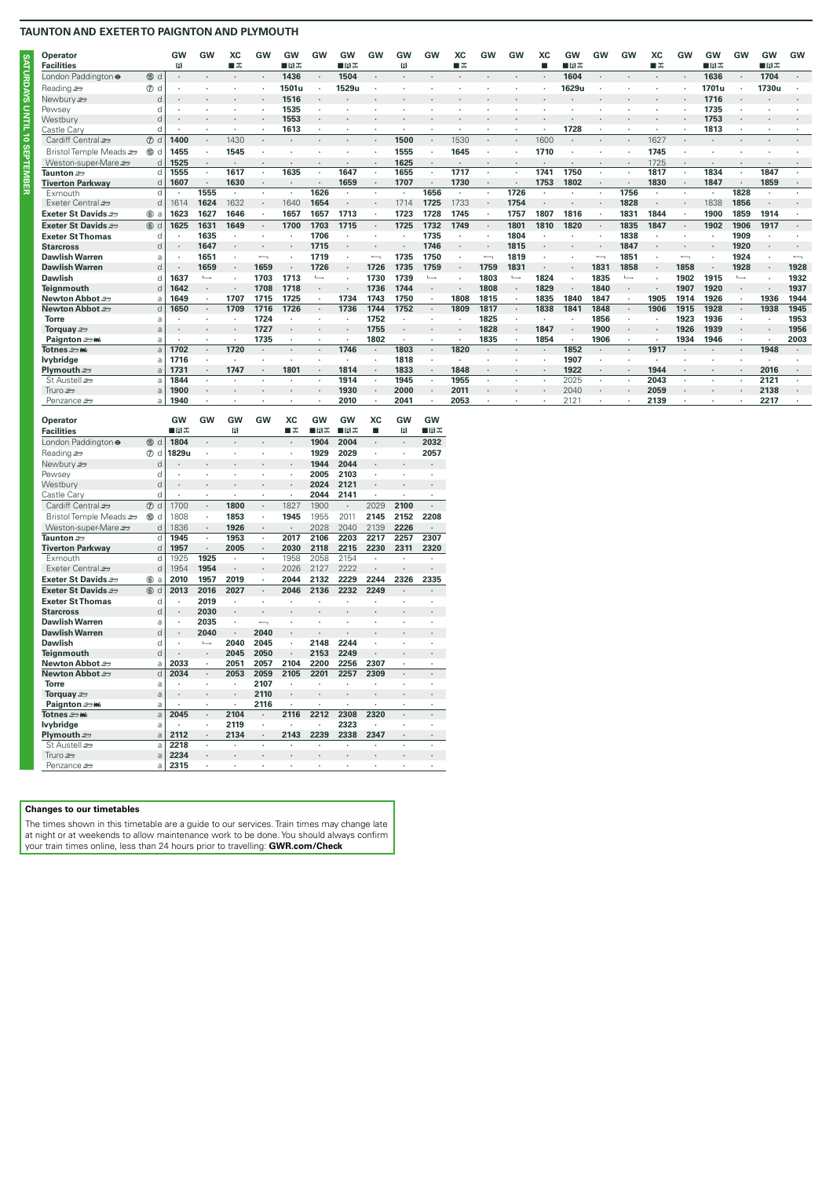## TAUNTON AND EXETER TO PAIGNTON AND PLYMOUTH

**SATURDAYS UNTIL 10 SEPTEMBER**

| Operator | | GW | GW | XC | GW | GW | GW | GW | GW | GW | GW | XC | GW | GW | XC | GW | GW | GW | XC | GW | GW | GW | GW | GW |
|---|---|---|---|---|---|---|---|---|---|---|---|---|---|---|---|---|---|---|---|---|---|---|---|---|
| **Facilities** | | 🅁 | | ■✕ | | ■🅁✕ | | ■🅁✕ | | 🅁 | | ■✕ | | | ■ | ■🅁✕ | | | ■✕ | | ■🅁✕ | | ■🅁✕ | |
| London Paddington ⊖ | ⑮ d | · | · | · | · | 1436 | · | 1504 | · | · | · | · | · | · | · | 1604 | · | · | · | · | 1636 | · | 1704 | · |
| Reading | ⑦ d | · | · | · | · | 1501u | · | 1529u | · | · | · | · | · | · | · | 1629u | · | · | · | · | 1701u | · | 1730u | · |
| Newbury | d | · | · | · | · | 1516 | · | · | · | · | · | · | · | · | · | · | · | · | · | · | 1716 | · | · | · |
| Pewsey | d | · | · | · | · | 1535 | · | · | · | · | · | · | · | · | · | · | · | · | · | · | 1735 | · | · | · |
| Westbury | d | · | · | · | · | 1553 | · | · | · | · | · | · | · | · | · | · | · | · | · | · | 1753 | · | · | · |
| Castle Cary | d | · | · | · | · | 1613 | · | · | · | · | · | · | · | · | · | 1728 | · | · | · | · | 1813 | · | · | · |
| Cardiff Central | ⑦ d | 1400 | · | 1430 | · | · | · | · | · | 1500 | · | 1530 | · | · | 1600 | · | · | · | 1627 | · | · | · | · | · |
| Bristol Temple Meads | ⑩ d | 1455 | · | 1545 | · | · | · | · | · | 1555 | · | 1645 | · | · | 1710 | · | · | · | 1745 | · | · | · | · | · |
| Weston-super-Mare | d | 1525 | · | · | · | · | · | · | · | 1625 | · | · | · | · | · | · | · | · | 1725 | · | · | · | · | · |
| **Taunton** | d | 1555 | · | 1617 | · | 1635 | · | 1647 | · | 1655 | · | 1717 | · | · | 1741 | 1750 | · | · | 1817 | · | 1834 | · | 1847 | · |
| **Tiverton Parkway** | d | 1607 | · | 1630 | · | · | · | 1659 | · | 1707 | · | 1730 | · | · | 1753 | 1802 | · | · | 1830 | · | 1847 | · | 1859 | · |
| Exmouth | d | · | 1555 | · | · | · | 1626 | · | · | · | 1656 | · | · | 1726 | · | · | · | 1756 | · | · | · | 1828 | · | · |
| Exeter Central | d | 1614 | 1624 | 1632 | · | 1640 | 1654 | · | · | 1714 | 1725 | 1733 | · | 1754 | · | · | · | 1828 | · | · | 1838 | 1856 | · | · |
| **Exeter St Davids** | ⑥ a | 1623 | 1627 | 1646 | · | 1657 | 1657 | 1713 | · | 1723 | 1728 | 1745 | · | 1757 | 1807 | 1816 | · | 1831 | 1844 | · | 1900 | 1859 | 1914 | · |
| **Exeter St Davids** | ⑥ d | 1625 | 1631 | 1649 | · | 1700 | 1703 | 1715 | · | 1725 | 1732 | 1749 | · | 1801 | 1810 | 1820 | · | 1835 | 1847 | · | 1902 | 1906 | 1917 | · |
| **Exeter St Thomas** | d | · | 1635 | · | · | · | 1706 | · | · | · | 1735 | · | · | 1804 | · | · | · | 1838 | · | · | · | 1909 | · | · |
| **Starcross** | d | · | 1647 | · | · | · | 1715 | · | · | · | 1746 | · | · | 1815 | · | · | · | 1847 | · | · | · | 1920 | · | · |
| **Dawlish Warren** | a | · | 1651 | · | ↤ | · | 1719 | · | ↤ | 1735 | 1750 | · | ↤ | 1819 | · | · | ↤ | 1851 | · | ↤ | · | 1924 | · | ↤ |
| **Dawlish Warren** | d | · | 1659 | · | 1659 | · | 1726 | · | 1726 | 1735 | 1759 | · | 1759 | 1831 | · | · | 1831 | 1858 | · | 1858 | · | 1928 | · | 1928 |
| **Dawlish** | d | 1637 | ↦ | · | 1703 | 1713 | ↦ | · | 1730 | 1739 | ↦ | · | 1803 | ↦ | 1824 | · | 1835 | ↦ | · | 1902 | 1915 | ↦ | · | 1932 |
| **Teignmouth** | d | 1642 | · | · | 1708 | 1718 | · | · | 1736 | 1744 | · | · | 1808 | · | 1829 | · | 1840 | · | · | 1907 | 1920 | · | · | 1937 |
| **Newton Abbot** | a | 1649 | · | 1707 | 1715 | 1725 | · | 1734 | 1743 | 1750 | · | 1808 | 1815 | · | 1835 | 1840 | 1847 | · | 1905 | 1914 | 1926 | · | 1936 | 1944 |
| **Newton Abbot** | d | 1650 | · | 1709 | 1716 | 1726 | · | 1736 | 1744 | 1752 | · | 1809 | 1817 | · | 1838 | 1841 | 1848 | · | 1906 | 1915 | 1928 | · | 1938 | 1945 |
| **Torre** | a | · | · | · | 1724 | · | · | · | 1752 | · | · | · | 1825 | · | · | · | 1856 | · | · | 1923 | 1936 | · | · | 1953 |
| **Torquay** | a | · | · | · | 1727 | · | · | · | 1755 | · | · | · | 1828 | · | 1847 | · | 1900 | · | · | 1926 | 1939 | · | · | 1956 |
| **Paignton** | a | · | · | · | 1735 | · | · | · | 1802 | · | · | · | 1835 | · | 1854 | · | 1906 | · | · | 1934 | 1946 | · | · | 2003 |
| **Totnes** | a | 1702 | · | 1720 | · | · | · | 1746 | · | 1803 | · | 1820 | · | · | · | 1852 | · | · | 1917 | · | · | · | 1948 | · |
| **Ivybridge** | a | 1716 | · | · | · | · | · | · | · | 1818 | · | · | · | · | · | 1907 | · | · | · | · | · | · | · | · |
| **Plymouth** | a | 1731 | · | 1747 | · | 1801 | · | 1814 | · | 1833 | · | 1848 | · | · | · | 1922 | · | · | 1944 | · | · | · | 2016 | · |
| St Austell | a | 1844 | · | · | · | · | · | 1914 | · | 1945 | · | 1955 | · | · | · | 2025 | · | · | 2043 | · | · | · | 2121 | · |
| Truro | a | 1900 | · | · | · | · | · | 1930 | · | 2000 | · | 2011 | · | · | · | 2040 | · | · | 2059 | · | · | · | 2138 | · |
| Penzance | a | 1940 | · | · | · | · | · | 2010 | · | 2041 | · | 2053 | · | · | · | 2121 | · | · | 2139 | · | · | · | 2217 | · |

| Operator | | GW | GW | GW | GW | XC | GW | GW | XC | GW | GW |
|---|---|---|---|---|---|---|---|---|---|---|---|
| **Facilities** | | ■🅁✕ | | 🅁 | | ■✕ | ■🅁✕ | ■🅁✕ | ■ | 🅁 | ■🅁✕ |
| London Paddington ⊖ | ⑮ d | 1804 | · | · | · | · | 1904 | 2004 | · | · | 2032 |
| Reading | ⑦ d | 1829u | · | · | · | · | 1929 | 2029 | · | · | 2057 |
| Newbury | d | · | · | · | · | · | 1944 | 2044 | · | · | · |
| Pewsey | d | · | · | · | · | · | 2005 | 2103 | · | · | · |
| Westbury | d | · | · | · | · | · | 2024 | 2121 | · | · | · |
| Castle Cary | d | · | · | · | · | · | 2044 | 2141 | · | · | · |
| Cardiff Central | ⑦ d | 1700 | · | 1800 | · | 1827 | 1900 | · | 2029 | 2100 | · |
| Bristol Temple Meads | ⑩ d | 1808 | · | 1853 | · | 1945 | 1955 | 2011 | 2145 | 2152 | 2208 |
| Weston-super-Mare | d | 1836 | · | 1926 | · | · | 2028 | 2040 | 2139 | 2226 | · |
| **Taunton** | d | 1945 | · | 1953 | · | 2017 | 2106 | 2203 | 2217 | 2257 | 2307 |
| **Tiverton Parkway** | d | 1957 | · | 2005 | · | 2030 | 2118 | 2215 | 2230 | 2311 | 2320 |
| Exmouth | d | 1925 | 1925 | · | · | 1958 | 2058 | 2154 | · | · | · |
| Exeter Central | d | 1954 | 1954 | · | · | 2026 | 2127 | 2222 | · | · | · |
| **Exeter St Davids** | ⑥ a | 2010 | 1957 | 2019 | · | 2044 | 2132 | 2229 | 2244 | 2326 | 2335 |
| **Exeter St Davids** | ⑥ d | 2013 | 2016 | 2027 | · | 2046 | 2136 | 2232 | 2249 | · | · |
| **Exeter St Thomas** | d | · | 2019 | · | · | · | · | · | · | · | · |
| **Starcross** | d | · | 2030 | · | · | · | · | · | · | · | · |
| **Dawlish Warren** | a | · | 2035 | · | ↤ | · | · | · | · | · | · |
| **Dawlish Warren** | d | · | 2040 | · | 2040 | · | · | · | · | · | · |
| **Dawlish** | d | · | ↦ | 2040 | 2045 | · | 2148 | 2244 | · | · | · |
| **Teignmouth** | d | · | · | 2045 | 2050 | · | 2153 | 2249 | · | · | · |
| **Newton Abbot** | a | 2033 | · | 2051 | 2057 | 2104 | 2200 | 2256 | 2307 | · | · |
| **Newton Abbot** | d | 2034 | · | 2053 | 2059 | 2105 | 2201 | 2257 | 2309 | · | · |
| **Torre** | a | · | · | · | 2107 | · | · | · | · | · | · |
| **Torquay** | a | · | · | · | 2110 | · | · | · | · | · | · |
| **Paignton** | a | · | · | · | 2116 | · | · | · | · | · | · |
| **Totnes** | a | 2045 | · | 2104 | · | 2116 | 2212 | 2308 | 2320 | · | · |
| **Ivybridge** | a | · | · | 2119 | · | · | · | 2323 | · | · | · |
| **Plymouth** | a | 2112 | · | 2134 | · | 2143 | 2239 | 2338 | 2347 | · | · |
| St Austell | a | 2218 | · | · | · | · | · | · | · | · | · |
| Truro | a | 2234 | · | · | · | · | · | · | · | · | · |
| Penzance | a | 2315 | · | · | · | · | · | · | · | · | · |

**Changes to our timetables**

The times shown in this timetable are a guide to our services. Train times may change late at night or at weekends to allow maintenance work to be done. You should always confirm your train times online, less than 24 hours prior to travelling: **GWR.com/Check**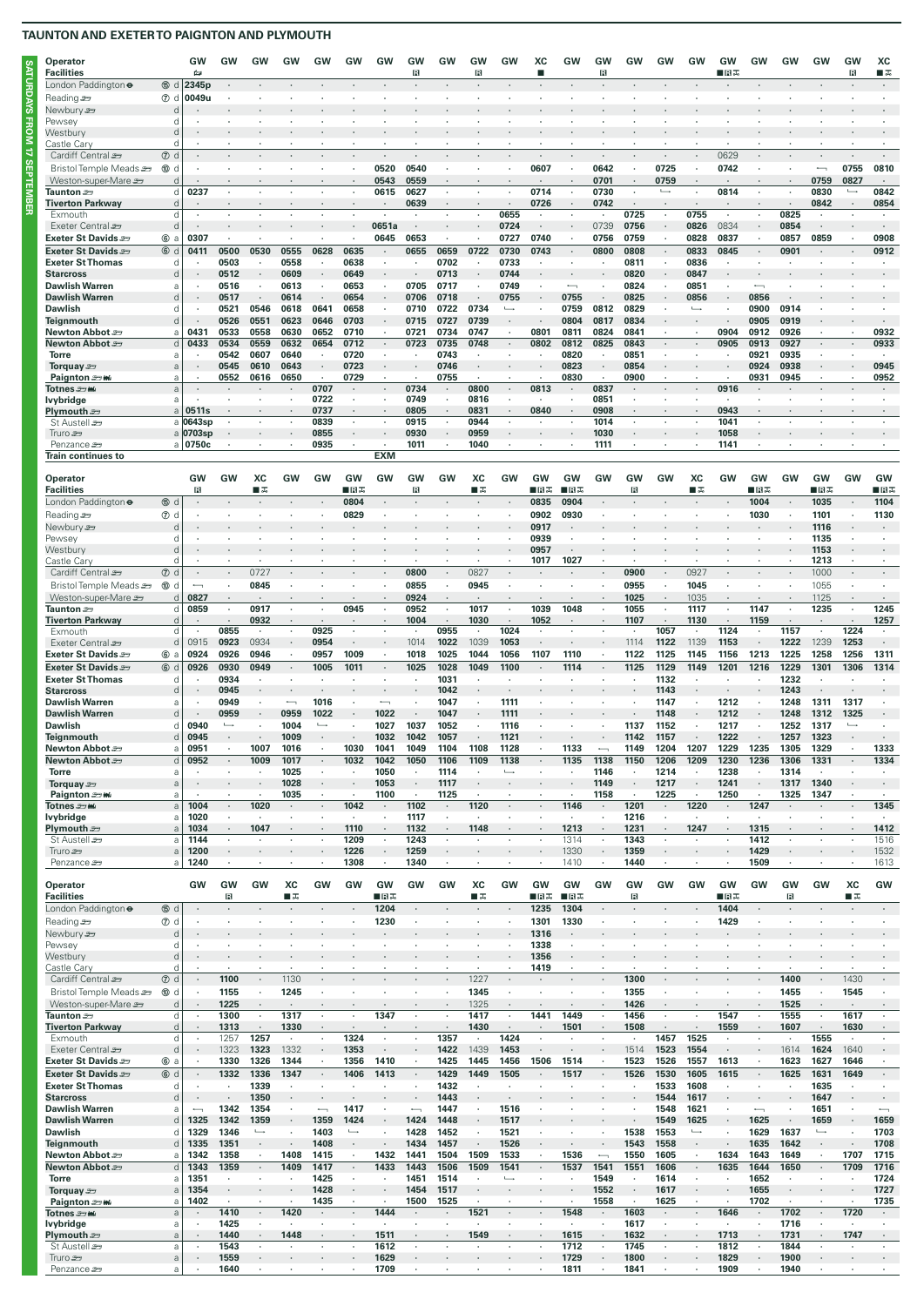## TAUNTON AND EXETER TO PAIGNTON AND PLYMOUTH

**SATURDAYS FROM 17 SEPTEMBER**

| Operator | | GW | GW | GW | GW | GW | GW | GW | GW | GW | GW | GW | XC | GW | GW | GW | GW | GW | GW | GW | GW | GW | GW | XC |
|---|---|---|---|---|---|---|---|---|---|---|---|---|---|---|---|---|---|---|---|---|---|---|---|---|
| **Facilities** | | 🛏 | | | | | | | R | | R | | ■ | | R | | | | ■R⊼ | | | | R | ■⊼ |
| London Paddington ⊖ | ⑮ d | 2345p | · | · | · | · | · | · | · | · | · | · | · | · | · | · | · | · | · | · | · | · | · | · |
| Reading | ⑦ d | 0049u | · | · | · | · | · | · | · | · | · | · | · | · | · | · | · | · | · | · | · | · | · | · |
| Newbury | d | · | · | · | · | · | · | · | · | · | · | · | · | · | · | · | · | · | · | · | · | · | · | · |
| Pewsey | d | · | · | · | · | · | · | · | · | · | · | · | · | · | · | · | · | · | · | · | · | · | · | · |
| Westbury | d | · | · | · | · | · | · | · | · | · | · | · | · | · | · | · | · | · | · | · | · | · | · | · |
| Castle Cary | d | · | · | · | · | · | · | · | · | · | · | · | · | · | · | · | · | · | · | · | · | · | · | · |
| Cardiff Central | ⑦ d | · | · | · | · | · | · | · | · | · | · | · | · | · | · | · | · | · | 0629 | · | · | · | · | · |
| Bristol Temple Meads | ⑩ d | · | · | · | · | · | · | 0520 | 0540 | · | · | · | 0607 | · | 0642 | · | 0725 | · | 0742 | · | · | ⟵ | 0755 | 0810 |
| Weston-super-Mare | d | · | · | · | · | · | · | 0543 | 0559 | · | · | · | · | · | 0701 | · | 0759 | · | · | · | · | 0759 | 0827 | · |
| Taunton | d | 0237 | · | · | · | · | · | 0615 | 0627 | · | · | · | 0714 | · | 0730 | · | ⟶ | · | 0814 | · | · | 0830 | ⟶ | 0842 |
| **Tiverton Parkway** | d | · | · | · | · | · | · | · | 0639 | · | · | · | 0726 | · | 0742 | · | · | · | · | · | · | 0842 | · | 0854 |
| Exmouth | d | · | · | · | · | · | · | · | · | · | · | 0655 | · | · | · | 0725 | · | 0755 | · | · | 0825 | · | · | · |
| Exeter Central | d | · | · | · | · | · | · | 0651a | · | · | · | 0724 | · | 0739 | · | 0756 | · | 0826 | 0834 | · | 0854 | · | · | · |
| **Exeter St Davids** | ⑥ a | 0307 | · | · | · | · | · | 0645 | 0653 | · | · | 0727 | 0740 | 0756 | · | 0759 | · | 0828 | 0837 | · | 0857 | 0859 | · | 0908 |
| **Exeter St Davids** | ⑥ d | 0411 | 0500 | 0530 | 0555 | 0628 | 0635 | · | 0655 | 0659 | 0722 | 0730 | 0743 | · | 0800 | 0808 | · | 0833 | 0845 | · | 0901 | · | · | 0912 |
| **Exeter St Thomas** | d | · | 0503 | · | 0558 | · | 0638 | · | · | 0702 | · | 0733 | · | · | · | 0811 | · | 0836 | · | · | · | · | · | · |
| **Starcross** | d | · | 0512 | · | 0609 | · | 0649 | · | · | 0713 | · | 0744 | · | · | · | 0820 | · | 0847 | · | · | · | · | · | · |
| **Dawlish Warren** | a | · | 0516 | · | 0613 | · | 0653 | · | 0705 | 0717 | · | 0749 | · | ⟵ | · | 0824 | · | 0851 | · | ⟵ | · | · | · | · |
| **Dawlish Warren** | d | · | 0517 | · | 0614 | · | 0654 | · | 0706 | 0718 | · | 0755 | · | 0755 | · | 0825 | · | 0856 | · | 0856 | · | · | · | · |
| **Dawlish** | d | · | 0521 | 0546 | 0618 | 0641 | 0658 | · | 0710 | 0722 | 0734 | ⟶ | · | 0759 | 0812 | 0829 | · | ⟶ | · | 0900 | 0914 | · | · | · |
| **Teignmouth** | d | · | 0526 | 0551 | 0623 | 0646 | 0703 | · | 0715 | 0727 | 0739 | · | · | 0804 | 0817 | 0834 | · | · | · | 0905 | 0919 | · | · | · |
| **Newton Abbot** | a | 0431 | 0533 | 0558 | 0630 | 0652 | 0710 | · | 0721 | 0734 | 0747 | · | 0801 | 0811 | 0824 | 0841 | · | · | 0904 | 0912 | 0926 | · | · | 0932 |
| **Newton Abbot** | d | 0433 | 0534 | 0559 | 0632 | 0654 | 0712 | · | 0723 | 0735 | 0748 | · | 0802 | 0812 | 0825 | 0843 | · | · | 0905 | 0913 | 0927 | · | · | 0933 |
| **Torre** | a | · | 0542 | 0607 | 0640 | · | 0720 | · | · | 0743 | · | · | · | 0820 | · | 0851 | · | · | · | 0921 | 0935 | · | · | · |
| **Torquay** | a | · | 0545 | 0610 | 0643 | · | 0723 | · | · | 0746 | · | · | · | 0823 | · | 0854 | · | · | · | 0924 | 0938 | · | · | 0945 |
| **Paignton** | a | · | 0552 | 0616 | 0650 | · | 0729 | · | · | 0755 | · | · | · | 0830 | · | 0900 | · | · | · | 0931 | 0945 | · | · | 0952 |
| **Totnes** | a | · | · | · | · | 0707 | · | · | 0734 | · | 0800 | · | 0813 | · | 0837 | · | · | · | 0916 | · | · | · | · | · |
| **Ivybridge** | a | · | · | · | · | 0722 | · | · | 0749 | · | 0816 | · | · | · | 0851 | · | · | · | · | · | · | · | · | · |
| **Plymouth** | a | 0511s | · | · | · | 0737 | · | · | 0805 | · | 0831 | · | 0840 | · | 0908 | · | · | · | 0943 | · | · | · | · | · |
| St Austell | a | 0643sp | · | · | · | 0839 | · | · | 0915 | · | 0944 | · | · | · | 1014 | · | · | · | 1041 | · | · | · | · | · |
| Truro | a | 0703sp | · | · | · | 0855 | · | · | 0930 | · | 0959 | · | · | · | 1030 | · | · | · | 1058 | · | · | · | · | · |
| Penzance | a | 0750c | · | · | · | 0935 | · | · | 1011 | · | 1040 | · | · | · | 1111 | · | · | · | 1141 | · | · | · | · | · |
| **Train continues to** | | | | | | | | EXM | | | | | | | | | | | | | | | | |

| Operator | | GW | GW | XC | GW | GW | GW | GW | GW | GW | XC | GW | GW | GW | GW | GW | GW | XC | GW | GW | GW | GW | GW | GW |
|---|---|---|---|---|---|---|---|---|---|---|---|---|---|---|---|---|---|---|---|---|---|---|---|---|
| **Facilities** | | R | | ■⊼ | | | ■R⊼ | | R | | ■⊼ | | ■R⊼ | ■R⊼ | | R | | ■⊼ | | ■R⊼ | | ■R⊼ | | ■R⊼ |
| London Paddington ⊖ | ⑮ d | · | · | · | · | · | 0804 | · | · | · | · | · | 0835 | 0904 | · | · | · | · | · | 1004 | · | 1035 | · | 1104 |
| Reading | ⑦ d | · | · | · | · | · | 0829 | · | · | · | · | · | 0902 | 0930 | · | · | · | · | · | 1030 | · | 1101 | · | 1130 |
| Newbury | d | · | · | · | · | · | · | · | · | · | · | · | 0917 | · | · | · | · | · | · | · | · | 1116 | · | · |
| Pewsey | d | · | · | · | · | · | · | · | · | · | · | · | 0939 | · | · | · | · | · | · | · | · | 1135 | · | · |
| Westbury | d | · | · | · | · | · | · | · | · | · | · | · | 0957 | · | · | · | · | · | · | · | · | 1153 | · | · |
| Castle Cary | d | · | · | · | · | · | · | · | · | · | · | · | 1017 | 1027 | · | · | · | · | · | · | · | 1213 | · | · |
| Cardiff Central | ⑦ d | · | · | 0727 | · | · | · | · | 0800 | · | 0827 | · | · | · | · | 0900 | · | 0927 | · | · | · | 1000 | · | · |
| Bristol Temple Meads | ⑩ d | ⟵ | · | 0845 | · | · | · | · | 0855 | · | 0945 | · | · | · | · | 0955 | · | 1045 | · | · | · | 1055 | · | · |
| Weston-super-Mare | d | 0827 | · | · | · | · | · | · | 0924 | · | · | · | · | · | · | 1025 | · | 1035 | · | · | · | 1125 | · | · |
| Taunton | d | 0859 | · | 0917 | · | · | 0945 | · | 0952 | · | 1017 | · | 1039 | 1048 | · | 1055 | · | 1117 | · | 1147 | · | 1235 | · | 1245 |
| **Tiverton Parkway** | d | · | · | 0932 | · | · | · | · | 1004 | · | 1030 | · | 1052 | · | · | 1107 | · | 1130 | · | 1159 | · | · | · | 1257 |
| Exmouth | d | · | 0855 | · | · | 0925 | · | · | · | 0955 | · | 1024 | · | · | · | · | 1057 | · | 1124 | · | 1157 | · | 1224 | · |
| Exeter Central | d | 0915 | 0923 | 0934 | · | 0954 | · | · | 1014 | 1022 | 1039 | 1053 | · | · | · | 1114 | 1122 | 1139 | 1153 | · | 1222 | 1239 | 1253 | · |
| **Exeter St Davids** | ⑥ a | 0924 | 0926 | 0946 | · | 0957 | 1009 | · | 1018 | 1025 | 1044 | 1056 | 1107 | 1110 | · | 1122 | 1125 | 1145 | 1156 | 1213 | 1225 | 1258 | 1256 | 1311 |
| **Exeter St Davids** | ⑥ d | 0926 | 0930 | 0949 | · | 1005 | 1011 | · | 1025 | 1028 | 1049 | 1100 | · | 1114 | · | 1125 | 1129 | 1149 | 1201 | 1216 | 1229 | 1301 | 1306 | 1314 |
| **Exeter St Thomas** | d | · | 0934 | · | · | · | · | · | · | 1031 | · | · | · | · | · | · | 1132 | · | · | · | 1232 | · | · | · |
| **Starcross** | d | · | 0945 | · | · | · | · | · | · | 1042 | · | · | · | · | · | · | 1143 | · | · | · | 1243 | · | · | · |
| **Dawlish Warren** | a | · | 0949 | · | ⟵ | 1016 | · | ⟵ | · | 1047 | · | 1111 | · | · | · | · | 1147 | · | 1212 | · | 1248 | 1311 | 1317 | · |
| **Dawlish Warren** | d | · | 0959 | · | 0959 | 1022 | · | 1022 | · | 1047 | · | 1111 | · | · | · | · | 1148 | · | 1212 | · | 1248 | 1312 | 1325 | · |
| **Dawlish** | d | 0940 | ⟶ | · | 1004 | ⟶ | · | 1027 | 1037 | 1052 | · | 1116 | · | · | · | 1137 | 1152 | · | 1217 | · | 1252 | 1317 | ⟶ | · |
| **Teignmouth** | d | 0945 | · | · | 1009 | · | · | 1032 | 1042 | 1057 | · | 1121 | · | · | · | 1142 | 1157 | · | 1222 | · | 1257 | 1323 | · | · |
| **Newton Abbot** | a | 0951 | · | 1007 | 1016 | · | 1030 | 1041 | 1049 | 1104 | 1108 | 1128 | · | 1133 | ⟵ | 1149 | 1204 | 1207 | 1229 | 1235 | 1305 | 1329 | · | 1333 |
| **Newton Abbot** | d | 0952 | · | 1009 | 1017 | · | 1032 | 1042 | 1050 | 1106 | 1109 | 1138 | · | 1135 | 1138 | 1150 | 1206 | 1209 | 1230 | 1236 | 1306 | 1331 | · | 1334 |
| **Torre** | a | · | · | · | 1025 | · | · | 1050 | · | 1114 | · | ⟶ | · | · | 1146 | · | 1214 | · | 1238 | · | 1314 | · | · | · |
| **Torquay** | a | · | · | · | 1028 | · | · | 1053 | · | 1117 | · | · | · | · | 1149 | · | 1217 | · | 1241 | · | 1317 | 1340 | · | · |
| **Paignton** | a | · | · | · | 1035 | · | · | 1100 | · | 1125 | · | · | · | · | 1158 | · | 1225 | · | 1250 | · | 1325 | 1347 | · | · |
| **Totnes** | a | 1004 | · | 1020 | · | · | 1042 | · | 1102 | · | 1120 | · | · | 1146 | · | 1201 | · | 1220 | · | 1247 | · | · | · | 1345 |
| **Ivybridge** | a | 1020 | · | · | · | · | · | · | 1117 | · | · | · | · | · | · | 1216 | · | · | · | · | · | · | · | · |
| **Plymouth** | a | 1034 | · | 1047 | · | · | 1110 | · | 1132 | · | 1148 | · | · | 1213 | · | 1231 | · | 1247 | · | 1315 | · | · | · | 1412 |
| St Austell | a | 1144 | · | · | · | · | 1209 | · | 1243 | · | · | · | · | 1314 | · | 1343 | · | · | · | 1412 | · | · | · | 1516 |
| Truro | a | 1200 | · | · | · | · | 1226 | · | 1259 | · | · | · | · | 1330 | · | 1359 | · | · | · | 1429 | · | · | · | 1532 |
| Penzance | a | 1240 | · | · | · | · | 1308 | · | 1340 | · | · | · | · | 1410 | · | 1440 | · | · | · | 1509 | · | · | · | 1613 |

| Operator | | GW | GW | GW | XC | GW | GW | GW | GW | GW | XC | GW | GW | GW | GW | GW | GW | GW | GW | GW | GW | GW | XC | GW |
|---|---|---|---|---|---|---|---|---|---|---|---|---|---|---|---|---|---|---|---|---|---|---|---|---|
| **Facilities** | | | R | | ■⊼ | | | ■R⊼ | | | ■⊼ | | ■R⊼ | ■R⊼ | | R | | | ■R⊼ | | R | | ■⊼ | |
| London Paddington ⊖ | ⑮ d | · | · | · | · | · | · | 1204 | · | · | · | · | 1235 | 1304 | · | · | · | · | 1404 | · | · | · | · | · |
| Reading | ⑦ d | · | · | · | · | · | · | 1230 | · | · | · | · | 1301 | 1330 | · | · | · | · | 1429 | · | · | · | · | · |
| Newbury | d | · | · | · | · | · | · | · | · | · | · | · | 1316 | · | · | · | · | · | · | · | · | · | · | · |
| Pewsey | d | · | · | · | · | · | · | · | · | · | · | · | 1338 | · | · | · | · | · | · | · | · | · | · | · |
| Westbury | d | · | · | · | · | · | · | · | · | · | · | · | 1356 | · | · | · | · | · | · | · | · | · | · | · |
| Castle Cary | d | · | · | · | · | · | · | · | · | · | · | · | 1419 | · | · | · | · | · | · | · | · | · | · | · |
| Cardiff Central | ⑦ d | · | 1100 | · | 1130 | · | · | · | · | · | 1227 | · | · | · | · | 1300 | · | · | · | · | 1400 | · | 1430 | · |
| Bristol Temple Meads | ⑩ d | · | 1155 | · | 1245 | · | · | · | · | · | 1345 | · | · | · | · | 1355 | · | · | · | · | 1455 | · | 1545 | · |
| Weston-super-Mare | d | · | 1225 | · | · | · | · | · | · | · | 1325 | · | · | · | · | 1426 | · | · | · | · | 1525 | · | · | · |
| Taunton | d | · | 1300 | · | 1317 | · | · | 1347 | · | · | 1417 | · | 1441 | 1449 | · | 1456 | · | · | 1547 | · | 1555 | · | 1617 | · |
| **Tiverton Parkway** | d | · | 1313 | · | 1330 | · | · | · | · | · | 1430 | · | · | 1501 | · | 1508 | · | · | 1559 | · | 1607 | · | 1630 | · |
| Exmouth | d | · | 1257 | 1257 | · | · | 1324 | · | · | 1357 | · | 1424 | · | · | · | · | 1457 | 1525 | · | · | · | 1555 | · | · |
| Exeter Central | d | · | 1323 | 1323 | 1332 | · | 1353 | · | · | 1422 | 1439 | 1453 | · | · | · | 1514 | 1523 | 1553 | · | · | 1614 | 1624 | 1640 | · |
| **Exeter St Davids** | ⑥ a | · | 1330 | 1326 | 1344 | · | 1356 | 1410 | · | 1425 | 1445 | 1456 | 1506 | 1514 | · | 1523 | 1526 | 1557 | 1613 | · | 1623 | 1627 | 1646 | · |
| **Exeter St Davids** | ⑥ d | · | 1332 | 1336 | 1347 | · | 1406 | 1413 | · | 1429 | 1449 | 1505 | · | 1517 | · | 1526 | 1530 | 1605 | 1615 | · | 1625 | 1631 | 1649 | · |
| **Exeter St Thomas** | d | · | · | 1339 | · | · | · | · | · | 1432 | · | · | · | · | · | · | 1533 | 1608 | · | · | · | 1635 | · | · |
| **Starcross** | d | · | · | 1350 | · | · | · | · | · | 1443 | · | · | · | · | · | · | 1544 | 1617 | · | · | · | 1647 | · | · |
| **Dawlish Warren** | a | ⟵ | 1342 | 1354 | · | ⟵ | 1417 | · | ⟵ | 1447 | · | 1516 | · | · | · | · | 1548 | 1621 | · | ⟵ | · | 1651 | · | ⟵ |
| **Dawlish Warren** | d | 1325 | 1342 | 1359 | · | 1359 | 1424 | · | 1424 | 1448 | · | 1517 | · | · | · | · | 1549 | 1625 | · | 1625 | · | 1659 | · | 1659 |
| **Dawlish** | d | 1329 | 1346 | ⟶ | · | 1403 | ⟶ | · | 1428 | 1452 | · | 1521 | · | · | · | 1538 | 1553 | ⟶ | · | 1629 | 1637 | ⟶ | · | 1703 |
| **Teignmouth** | d | 1335 | 1351 | · | · | 1408 | · | · | 1434 | 1457 | · | 1526 | · | · | · | 1543 | 1558 | · | · | 1635 | 1642 | · | · | 1708 |
| **Newton Abbot** | a | 1342 | 1358 | · | 1408 | 1415 | · | 1432 | 1441 | 1504 | 1509 | 1533 | · | 1536 | ⟵ | 1550 | 1605 | · | 1634 | 1643 | 1649 | · | 1707 | 1715 |
| **Newton Abbot** | d | 1343 | 1359 | · | 1409 | 1417 | · | 1433 | 1443 | 1506 | 1509 | 1541 | · | 1537 | 1541 | 1551 | 1606 | · | 1635 | 1644 | 1650 | · | 1709 | 1716 |
| **Torre** | a | 1351 | · | · | · | 1425 | · | · | 1451 | 1514 | · | ⟶ | · | · | 1549 | · | 1614 | · | · | 1652 | · | · | · | 1724 |
| **Torquay** | a | 1354 | · | · | · | 1428 | · | · | 1454 | 1517 | · | · | · | · | 1552 | · | 1617 | · | · | 1655 | · | · | · | 1727 |
| **Paignton** | a | 1402 | · | · | · | 1435 | · | · | 1500 | 1525 | · | · | · | · | 1558 | · | 1625 | · | · | 1702 | · | · | · | 1735 |
| **Totnes** | a | · | 1410 | · | 1420 | · | · | 1444 | · | · | 1521 | · | · | 1548 | · | 1603 | · | · | 1646 | · | 1702 | · | 1720 | · |
| **Ivybridge** | a | · | 1425 | · | · | · | · | · | · | · | · | · | · | · | · | 1617 | · | · | · | · | 1716 | · | · | · |
| **Plymouth** | a | · | 1440 | · | 1448 | · | · | 1511 | · | · | 1549 | · | · | 1615 | · | 1632 | · | · | 1713 | · | 1731 | · | 1747 | · |
| St Austell | a | · | 1543 | · | · | · | · | 1612 | · | · | · | · | · | 1712 | · | 1745 | · | · | 1812 | · | 1844 | · | · | · |
| Truro | a | · | 1559 | · | · | · | · | 1629 | · | · | · | · | · | 1729 | · | 1800 | · | · | 1829 | · | 1900 | · | · | · |
| Penzance | a | · | 1640 | · | · | · | · | 1709 | · | · | · | · | · | 1811 | · | 1841 | · | · | 1909 | · | 1940 | · | · | · |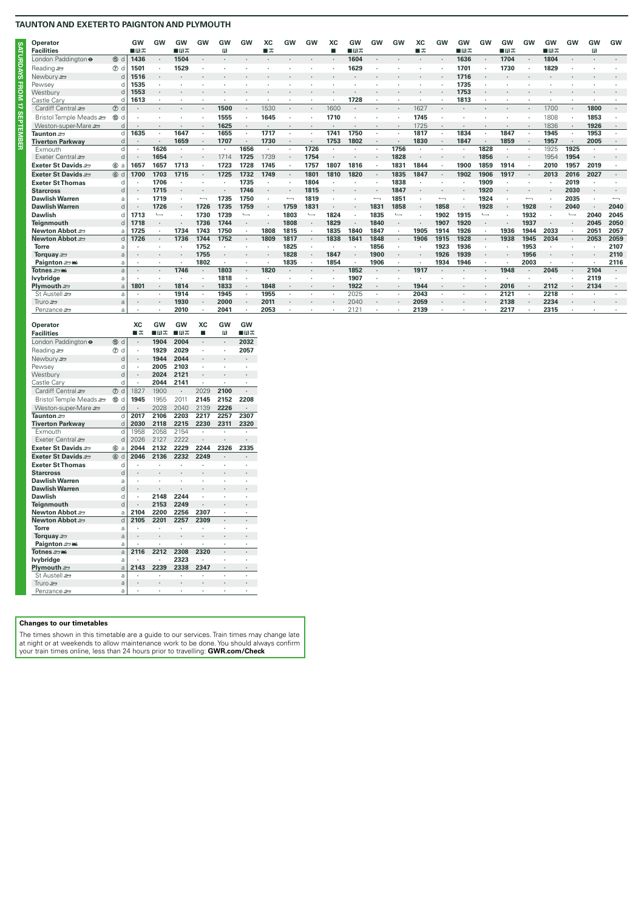# TAUNTON AND EXETER TO PAIGNTON AND PLYMOUTH

SATURDAYS FROM 17 SEPTEMBER

| Operator | | GW | GW | GW | GW | GW | GW | XC | GW | GW | XC | GW | GW | GW | XC | GW | GW | GW | GW | GW | GW | GW | GW | GW |
|---|---|---|---|---|---|---|---|---|---|---|---|---|---|---|---|---|---|---|---|---|---|---|---|---|
| **Facilities** | | ■R☕ | | ■R☕ | | R | | ■☕ | | | ■ | ■R☕ | | | ■☕ | | ■R☕ | | ■R☕ | | ■R☕ | | R | |
| London Paddington ⊖ | 15 d | 1436 | · | 1504 | · | · | · | · | · | · | · | 1604 | · | · | · | · | 1636 | · | 1704 | · | 1804 | · | · | · |
| Reading | 7 d | 1501 | · | 1529 | · | · | · | · | · | · | · | 1629 | · | · | · | · | 1701 | · | 1730 | · | 1829 | · | · | · |
| Newbury | d | 1516 | · | · | · | · | · | · | · | · | · | · | · | · | · | · | 1716 | · | · | · | · | · | · | · |
| Pewsey | d | 1535 | · | · | · | · | · | · | · | · | · | · | · | · | · | · | 1735 | · | · | · | · | · | · | · |
| Westbury | d | 1553 | · | · | · | · | · | · | · | · | · | · | · | · | · | · | 1753 | · | · | · | · | · | · | · |
| Castle Cary | d | 1613 | · | · | · | · | · | · | · | · | · | 1728 | · | · | · | · | 1813 | · | · | · | · | · | · | · |
| Cardiff Central | 7 d | · | · | · | · | 1500 | · | 1530 | · | · | 1600 | · | · | · | 1627 | · | · | · | · | · | 1700 | · | 1800 | · |
| Bristol Temple Meads | 10 d | · | · | · | · | 1555 | · | 1645 | · | · | 1710 | · | · | · | 1745 | · | · | · | · | · | 1808 | · | 1853 | · |
| Weston-super-Mare | d | · | · | · | · | 1625 | · | · | · | · | · | · | · | · | 1725 | · | · | · | · | · | 1836 | · | 1926 | · |
| **Taunton** | d | 1635 | · | 1647 | · | 1655 | · | 1717 | · | · | 1741 | 1750 | · | · | 1817 | · | 1834 | · | 1847 | · | 1945 | · | 1953 | · |
| **Tiverton Parkway** | d | · | · | 1659 | · | 1707 | · | 1730 | · | · | 1753 | 1802 | · | · | 1830 | · | 1847 | · | 1859 | · | 1957 | · | 2005 | · |
| Exmouth | d | · | 1626 | · | · | · | 1656 | · | · | 1726 | · | · | · | 1756 | · | · | · | 1828 | · | · | 1925 | 1925 | · | · |
| Exeter Central | d | · | 1654 | · | · | 1714 | 1725 | 1739 | · | 1754 | · | · | · | 1828 | · | · | · | 1856 | · | · | 1954 | 1954 | · | · |
| **Exeter St Davids** | 6 a | 1657 | 1657 | 1713 | · | 1723 | 1728 | 1745 | · | 1757 | 1807 | 1816 | · | 1831 | 1844 | · | 1900 | 1906 | 1914 | · | 2010 | 1957 | 2019 | · |
| **Exeter St Davids** | 6 d | 1700 | 1703 | 1715 | · | 1725 | 1732 | 1749 | · | 1801 | 1810 | 1820 | · | 1835 | 1847 | · | 1902 | 1906 | 1917 | · | 2013 | 2016 | 2027 | · |
| **Exeter St Thomas** | d | · | 1706 | · | · | · | 1735 | · | · | 1804 | · | · | · | 1838 | · | · | · | 1909 | · | · | · | 2019 | · | · |
| **Starcross** | d | · | 1715 | · | · | · | 1746 | · | · | 1815 | · | · | · | 1847 | · | · | · | 1920 | · | · | · | 2030 | · | · |
| **Dawlish Warren** | a | · | 1719 | · | ↤ | 1735 | 1750 | · | ↤ | 1819 | · | · | ↤ | 1851 | · | ↤ | · | 1924 | · | ↤ | · | 2035 | · | ↤ |
| **Dawlish Warren** | d | · | 1726 | · | 1726 | 1735 | 1759 | · | 1759 | 1831 | · | · | 1831 | 1858 | · | 1858 | · | 1928 | · | 1928 | · | 2040 | · | 2040 |
| **Dawlish** | d | 1713 | ↦ | · | 1730 | 1739 | ↦ | · | 1803 | ↦ | 1824 | · | 1835 | ↦ | · | 1902 | 1915 | ↦ | · | 1932 | · | ↦ | 2040 | 2045 |
| **Teignmouth** | d | 1718 | · | · | 1736 | 1744 | · | · | 1808 | · | 1829 | · | 1840 | · | · | 1907 | 1920 | · | · | 1937 | · | · | 2045 | 2050 |
| **Newton Abbot** | a | 1725 | · | 1734 | 1743 | 1750 | · | 1808 | 1815 | · | 1835 | 1840 | 1847 | · | 1905 | 1914 | 1926 | · | 1936 | 1944 | 2033 | · | 2051 | 2057 |
| **Newton Abbot** | d | 1726 | · | 1736 | 1744 | 1752 | · | 1809 | 1817 | · | 1838 | 1841 | 1848 | · | 1906 | 1915 | 1928 | · | 1938 | 1945 | 2034 | · | 2053 | 2059 |
| **Torre** | a | · | · | · | 1752 | · | · | · | 1825 | · | · | · | 1856 | · | · | 1923 | 1936 | · | · | 1953 | · | · | · | 2107 |
| **Torquay** | a | · | · | · | 1755 | · | · | · | 1828 | · | 1847 | · | 1900 | · | · | 1926 | 1939 | · | · | 1956 | · | · | · | 2110 |
| **Paignton** | a | · | · | · | 1802 | · | · | · | 1835 | · | 1854 | · | 1906 | · | · | 1934 | 1946 | · | · | 2003 | · | · | · | 2116 |
| **Totnes** | a | · | · | 1746 | · | 1803 | · | 1820 | · | · | · | 1852 | · | · | 1917 | · | · | · | 1948 | · | 2045 | · | 2104 | · |
| **Ivybridge** | a | · | · | · | · | 1818 | · | · | · | · | · | 1907 | · | · | · | · | · | · | · | · | · | · | 2119 | · |
| **Plymouth** | a | 1801 | · | 1814 | · | 1833 | · | 1848 | · | · | · | 1922 | · | · | 1944 | · | · | · | 2016 | · | 2112 | · | 2134 | · |
| St Austell | a | · | · | 1914 | · | 1945 | · | 1955 | · | · | · | 2025 | · | · | 2043 | · | · | · | 2121 | · | 2218 | · | · | · |
| Truro | a | · | · | 1930 | · | 2000 | · | 2011 | · | · | · | 2040 | · | · | 2059 | · | · | · | 2138 | · | 2234 | · | · | · |
| Penzance | a | · | · | 2010 | · | 2041 | · | 2053 | · | · | · | 2121 | · | · | 2139 | · | · | · | 2217 | · | 2315 | · | · | · |

| Operator | | XC | GW | GW | XC | GW | GW |
|---|---|---|---|---|---|---|---|
| **Facilities** | | ■☕ | ■R☕ | ■R☕ | ■ | R | ■R☕ |
| London Paddington ⊖ | 15 d | · | 1904 | 2004 | · | · | 2032 |
| Reading | 7 d | · | 1929 | 2029 | · | · | 2057 |
| Newbury | d | · | 1944 | 2044 | · | · | · |
| Pewsey | d | · | 2005 | 2103 | · | · | · |
| Westbury | d | · | 2024 | 2121 | · | · | · |
| Castle Cary | d | · | 2044 | 2141 | · | · | · |
| Cardiff Central | 7 d | 1827 | 1900 | · | 2029 | 2100 | · |
| Bristol Temple Meads | 10 d | 1945 | 1955 | 2011 | 2145 | 2152 | 2208 |
| Weston-super-Mare | d | · | 2028 | 2040 | 2139 | 2226 | · |
| **Taunton** | d | 2017 | 2106 | 2203 | 2217 | 2257 | 2307 |
| **Tiverton Parkway** | d | 2030 | 2118 | 2215 | 2230 | 2311 | 2320 |
| Exmouth | d | 1958 | 2058 | 2154 | · | · | · |
| Exeter Central | d | 2026 | 2127 | 2222 | · | · | · |
| **Exeter St Davids** | 6 a | 2044 | 2132 | 2229 | 2244 | 2326 | 2335 |
| **Exeter St Davids** | 6 d | 2046 | 2136 | 2232 | 2249 | · | · |
| **Exeter St Thomas** | d | · | · | · | · | · | · |
| **Starcross** | d | · | · | · | · | · | · |
| **Dawlish Warren** | a | · | · | · | · | · | · |
| **Dawlish Warren** | d | · | · | · | · | · | · |
| **Dawlish** | d | · | 2148 | 2244 | · | · | · |
| **Teignmouth** | d | · | 2153 | 2249 | · | · | · |
| **Newton Abbot** | a | 2104 | 2200 | 2256 | 2307 | · | · |
| **Newton Abbot** | d | 2105 | 2201 | 2257 | 2309 | · | · |
| **Torre** | a | · | · | · | · | · | · |
| **Torquay** | a | · | · | · | · | · | · |
| **Paignton** | a | · | · | · | · | · | · |
| **Totnes** | a | 2116 | 2212 | 2308 | 2320 | · | · |
| **Ivybridge** | a | · | · | 2323 | · | · | · |
| **Plymouth** | a | 2143 | 2239 | 2338 | 2347 | · | · |
| St Austell | a | · | · | · | · | · | · |
| Truro | a | · | · | · | · | · | · |
| Penzance | a | · | · | · | · | · | · |

**Changes to our timetables**

The times shown in this timetable are a guide to our services. Train times may change late at night or at weekends to allow maintenance work to be done. You should always confirm your train times online, less than 24 hours prior to travelling: **GWR.com/Check**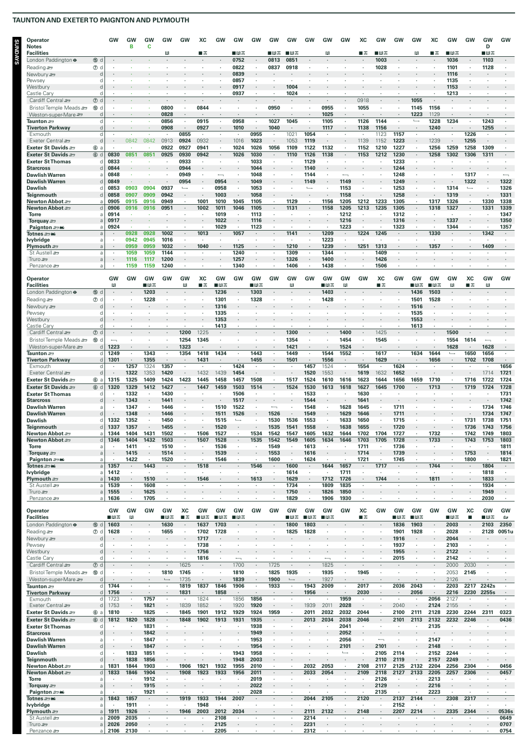## TAUNTON AND EXETER TO PAIGNTON AND PLYMOUTH

**SUNDAYS**

| Operator | | GW | GW | GW | GW | GW | XC | GW | GW | GW | GW | GW | GW | GW | GW | XC | GW | GW | GW | XC | GW | GW | GW | GW |
|---|---|---|---|---|---|---|---|---|---|---|---|---|---|---|---|---|---|---|---|---|---|---|---|---|
| Notes | | | B | C | | | | | | | | | | | | | | | | | | | D | |
| Facilities | | | | | R | | ■✕ | | ■R✕ | | ■R✕ | ■R✕ | | R | | ■✕ | ■R✕ | | R | ■✕ | ■R✕ | | ■R✕ | |
| London Paddington ⊖ | 15 d | | | | | | | | 0752 | | 0813 | 0851 | | | | | 1003 | | | | 1036 | | 1103 | |
| Reading | 7 d | | | | | | | | 0822 | | 0837 | 0918 | | | | | 1028 | | | | 1101 | | 1128 | |
| Newbury | d | | | | | | | | 0839 | | | | | | | | | | | | 1116 | | | |
| Pewsey | d | | | | | | | | 0857 | | | | | | | | | | | | 1135 | | | |
| Westbury | d | | | | | | | | 0917 | | | 1004 | | | | | | | | | 1153 | | | |
| Castle Cary | d | | | | | | | | 0937 | | | 1024 | | | | | | | | | 1213 | | | |
| Cardiff Central | 7 d | | | | | | | | | | | | | | | 0918 | | | 1055 | | | | | |
| Bristol Temple Meads | 10 d | | | | 0800 | | 0844 | | | | 0950 | | | 0955 | | 1055 | | | 1145 | 1156 | | | | |
| Weston-super-Mare | d | | | | 0828 | | | | | | | | | 1025 | | | | | 1223 | 1129 | | | | |
| Taunton | d | | | | 0856 | | 0915 | | 0958 | | 1027 | 1045 | | 1105 | | 1126 | 1144 | | ↳ | 1228 | 1234 | | 1243 | |
| Tiverton Parkway | d | | | | 0908 | | 0927 | | 1010 | | 1040 | | | 1117 | | 1138 | 1156 | | | 1240 | | | 1255 | |
| Exmouth | d | | | | | 0855 | | | | 0955 | | 1021 | 1054 | | | | 1123 | 1157 | | | | 1226 | | |
| Exeter Central | d | | 0842 | 0842 | 0913 | 0924 | 0932 | | 1016 | 1023 | | 1053 | 1119 | | | 1139 | 1152 | 1223 | | 1239 | | 1255 | | |
| Exeter St Davids | 6 a | | | | 0922 | 0927 | 0941 | | 1024 | 1026 | 1056 | 1109 | 1122 | 1132 | | 1152 | 1210 | 1227 | | 1256 | 1259 | 1258 | 1309 | |
| Exeter St Davids | 6 d | 0830 | 0851 | 0851 | 0925 | 0930 | 0942 | | 1026 | 1030 | | 1110 | 1126 | 1138 | | 1153 | 1212 | 1230 | | 1258 | 1302 | 1306 | 1311 | |
| Exeter St Thomas | d | 0833 | | | | 0933 | | | | 1033 | | | 1129 | | | | | 1233 | | | | | | |
| Starcross | d | 0844 | | | | 0944 | | | | 1044 | | | 1140 | | | | | 1244 | | | | | | |
| Dawlish Warren | a | 0848 | | | | 0949 | | ↵ | | 1048 | | | 1144 | | ↵ | | | 1248 | | | | 1317 | | ↵ |
| Dawlish Warren | d | 0849 | | | | 0954 | | 0954 | | 1049 | | | 1149 | | 1149 | | | 1249 | | | | 1322 | | 1322 |
| Dawlish | d | 0853 | 0903 | 0904 | 0937 | ↳ | | 0958 | | 1053 | | | ↳ | | 1153 | | | 1253 | | | 1314 | ↳ | | 1326 |
| Teignmouth | d | 0858 | 0907 | 0909 | 0942 | | | 1003 | | 1058 | | | | | 1158 | | | 1258 | | | 1319 | | | 1331 |
| Newton Abbot | a | 0905 | 0915 | 0916 | 0949 | | 1001 | 1010 | 1045 | 1105 | | 1129 | | 1156 | 1205 | 1212 | 1233 | 1305 | | 1317 | 1326 | | 1330 | 1338 |
| Newton Abbot | d | 0906 | 0916 | 0916 | 0951 | | 1002 | 1011 | 1046 | 1105 | | 1131 | | 1158 | 1205 | 1213 | 1235 | 1305 | | 1318 | 1327 | | 1331 | 1339 |
| Torre | a | 0914 | | | | | | 1019 | | 1113 | | | | | 1212 | | | 1312 | | | | | | 1347 |
| Torquay | a | 0917 | | | | | | 1022 | | 1116 | | | | | 1216 | | | 1316 | | | 1337 | | | 1350 |
| Paignton | a | 0924 | | | | | | 1029 | | 1123 | | | | | 1223 | | | 1323 | | | 1344 | | | 1357 |
| Totnes | a | | 0928 | 0928 | 1002 | | 1013 | | 1057 | | | 1141 | | 1209 | | 1224 | 1245 | | | 1330 | | | 1342 | |
| Ivybridge | a | | 0942 | 0945 | 1016 | | | | | | | | | 1223 | | | | | | | | | | |
| Plymouth | a | | 0959 | 0959 | 1032 | | 1040 | | 1125 | | | 1210 | | 1239 | | 1251 | 1313 | | | 1357 | | | 1409 | |
| St Austell | a | | 1059 | 1059 | 1144 | | | | 1240 | | | 1309 | | 1344 | | | 1409 | | | | | | | |
| Truro | a | | 1116 | 1117 | 1200 | | | | 1257 | | | 1326 | | 1400 | | | 1426 | | | | | | | |
| Penzance | a | | 1159 | 1159 | 1240 | | | | 1340 | | | 1406 | | 1438 | | | 1506 | | | | | | | |

| Operator | | GW | GW | GW | GW | GW | XC | GW | GW | GW | GW | GW | GW | GW | GW | GW | XC | GW | GW | GW | GW | XC | GW | GW |
|---|---|---|---|---|---|---|---|---|---|---|---|---|---|---|---|---|---|---|---|---|---|---|---|---|
| Facilities | | R | | ■R✕ | | R | ■✕ | ■R✕ | | ■R✕ | | R | | ■R✕ | R | | ■✕ | | ■R✕ | ■R✕ | R | ■✕ | R | |
| London Paddington ⊖ | 15 d | | | 1203 | | | | 1236 | | 1303 | | | | 1403 | | | | | 1436 | 1503 | | | | |
| Reading | 7 d | | | 1228 | | | | 1301 | | 1328 | | | | 1428 | | | | | 1501 | 1528 | | | | |
| Newbury | d | | | | | | | 1316 | | | | | | | | | | | 1516 | | | | | |
| Pewsey | d | | | | | | | 1335 | | | | | | | | | | | 1535 | | | | | |
| Westbury | d | | | | | | | 1353 | | | | | | | | | | | 1553 | | | | | |
| Castle Cary | d | | | | | | | 1413 | | | | | | | | | | | 1613 | | | | | |
| Cardiff Central | 7 d | | | | | 1200 | 1225 | | | | | 1300 | | | 1400 | | 1425 | | | | 1500 | | | |
| Bristol Temple Meads | 10 d | ↵ | | | | 1254 | 1345 | | | | | 1354 | | | 1454 | | 1545 | | | | 1554 | 1614 | ↵ | |
| Weston-super-Mare | d | 1223 | | | | 1323 | | | | | | 1421 | | | 1524 | | | | | | 1628 | | 1628 | |
| Taunton | d | 1249 | | 1343 | | 1354 | 1418 | 1434 | | 1443 | | 1449 | | 1544 | 1552 | | 1617 | | 1634 | 1644 | ↳ | 1650 | 1656 | |
| Tiverton Parkway | d | 1301 | | 1355 | | | 1431 | | | 1455 | | 1501 | | 1556 | | | 1629 | | | 1656 | | 1702 | 1708 | |
| Exmouth | d | | 1257 | 1324 | 1357 | | | | 1424 | | | | 1457 | 1524 | | 1554 | | 1624 | | | | | | 1656 |
| Exeter Central | d | | 1322 | 1353 | 1420 | | 1432 | 1439 | 1454 | | | | 1520 | 1553 | | 1619 | 1632 | 1652 | | | | | 1714 | 1721 |
| Exeter St Davids | 6 a | 1315 | 1325 | 1409 | 1424 | 1423 | 1445 | 1458 | 1457 | 1508 | | 1517 | 1524 | 1610 | 1616 | 1623 | 1644 | 1656 | 1659 | 1710 | | 1716 | 1722 | 1724 |
| Exeter St Davids | 6 d | 1320 | 1329 | 1412 | 1427 | | 1447 | 1459 | 1503 | 1514 | | 1524 | 1530 | 1613 | 1618 | 1627 | 1645 | 1700 | | 1713 | | 1719 | 1724 | 1728 |
| Exeter St Thomas | d | | 1332 | | 1430 | | | | 1506 | | | | 1533 | | | 1630 | | | | | | | | 1731 |
| Starcross | d | | 1343 | | 1441 | | | | 1517 | | | | 1544 | | | 1641 | | | | | | | | 1742 |
| Dawlish Warren | a | | 1347 | | 1446 | | | 1510 | 1522 | | ↵ | | 1548 | | 1628 | 1645 | | 1711 | | | | | 1734 | 1746 |
| Dawlish Warren | d | | 1348 | | 1446 | | | 1511 | 1526 | | 1526 | | 1549 | | 1629 | 1646 | | 1711 | | | | | 1734 | 1747 |
| Dawlish | d | 1332 | 1352 | | 1450 | | | 1515 | ↳ | | 1530 | 1536 | 1553 | | 1633 | 1650 | | 1715 | | | | 1731 | 1738 | 1751 |
| Teignmouth | d | 1337 | 1357 | | 1455 | | | 1520 | | | 1535 | 1541 | 1558 | | 1638 | 1655 | | 1720 | | | | 1736 | 1743 | 1756 |
| Newton Abbot | a | 1344 | 1404 | 1431 | 1502 | | 1506 | 1527 | | 1534 | 1542 | 1547 | 1605 | 1632 | 1644 | 1702 | 1704 | 1727 | | 1732 | | 1742 | 1749 | 1803 |
| Newton Abbot | d | 1346 | 1404 | 1432 | 1503 | | 1507 | 1528 | | 1535 | 1542 | 1549 | 1605 | 1634 | 1646 | 1703 | 1705 | 1728 | | 1733 | | 1743 | 1753 | 1803 |
| Torre | a | | 1411 | | 1510 | | | 1536 | | | 1549 | | 1613 | | | 1711 | | 1736 | | | | | | 1811 |
| Torquay | a | | 1415 | | 1514 | | | 1539 | | | 1553 | | 1616 | | | 1714 | | 1739 | | | | 1753 | | 1814 |
| Paignton | a | | 1422 | | 1520 | | | 1546 | | | 1600 | | 1624 | | | 1721 | | 1745 | | | | 1800 | | 1821 |
| Totnes | a | 1357 | | 1443 | | | 1518 | | | 1546 | | 1600 | | 1644 | 1657 | | 1717 | | | 1744 | | | 1804 | |
| Ivybridge | a | 1412 | | | | | | | | | | 1614 | | | 1711 | | | | | | | | 1818 | |
| Plymouth | a | 1430 | | 1510 | | | 1546 | | | 1613 | | 1629 | | 1712 | 1726 | | 1744 | | | 1811 | | | 1833 | |
| St Austell | a | 1539 | | 1608 | | | | | | | | 1734 | | 1809 | 1835 | | | | | | | | 1934 | |
| Truro | a | 1555 | | 1625 | | | | | | | | 1750 | | 1826 | 1850 | | | | | | | | 1949 | |
| Penzance | a | 1636 | | 1705 | | | | | | | | 1829 | | 1906 | 1930 | | | | | | | | 2030 | |

| Operator | | GW | GW | GW | GW | XC | GW | GW | GW | GW | GW | GW | GW | GW | GW | XC | GW | GW | GW | GW | GW | XC | GW | GW |
|---|---|---|---|---|---|---|---|---|---|---|---|---|---|---|---|---|---|---|---|---|---|---|---|---|
| Facilities | | ■R✕ | R | | ■R✕ | ■✕ | ■R✕ | ■R✕ | ■R✕ | | | ■R✕ | ■R✕ | ■R✕ | | ■✕ | | ■R✕ | ■R✕ | | ■R✕ | ■ | ■R✕ | 🚌 |
| London Paddington ⊖ | 15 d | 1603 | | | 1630 | | 1637 | 1703 | | | | 1800 | 1803 | | | | | 1836 | 1903 | | 2003 | | 2103 | 2350 |
| Reading | 7 d | 1628 | | | 1655 | | 1702 | 1728 | | | | 1825 | 1828 | | | | | 1901 | 1928 | | 2028 | | 2128 | 0051u |
| Newbury | d | | | | | | 1717 | | | | | | | | | | | 1916 | | | 2044 | | | |
| Pewsey | d | | | | | | 1738 | | | | | | | | | | | 1937 | | | 2103 | | | |
| Westbury | d | | | | | | 1756 | | | | | | | | | | | 1955 | | | 2122 | | | |
| Castle Cary | d | | | | | | 1816 | | ↵ | | | | | ↵ | | | | 2015 | | | 2142 | | | |
| Cardiff Central | 7 d | | | | | 1625 | | | 1700 | | 1725 | | | 1825 | | | | | | | 2000 | 2030 | | |
| Bristol Temple Meads | 10 d | | | | 1810 | 1745 | | | 1810 | | 1825 | 1935 | | 1935 | | | 1945 | | | | 2053 | 2145 | | |
| Weston-super-Mare | d | | | | ↳ | 1735 | | | 1839 | | 1900 | ↳ | | 1927 | | | | | | | 2126 | | | |
| Taunton | d | 1744 | | | | 1819 | 1837 | 1846 | 1906 | | 1933 | | 1943 | 2009 | | 2017 | | 2036 | 2043 | | 2203 | 2217 | 2242s | |
| Tiverton Parkway | d | 1756 | | | | 1831 | | 1858 | | | | | 1956 | | | 2030 | | | 2056 | | 2216 | 2230 | 2255s | |
| Exmouth | d | 1723 | | 1757 | | | 1824 | | 1856 | 1856 | | | | | 1959 | | | | | 2056 | 2127 | | | |
| Exeter Central | d | 1753 | | 1821 | | 1839 | 1852 | | 1920 | 1920 | | | 1939 | 2011 | 2028 | | 2040 | | | 2124 | 2155 | | | |
| Exeter St Davids | 6 a | 1810 | | 1825 | | 1845 | 1901 | 1912 | 1929 | 1924 | 1959 | | 2011 | 2032 | 2032 | 2044 | | 2100 | 2111 | 2128 | 2230 | 2244 | 2311 | 0323 |
| Exeter St Davids | 6 d | 1812 | 1820 | 1828 | | 1848 | 1902 | 1913 | 1931 | 1935 | | | 2013 | 2034 | 2038 | 2046 | | 2101 | 2113 | 2132 | 2232 | 2246 | | 0436 |
| Exeter St Thomas | d | | | 1831 | | | | | | 1938 | | | | | 2041 | | | | | 2135 | | | | |
| Starcross | d | | | 1842 | | | | | | 1949 | | | | | 2052 | | | | | | | | | |
| Dawlish Warren | a | | | 1847 | | | | | | 1953 | | | | | 2056 | | ↵ | | | 2147 | | | | |
| Dawlish Warren | d | | | 1847 | | | | | | 1954 | | | | | 2101 | | 2101 | | | 2148 | | | | |
| Dawlish | d | | 1833 | 1851 | | | | | 1943 | 1958 | | | | | ↳ | | 2105 | 2114 | | 2152 | 2244 | | | |
| Teignmouth | d | | 1838 | 1856 | | | | | 1948 | 2003 | | | | | | | 2110 | 2119 | | 2157 | 2249 | | | |
| Newton Abbot | a | 1831 | 1844 | 1903 | | 1906 | 1921 | 1932 | 1955 | 2010 | | | 2032 | 2053 | | 2108 | 2117 | 2125 | 2132 | 2204 | 2256 | 2304 | | 0456 |
| Newton Abbot | d | 1833 | 1846 | 1904 | | 1908 | 1923 | 1933 | 1956 | 2011 | | | 2033 | 2054 | | 2109 | 2118 | 2127 | 2133 | 2205 | 2257 | 2306 | | 0457 |
| Torre | a | | | 1912 | | | | | | 2019 | | | | | | | 2126 | | | 2213 | | | | |
| Torquay | a | | | 1915 | | | | | | 2022 | | | | | | | 2129 | | | 2216 | | | | |
| Paignton | a | | | 1921 | | | | | | 2028 | | | | | | | 2135 | | | 2223 | | | | |
| Totnes | a | 1843 | 1857 | | | 1919 | 1933 | 1944 | 2007 | | | | 2044 | 2105 | | 2120 | | 2137 | 2144 | | 2308 | 2317 | | |
| Ivybridge | a | | 1911 | | | | 1948 | | | | | | | | | | | 2152 | | | | | | |
| Plymouth | a | 1911 | 1926 | | | 1946 | 2003 | 2012 | 2034 | | | | 2111 | 2132 | | 2148 | | 2207 | 2214 | | 2335 | 2344 | | 0536s |
| St Austell | a | 2009 | 2035 | | | | | 2108 | | | | | 2214 | | | | | | | | | | | 0649 |
| Truro | a | 2026 | 2050 | | | | | 2125 | | | | | 2231 | | | | | | | | | | | 0707 |
| Penzance | a | 2106 | 2130 | | | | | 2205 | | | | | 2312 | | | | | | | | | | | 0754 |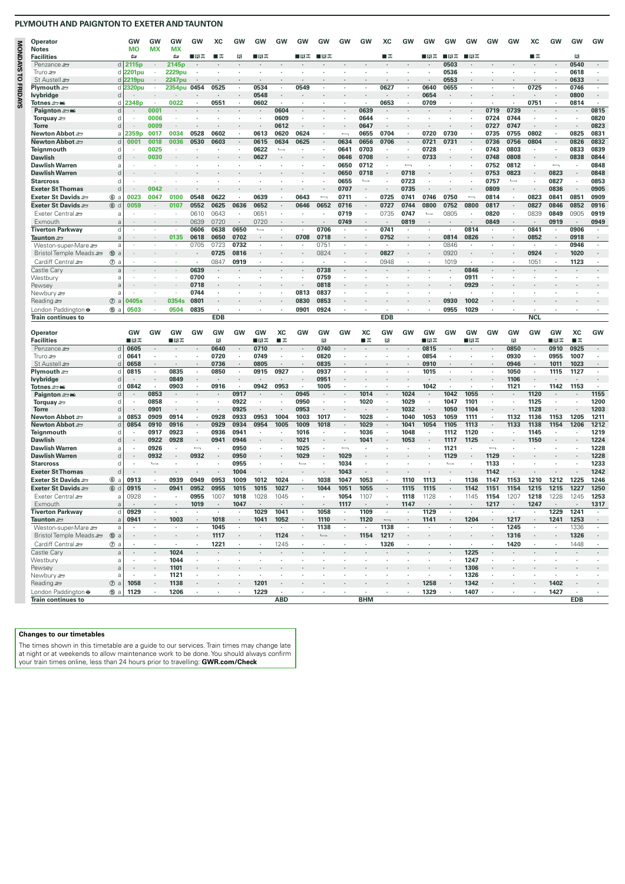# PLYMOUTH AND PAIGNTON TO EXETER AND TAUNTON

**MONDAYS TO FRIDAYS**

| Operator | | GW | GW | GW | GW | XC | GW | GW | GW | GW | GW | GW | GW | XC | GW | GW | GW | GW | GW | GW | XC | GW | GW | GW |
|---|---|---|---|---|---|---|---|---|---|---|---|---|---|---|---|---|---|---|---|---|---|---|---|---|
| **Notes** | | MO | MX | MX | | | | | | | | | | | | | | | | | | | | |
| **Facilities** | | 🛏 | | 🛏 | ■R✕ | ■✕ | R | ■R✕ | | ■R✕ | ■R✕ | | | ■✕ | | ■R✕ | ■R✕ | ■R✕ | | | ■✕ | | R | |
| Penzance | d | 2115p | · | 2145p | · | · | · | · | · | · | · | · | · | · | · | · | 0503 | · | · | · | · | · | 0540 | · |
| Truro | d | 2201pu | · | 2229pu | · | · | · | · | · | · | · | · | · | · | · | · | 0536 | · | · | · | · | · | 0618 | · |
| St Austell | d | 2219pu | · | 2247pu | · | · | · | · | · | · | · | · | · | · | · | · | 0553 | · | · | · | · | · | 0633 | · |
| **Plymouth** | d | 2320pu | · | 2354pu | 0454 | 0525 | · | 0534 | · | 0549 | · | · | · | 0627 | · | 0640 | 0655 | · | · | · | 0725 | · | 0746 | · |
| **Ivybridge** | d | · | · | · | · | · | · | 0548 | · | · | · | · | · | · | · | 0654 | · | · | · | · | · | · | 0800 | · |
| **Totnes** | d | 2348p | · | 0022 | · | 0551 | · | 0602 | · | · | · | · | · | 0653 | · | 0709 | · | · | · | · | 0751 | · | 0814 | · |
| **Paignton** | d | · | 0001 | · | · | · | · | · | 0604 | · | · | · | 0639 | · | · | · | · | · | 0719 | 0739 | · | · | · | 0815 |
| **Torquay** | d | · | 0006 | · | · | · | · | · | 0609 | · | · | · | 0644 | · | · | · | · | · | 0724 | 0744 | · | · | · | 0820 |
| **Torre** | d | · | 0009 | · | · | · | · | · | 0612 | · | · | · | 0647 | · | · | · | · | · | 0727 | 0747 | · | · | · | 0823 |
| **Newton Abbot** | a | 2359p | 0017 | 0034 | 0528 | 0602 | · | 0613 | 0620 | 0624 | · | ⟵ | 0655 | 0704 | · | 0720 | 0730 | · | 0735 | 0755 | 0802 | · | 0825 | 0831 |
| **Newton Abbot** | d | 0001 | 0018 | 0036 | 0530 | 0603 | · | 0615 | 0634 | 0625 | · | 0634 | 0656 | 0706 | · | 0721 | 0731 | · | 0736 | 0756 | 0804 | · | 0826 | 0832 |
| **Teignmouth** | d | · | 0025 | · | · | · | · | 0622 | ⟶ | · | · | 0641 | 0703 | · | · | 0728 | · | · | 0743 | 0803 | · | · | 0833 | 0839 |
| **Dawlish** | d | · | 0030 | · | · | · | · | 0627 | · | · | · | 0646 | 0708 | · | · | 0733 | · | · | 0748 | 0808 | · | · | 0838 | 0844 |
| **Dawlish Warren** | a | · | · | · | · | · | · | · | · | · | · | 0650 | 0712 | · | ⟵ | · | · | · | 0752 | 0812 | · | ⟵ | · | 0848 |
| **Dawlish Warren** | d | · | · | · | · | · | · | · | · | · | · | 0650 | 0718 | · | 0718 | · | · | · | 0753 | 0823 | · | 0823 | · | 0848 |
| **Starcross** | d | · | · | · | · | · | · | · | · | · | · | 0655 | ⟶ | · | 0723 | · | · | · | 0757 | ⟶ | · | 0827 | · | 0853 |
| **Exeter St Thomas** | d | · | 0042 | · | · | · | · | · | · | · | · | 0707 | · | · | 0735 | · | · | · | 0809 | · | · | 0836 | · | 0905 |
| **Exeter St Davids** ⑥ | a | 0023 | 0047 | 0100 | 0548 | 0622 | · | 0639 | · | 0643 | ⟵ | 0711 | · | 0725 | 0741 | 0746 | 0750 | ⟵ | 0814 | · | 0823 | 0841 | 0851 | 0909 |
| **Exeter St Davids** ⑥ | d | 0059 | · | 0107 | 0552 | 0625 | 0636 | 0652 | · | 0646 | 0652 | 0716 | · | 0727 | 0744 | 0800 | 0752 | 0800 | 0817 | · | 0827 | 0846 | 0852 | 0916 |
| Exeter Central | a | · | · | · | 0610 | 0643 | · | 0651 | · | · | · | 0719 | · | 0735 | 0747 | ⟶ | 0805 | · | 0820 | · | 0839 | 0849 | 0905 | 0919 |
| Exmouth | a | · | · | · | 0639 | 0720 | · | 0720 | · | · | · | 0749 | · | · | 0819 | · | · | · | 0849 | · | · | 0919 | · | 0949 |
| **Tiverton Parkway** | d | · | · | · | 0606 | 0638 | 0650 | ⟶ | · | · | 0706 | · | · | 0741 | · | · | · | 0814 | · | · | 0841 | · | 0906 | · |
| **Taunton** | a | · | · | 0135 | 0618 | 0650 | 0702 | · | · | 0708 | 0718 | · | · | 0752 | · | · | 0814 | 0826 | · | · | 0852 | · | 0918 | · |
| Weston-super-Mare | a | · | · | · | 0705 | 0723 | 0732 | · | · | · | 0751 | · | · | · | · | · | 0846 | · | · | · | · | · | 0946 | · |
| Bristol Temple Meads ⑩ | a | · | · | · | · | 0725 | 0816 | · | · | · | 0824 | · | · | 0827 | · | · | 0920 | · | · | · | 0924 | · | 1020 | · |
| Cardiff Central ⑦ | a | · | · | · | · | 0847 | 0919 | · | · | · | · | · | · | 0948 | · | · | 1019 | · | · | · | 1051 | · | 1123 | · |
| Castle Cary | a | · | · | · | 0639 | · | · | · | · | · | 0738 | · | · | · | · | · | · | 0846 | · | · | · | · | · | · |
| Westbury | a | · | · | · | 0700 | · | · | · | · | · | 0759 | · | · | · | · | · | · | 0911 | · | · | · | · | · | · |
| Pewsey | a | · | · | · | 0718 | · | · | · | · | · | 0818 | · | · | · | · | · | · | 0929 | · | · | · | · | · | · |
| Newbury | a | · | · | · | 0744 | · | · | · | · | 0813 | 0837 | · | · | · | · | · | · | · | · | · | · | · | · | · |
| Reading ⑦ | a | 0405s | · | 0354s | 0801 | · | · | · | · | 0830 | 0853 | · | · | · | · | · | 0930 | 1002 | · | · | · | · | · | · |
| London Paddington ⑮ | a | 0503 | · | 0504 | 0835 | · | · | · | · | 0901 | 0924 | · | · | · | · | · | 0955 | 1029 | · | · | · | · | · | · |
| **Train continues to** | | | | | | EDB | | | | | | | | EDB | | | | | | | NCL | | | |

| Operator | | GW | GW | GW | GW | GW | GW | GW | XC | GW | GW | GW | XC | GW | GW | GW | GW | GW | GW | GW | GW | GW | XC | GW |
|---|---|---|---|---|---|---|---|---|---|---|---|---|---|---|---|---|---|---|---|---|---|---|---|---|
| **Facilities** | | ■R✕ | | ■R✕ | | R | | ■R✕ | ■✕ | | R | | ■✕ | R | | ■R✕ | | ■R✕ | | R | | ■R✕ | ■✕ | |
| Penzance | d | 0605 | · | · | · | 0640 | · | 0710 | · | · | 0740 | · | · | · | · | 0815 | · | · | · | 0850 | · | 0910 | 0925 | · |
| Truro | d | 0641 | · | · | · | 0720 | · | 0749 | · | · | 0820 | · | · | · | · | 0854 | · | · | · | 0930 | · | 0955 | 1007 | · |
| St Austell | d | 0658 | · | · | · | 0736 | · | 0805 | · | · | 0835 | · | · | · | · | 0910 | · | · | · | 0946 | · | 1011 | 1023 | · |
| **Plymouth** | d | 0815 | · | 0835 | · | 0850 | · | 0915 | 0927 | · | 0937 | · | · | · | · | 1015 | · | · | · | 1050 | · | 1115 | 1127 | · |
| **Ivybridge** | d | · | · | 0849 | · | · | · | · | · | · | 0951 | · | · | · | · | · | · | · | · | 1106 | · | · | · | · |
| **Totnes** | d | 0842 | · | 0903 | · | 0916 | · | 0942 | 0953 | · | · | · | · | · | · | 1042 | · | · | · | 1121 | · | 1142 | 1153 | · |
| **Paignton** | d | · | 0853 | · | · | · | 0917 | · | · | 0945 | · | · | 1014 | · | 1024 | · | 1042 | 1055 | · | · | 1120 | · | · | 1155 |
| **Torquay** | d | · | 0858 | · | · | · | 0922 | · | · | 0950 | · | · | 1020 | · | 1029 | · | 1047 | 1101 | · | · | 1125 | · | · | 1200 |
| **Torre** | d | · | 0901 | · | · | · | 0925 | · | · | 0953 | · | · | · | · | 1032 | · | 1050 | 1104 | · | · | 1128 | · | · | 1203 |
| **Newton Abbot** | a | 0853 | 0909 | 0914 | · | 0928 | 0933 | 0953 | 1004 | 1003 | 1017 | · | 1028 | · | 1040 | 1053 | 1059 | 1111 | · | 1132 | 1136 | 1153 | 1205 | 1211 |
| **Newton Abbot** | d | 0854 | 0910 | 0916 | · | 0929 | 0934 | 0954 | 1005 | 1009 | 1018 | · | 1029 | · | 1041 | 1054 | 1105 | 1113 | · | 1133 | 1138 | 1154 | 1206 | 1212 |
| **Teignmouth** | d | · | 0917 | 0923 | · | 0936 | 0941 | · | · | 1016 | · | · | 1036 | · | 1048 | · | 1112 | 1120 | · | · | 1145 | · | · | 1219 |
| **Dawlish** | d | · | 0922 | 0928 | · | 0941 | 0946 | · | · | 1021 | · | · | 1041 | · | 1053 | · | 1117 | 1125 | · | · | 1150 | · | · | 1224 |
| **Dawlish Warren** | a | · | 0926 | · | ⟵ | · | 0950 | · | · | 1025 | · | ⟵ | · | · | · | · | 1121 | · | ⟵ | · | · | · | · | 1228 |
| **Dawlish Warren** | d | · | 0932 | · | 0932 | · | 0950 | · | · | 1029 | · | 1029 | · | · | · | · | 1129 | · | 1129 | · | · | · | · | 1228 |
| **Starcross** | d | · | ⟶ | · | · | · | 0955 | · | · | ⟶ | · | 1034 | · | · | · | · | ⟶ | · | 1133 | · | · | · | · | 1233 |
| **Exeter St Thomas** | d | · | · | · | · | · | 1004 | · | · | · | · | 1043 | · | · | · | · | · | · | 1142 | · | · | · | · | 1242 |
| **Exeter St Davids** ⑥ | a | 0913 | · | 0939 | 0949 | 0953 | 1009 | 1012 | 1024 | · | 1038 | 1047 | 1053 | · | 1110 | 1113 | · | 1136 | 1147 | 1153 | 1210 | 1212 | 1225 | 1246 |
| **Exeter St Davids** ⑥ | d | 0915 | · | 0941 | 0952 | 0955 | 1015 | 1015 | 1027 | · | 1044 | 1051 | 1055 | · | 1115 | 1115 | · | 1142 | 1151 | 1154 | 1215 | 1215 | 1227 | 1250 |
| Exeter Central | a | 0928 | · | · | 0955 | 1007 | 1018 | 1028 | 1045 | · | · | 1054 | 1107 | · | 1118 | 1128 | · | 1145 | 1154 | 1207 | 1218 | 1228 | 1245 | 1253 |
| Exmouth | a | · | · | · | 1019 | · | 1047 | · | · | · | · | 1117 | · | · | 1147 | · | · | · | 1217 | · | 1247 | · | · | 1317 |
| **Tiverton Parkway** | d | 0929 | · | · | · | 1018 | · | 1029 | 1041 | · | 1058 | · | 1109 | · | · | 1129 | · | · | · | · | · | 1229 | 1241 | · |
| **Taunton** | a | 0941 | · | 1003 | · | 1018 | · | 1041 | 1052 | · | 1110 | · | 1120 | ⟵ | · | 1141 | · | 1204 | · | 1217 | · | 1241 | 1253 | · |
| Weston-super-Mare | a | · | · | · | · | 1045 | · | · | · | · | 1138 | · | · | 1138 | · | · | · | · | · | 1245 | · | · | 1336 | · |
| Bristol Temple Meads ⑩ | a | · | · | · | · | 1117 | · | · | 1124 | · | ⟶ | · | 1154 | 1217 | · | · | · | · | · | 1316 | · | · | 1326 | · |
| Cardiff Central ⑦ | a | · | · | · | · | 1221 | · | · | 1245 | · | · | · | · | 1326 | · | · | · | · | · | 1420 | · | · | 1448 | · |
| Castle Cary | a | · | · | 1024 | · | · | · | · | · | · | · | · | · | · | · | · | · | 1225 | · | · | · | · | · | · |
| Westbury | a | · | · | 1044 | · | · | · | · | · | · | · | · | · | · | · | · | · | 1247 | · | · | · | · | · | · |
| Pewsey | a | · | · | 1101 | · | · | · | · | · | · | · | · | · | · | · | · | · | 1306 | · | · | · | · | · | · |
| Newbury | a | · | · | 1121 | · | · | · | · | · | · | · | · | · | · | · | · | · | 1326 | · | · | · | · | · | · |
| Reading ⑦ | a | 1058 | · | 1138 | · | · | · | 1201 | · | · | · | · | · | · | · | 1258 | · | 1342 | · | · | · | 1402 | · | · |
| London Paddington ⑮ | a | 1129 | · | 1206 | · | · | · | 1229 | · | · | · | · | · | · | · | 1329 | · | 1407 | · | · | · | 1427 | · | · |
| **Train continues to** | | | | | | | | | ABD | | | | BHM | | | | | | | | | | EDB | |

**Changes to our timetables**

The times shown in this timetable are a guide to our services. Train times may change late at night or at weekends to allow maintenance work to be done. You should always confirm your train times online, less than 24 hours prior to travelling: **GWR.com/Check**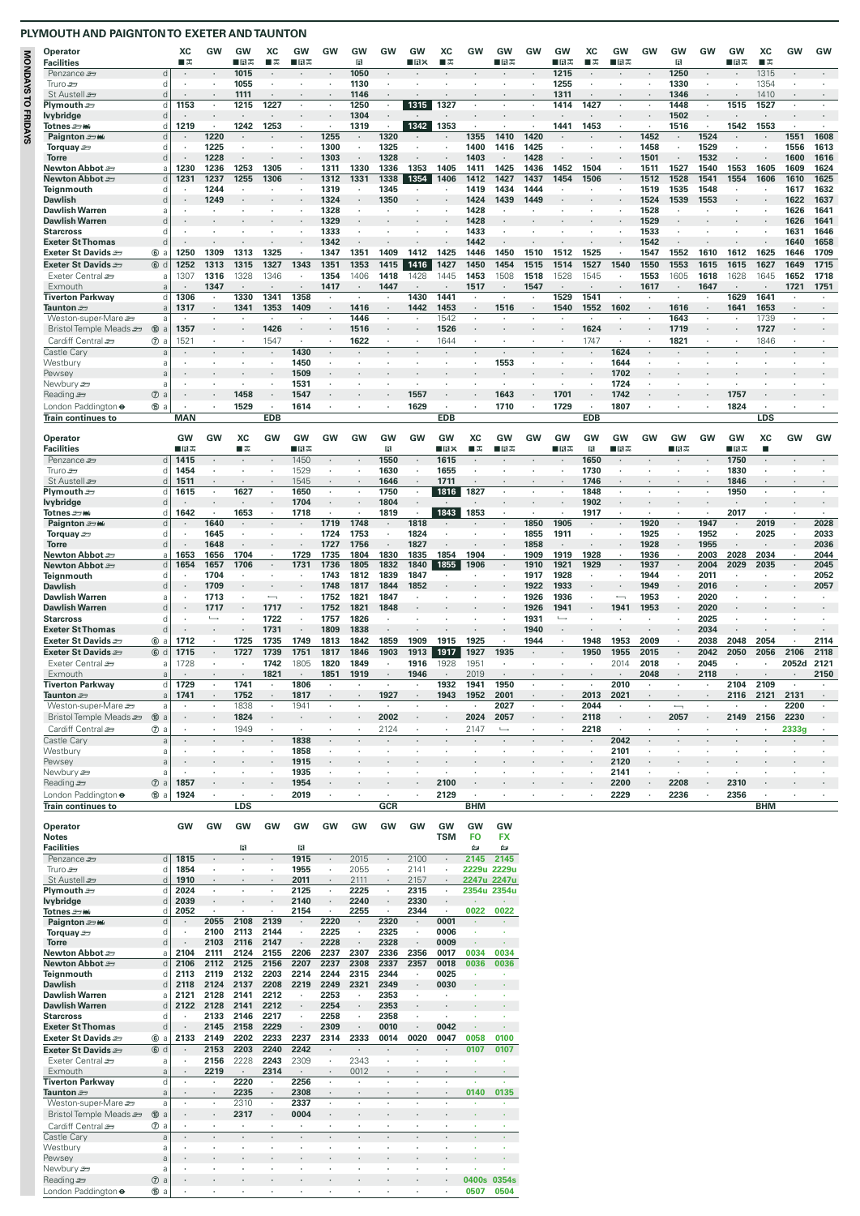# PLYMOUTH AND PAIGNTON TO EXETER AND TAUNTON

**MONDAYS TO FRIDAYS**

| Operator | | XC | GW | GW | XC | GW | GW | GW | GW | GW | XC | GW | GW | GW | GW | XC | GW | GW | GW | GW | GW | XC | GW | GW |
|---|---|---|---|---|---|---|---|---|---|---|---|---|---|---|---|---|---|---|---|---|---|---|---|---|
| Facilities | | ■✕ | | ■R✕ | ■✕ | ■R✕ | | R | | ■R✕ | ■✕ | | ■R✕ | | ■R✕ | ■✕ | ■R✕ | | R | | ■R✕ | ■✕ | | |
| Penzance | d | · | · | 1015 | · | · | · | 1050 | · | · | · | · | · | · | 1215 | · | · | · | 1250 | · | · | 1315 | · | · |
| Truro | d | · | · | 1055 | · | · | · | 1130 | · | · | · | · | · | · | 1255 | · | · | · | 1330 | · | · | 1354 | · | · |
| St Austell | d | · | · | 1111 | · | · | · | 1146 | · | · | · | · | · | · | 1311 | · | · | · | 1346 | · | · | 1410 | · | · |
| Plymouth | d | 1153 | · | 1215 | 1227 | · | · | 1250 | · | 1315 | 1327 | · | · | · | 1414 | 1427 | · | · | 1448 | · | 1515 | 1527 | · | · |
| Ivybridge | d | · | · | · | · | · | · | 1304 | · | · | · | · | · | · | · | · | · | · | 1502 | · | · | · | · | · |
| Totnes | d | 1219 | · | 1242 | 1253 | · | · | 1319 | · | 1342 | 1353 | · | · | · | 1441 | 1453 | · | · | 1516 | · | 1542 | 1553 | · | · |
| **Paignton** | d | · | 1220 | · | · | · | 1255 | · | 1320 | · | · | 1355 | 1410 | 1420 | · | · | · | 1452 | · | 1524 | · | · | 1551 | 1608 |
| **Torquay** | d | · | 1225 | · | · | · | 1300 | · | 1325 | · | · | 1400 | 1416 | 1425 | · | · | · | 1458 | · | 1529 | · | · | 1556 | 1613 |
| **Torre** | d | · | 1228 | · | · | · | 1303 | · | 1328 | · | · | 1403 | · | 1428 | · | · | · | 1501 | · | 1532 | · | · | 1600 | 1616 |
| **Newton Abbot** | a | 1230 | 1236 | 1253 | 1305 | · | 1311 | 1330 | 1336 | 1353 | 1405 | 1411 | 1425 | 1436 | 1452 | 1504 | · | 1511 | 1527 | 1540 | 1553 | 1605 | 1609 | 1624 |
| **Newton Abbot** | d | 1231 | 1237 | 1255 | 1306 | · | 1312 | 1331 | 1338 | 1354 | 1406 | 1412 | 1427 | 1437 | 1454 | 1506 | · | 1512 | 1528 | 1541 | 1554 | 1606 | 1610 | 1625 |
| **Teignmouth** | d | · | 1244 | · | · | · | 1319 | · | 1345 | · | · | 1419 | 1434 | 1444 | · | · | · | 1519 | 1535 | 1548 | · | · | 1617 | 1632 |
| **Dawlish** | d | · | 1249 | · | · | · | 1324 | · | 1350 | · | · | 1424 | 1439 | 1449 | · | · | · | 1524 | 1539 | 1553 | · | · | 1622 | 1637 |
| **Dawlish Warren** | a | · | · | · | · | · | 1328 | · | · | · | · | 1428 | · | · | · | · | · | 1528 | · | · | · | · | 1626 | 1641 |
| **Dawlish Warren** | d | · | · | · | · | · | 1329 | · | · | · | · | 1428 | · | · | · | · | · | 1529 | · | · | · | · | 1626 | 1641 |
| **Starcross** | d | · | · | · | · | · | 1333 | · | · | · | · | 1433 | · | · | · | · | · | 1533 | · | · | · | · | 1631 | 1646 |
| **Exeter St Thomas** | d | · | · | · | · | · | 1342 | · | · | · | · | 1442 | · | · | · | · | · | 1542 | · | · | · | · | 1640 | 1658 |
| **Exeter St Davids** ⑥ | a | 1250 | 1309 | 1313 | 1325 | · | 1347 | 1351 | 1409 | 1412 | 1425 | 1446 | 1450 | 1510 | 1512 | 1525 | · | 1547 | 1552 | 1610 | 1612 | 1625 | 1646 | 1709 |
| **Exeter St Davids** ⑥ | d | 1252 | 1313 | 1315 | 1327 | 1343 | 1351 | 1353 | 1415 | 1416 | 1427 | 1450 | 1454 | 1515 | 1514 | 1527 | 1540 | 1550 | 1553 | 1615 | 1615 | 1627 | 1649 | 1715 |
| Exeter Central | a | 1307 | 1316 | 1328 | 1346 | · | 1354 | 1406 | 1418 | 1428 | 1445 | 1453 | 1508 | 1518 | 1528 | 1545 | · | 1553 | 1605 | 1618 | 1628 | 1645 | 1652 | 1718 |
| Exmouth | a | · | 1347 | · | · | · | 1417 | · | 1447 | · | · | 1517 | · | 1547 | · | · | · | 1617 | · | 1647 | · | · | 1721 | 1751 |
| **Tiverton Parkway** | d | 1306 | · | 1330 | 1341 | 1358 | · | · | · | 1430 | 1441 | · | · | · | 1529 | 1541 | · | · | · | · | 1629 | 1641 | · | · |
| **Taunton** | a | 1317 | · | 1341 | 1353 | 1409 | · | 1416 | · | 1442 | 1453 | · | 1516 | · | 1540 | 1552 | 1602 | · | 1616 | · | 1641 | 1653 | · | · |
| Weston-super-Mare | a | · | · | · | · | · | · | 1446 | · | · | 1542 | · | · | · | · | · | · | · | 1643 | · | · | 1739 | · | · |
| Bristol Temple Meads ⑩ | a | 1357 | · | · | 1426 | · | · | 1516 | · | · | 1526 | · | · | · | · | 1624 | · | · | 1719 | · | · | 1727 | · | · |
| Cardiff Central ⑦ | a | 1521 | · | · | 1547 | · | · | 1622 | · | · | 1644 | · | · | · | · | 1747 | · | · | 1821 | · | · | 1846 | · | · |
| Castle Cary | a | · | · | · | · | 1430 | · | · | · | · | · | · | · | · | · | · | 1624 | · | · | · | · | · | · | · |
| Westbury | a | · | · | · | · | 1450 | · | · | · | · | · | · | 1553 | · | · | · | 1644 | · | · | · | · | · | · | · |
| Pewsey | a | · | · | · | · | 1509 | · | · | · | · | · | · | · | · | · | · | 1702 | · | · | · | · | · | · | · |
| Newbury | a | · | · | · | · | 1531 | · | · | · | · | · | · | · | · | · | · | 1724 | · | · | · | · | · | · | · |
| Reading ⑦ | a | · | · | 1458 | · | 1547 | · | · | · | 1557 | · | · | 1643 | · | 1701 | · | 1742 | · | · | · | 1757 | · | · | · |
| London Paddington ⑤ | a | · | · | 1529 | · | 1614 | · | · | · | 1629 | · | · | 1710 | · | 1729 | · | 1807 | · | · | · | 1824 | · | · | · |
| **Train continues to** | | MAN | | | EDB | | | | | | EDB | | | | | EDB | | | | | | LDS | | |

| Operator | | GW | GW | XC | GW | GW | GW | GW | GW | GW | GW | XC | GW | GW | GW | GW | GW | GW | GW | GW | GW | XC | GW | GW |
|---|---|---|---|---|---|---|---|---|---|---|---|---|---|---|---|---|---|---|---|---|---|---|---|---|
| Facilities | | ■R✕ | | ■✕ | | ■R✕ | | | R | | ■R✕ | ■✕ | ■R✕ | | ■R✕ | R | ■R✕ | | ■R✕ | | ■R✕ | ■ | | |
| Penzance | d | 1415 | · | · | · | 1450 | · | · | 1550 | · | 1615 | · | · | · | · | 1650 | · | · | · | · | 1750 | · | · | · |
| Truro | d | 1454 | · | · | · | 1529 | · | · | 1630 | · | 1655 | · | · | · | · | 1730 | · | · | · | · | 1830 | · | · | · |
| St Austell | d | 1511 | · | · | · | 1545 | · | · | 1646 | · | 1711 | · | · | · | · | 1746 | · | · | · | · | 1846 | · | · | · |
| Plymouth | d | 1615 | · | 1627 | · | 1650 | · | · | 1750 | · | 1816 | 1827 | · | · | · | 1848 | · | · | · | · | 1950 | · | · | · |
| Ivybridge | d | · | · | · | · | 1704 | · | · | 1804 | · | · | · | · | · | · | 1902 | · | · | · | · | · | · | · | · |
| Totnes | d | 1642 | · | 1653 | · | 1718 | · | · | 1819 | · | 1843 | 1853 | · | · | · | 1917 | · | · | · | · | 2017 | · | · | · |
| **Paignton** | d | · | 1640 | · | · | · | 1719 | 1748 | · | 1818 | · | · | · | 1850 | 1905 | · | · | 1920 | · | 1947 | · | 2019 | · | 2028 |
| **Torquay** | d | · | 1645 | · | · | · | 1724 | 1753 | · | 1824 | · | · | · | 1855 | 1911 | · | · | 1925 | · | 1952 | · | 2025 | · | 2033 |
| **Torre** | d | · | 1648 | · | · | · | 1727 | 1756 | · | 1827 | · | · | · | 1858 | · | · | · | 1928 | · | 1955 | · | · | · | 2036 |
| **Newton Abbot** | a | 1653 | 1656 | 1704 | · | 1729 | 1735 | 1804 | 1830 | 1835 | 1854 | 1904 | · | 1909 | 1919 | 1928 | · | 1936 | · | 2003 | 2028 | 2034 | · | 2044 |
| **Newton Abbot** | d | 1654 | 1657 | 1706 | · | 1731 | 1736 | 1805 | 1832 | 1840 | 1855 | 1906 | · | 1910 | 1921 | 1929 | · | 1937 | · | 2004 | 2029 | 2035 | · | 2045 |
| **Teignmouth** | d | · | 1704 | · | · | · | 1743 | 1812 | 1839 | 1847 | · | · | · | 1917 | 1928 | · | · | 1944 | · | 2011 | · | · | · | 2052 |
| **Dawlish** | d | · | 1709 | · | · | · | 1748 | 1817 | 1844 | 1852 | · | · | · | 1922 | 1933 | · | · | 1949 | · | 2016 | · | · | · | 2057 |
| **Dawlish Warren** | a | · | 1713 | · | ⟵ | · | 1752 | 1821 | 1847 | · | · | · | · | 1926 | 1936 | · | ⟵ | 1953 | · | 2020 | · | · | · | · |
| **Dawlish Warren** | d | · | 1717 | · | 1717 | · | 1752 | 1821 | 1848 | · | · | · | · | 1926 | 1941 | · | 1941 | 1953 | · | 2020 | · | · | · | · |
| **Starcross** | d | · | ⟶ | · | 1722 | · | 1757 | 1826 | · | · | · | · | · | 1931 | ⟶ | · | · | · | · | 2025 | · | · | · | · |
| **Exeter St Thomas** | d | · | · | · | 1731 | · | 1809 | 1838 | · | · | · | · | · | 1940 | · | · | · | · | · | 2034 | · | · | · | · |
| **Exeter St Davids** ⑥ | a | 1712 | · | 1725 | 1735 | 1749 | 1813 | 1842 | 1859 | 1909 | 1915 | 1925 | · | 1944 | · | 1948 | 1953 | 2009 | · | 2038 | 2048 | 2054 | · | 2114 |
| **Exeter St Davids** ⑥ | d | 1715 | · | 1727 | 1739 | 1751 | 1817 | 1846 | 1903 | 1913 | 1917 | 1927 | 1935 | · | · | 1950 | 1955 | 2015 | · | 2042 | 2050 | 2056 | 2106 | 2118 |
| Exeter Central | a | 1728 | · | · | 1742 | 1805 | 1820 | 1849 | · | 1916 | 1928 | 1951 | · | · | · | · | 2014 | 2018 | · | 2045 | · | · | 2052d | 2121 |
| Exmouth | a | · | · | · | 1821 | · | 1851 | 1919 | · | 1946 | · | 2019 | · | · | · | · | · | 2048 | · | 2118 | · | · | · | 2150 |
| **Tiverton Parkway** | d | 1729 | · | 1741 | · | 1806 | · | · | · | · | 1932 | 1941 | 1950 | · | · | · | 2010 | · | · | · | 2104 | 2109 | · | · |
| **Taunton** | a | 1741 | · | 1752 | · | 1817 | · | · | 1927 | · | 1943 | 1952 | 2001 | · | · | 2013 | 2021 | · | · | · | 2116 | 2121 | 2131 | · |
| Weston-super-Mare | a | · | · | 1838 | · | 1941 | · | · | · | · | · | · | 2027 | · | · | 2044 | · | · | ⟵ | · | · | · | 2200 | · |
| Bristol Temple Meads ⑩ | a | · | · | 1824 | · | · | · | · | 2002 | · | · | 2024 | 2057 | · | · | 2118 | · | · | 2057 | · | 2149 | 2156 | 2230 | · |
| Cardiff Central ⑦ | a | · | · | 1949 | · | · | · | · | 2124 | · | · | 2147 | ⟶ | · | · | 2218 | · | · | · | · | · | · | 2333g | · |
| Castle Cary | a | · | · | · | · | 1838 | · | · | · | · | · | · | · | · | · | · | 2042 | · | · | · | · | · | · | · |
| Westbury | a | · | · | · | · | 1858 | · | · | · | · | · | · | · | · | · | · | 2101 | · | · | · | · | · | · | · |
| Pewsey | a | · | · | · | · | 1915 | · | · | · | · | · | · | · | · | · | · | 2120 | · | · | · | · | · | · | · |
| Newbury | a | · | · | · | · | 1935 | · | · | · | · | · | · | · | · | · | · | 2141 | · | · | · | · | · | · | · |
| Reading ⑦ | a | 1857 | · | · | · | 1954 | · | · | · | · | 2100 | · | · | · | · | · | 2200 | · | 2208 | · | 2310 | · | · | · |
| London Paddington ⑤ | a | 1924 | · | · | · | 2019 | · | · | · | · | 2129 | · | · | · | · | · | 2229 | · | 2236 | · | 2356 | · | · | · |
| **Train continues to** | | | | LDS | | | | | GCR | | | BHM | | | | | | | | | | BHM | | |

| Operator | | GW | GW | GW | GW | GW | GW | GW | GW | GW | GW | GW | GW |
|---|---|---|---|---|---|---|---|---|---|---|---|---|---|
| Notes | | | | | | | | | | | TSM | FO | FX |
| Facilities | | | | R | | R | | | | | | 🛏 | 🛏 |
| Penzance | d | 1815 | · | · | · | 1915 | · | 2015 | · | 2100 | · | 2145 | 2145 |
| Truro | d | 1854 | · | · | · | 1955 | · | 2055 | · | 2141 | · | 2229u | 2229u |
| St Austell | d | 1910 | · | · | · | 2011 | · | 2111 | · | 2157 | · | 2247u | 2247u |
| Plymouth | d | 2024 | · | · | · | 2125 | · | 2225 | · | 2315 | · | 2354u | 2354u |
| Ivybridge | d | 2039 | · | · | · | 2140 | · | 2240 | · | 2330 | · | · | · |
| Totnes | d | 2052 | · | · | · | 2154 | · | 2255 | · | 2344 | · | 0022 | 0022 |
| **Paignton** | d | · | 2055 | 2108 | 2139 | · | 2220 | · | 2320 | · | 0001 | · | · |
| **Torquay** | d | · | 2100 | 2113 | 2144 | · | 2225 | · | 2325 | · | 0006 | · | · |
| **Torre** | d | · | 2103 | 2116 | 2147 | · | 2228 | · | 2328 | · | 0009 | · | · |
| **Newton Abbot** | a | 2104 | 2111 | 2124 | 2155 | 2206 | 2237 | 2307 | 2336 | 2356 | 0017 | 0034 | 0034 |
| **Newton Abbot** | d | 2106 | 2112 | 2125 | 2156 | 2207 | 2237 | 2308 | 2337 | 2357 | 0018 | 0036 | 0036 |
| **Teignmouth** | d | 2113 | 2119 | 2132 | 2203 | 2214 | 2244 | 2315 | 2344 | · | 0025 | · | · |
| **Dawlish** | d | 2118 | 2124 | 2137 | 2208 | 2219 | 2249 | 2321 | 2349 | · | 0030 | · | · |
| **Dawlish Warren** | a | 2121 | 2128 | 2141 | 2212 | · | 2253 | · | 2353 | · | · | · | · |
| **Dawlish Warren** | d | 2122 | 2128 | 2141 | 2212 | · | 2254 | · | 2353 | · | · | · | · |
| **Starcross** | d | · | 2133 | 2146 | 2217 | · | 2258 | · | 2358 | · | · | · | · |
| **Exeter St Thomas** | d | · | 2145 | 2158 | 2229 | · | 2309 | · | 0010 | · | 0042 | · | · |
| **Exeter St Davids** ⑥ | a | 2133 | 2149 | 2202 | 2233 | 2237 | 2314 | 2333 | 0014 | 0020 | 0047 | 0058 | 0100 |
| **Exeter St Davids** ⑥ | d | · | 2153 | 2203 | 2240 | 2242 | · | · | · | · | · | 0107 | 0107 |
| Exeter Central | a | · | 2156 | 2228 | 2243 | 2309 | · | 2343 | · | · | · | · | · |
| Exmouth | a | · | 2219 | · | 2314 | · | · | 0012 | · | · | · | · | · |
| **Tiverton Parkway** | d | · | · | 2220 | · | 2256 | · | · | · | · | · | · | · |
| **Taunton** | a | · | · | 2235 | · | 2308 | · | · | · | · | · | 0140 | 0135 |
| Weston-super-Mare | a | · | · | 2310 | · | 2337 | · | · | · | · | · | · | · |
| Bristol Temple Meads ⑩ | a | · | · | 2317 | · | 0004 | · | · | · | · | · | · | · |
| Cardiff Central ⑦ | a | · | · | · | · | · | · | · | · | · | · | · | · |
| Castle Cary | a | · | · | · | · | · | · | · | · | · | · | · | · |
| Westbury | a | · | · | · | · | · | · | · | · | · | · | · | · |
| Pewsey | a | · | · | · | · | · | · | · | · | · | · | · | · |
| Newbury | a | · | · | · | · | · | · | · | · | · | · | · | · |
| Reading ⑦ | a | · | · | · | · | · | · | · | · | · | · | 0400s | 0354s |
| London Paddington ⑤ | a | · | · | · | · | · | · | · | · | · | · | 0507 | 0504 |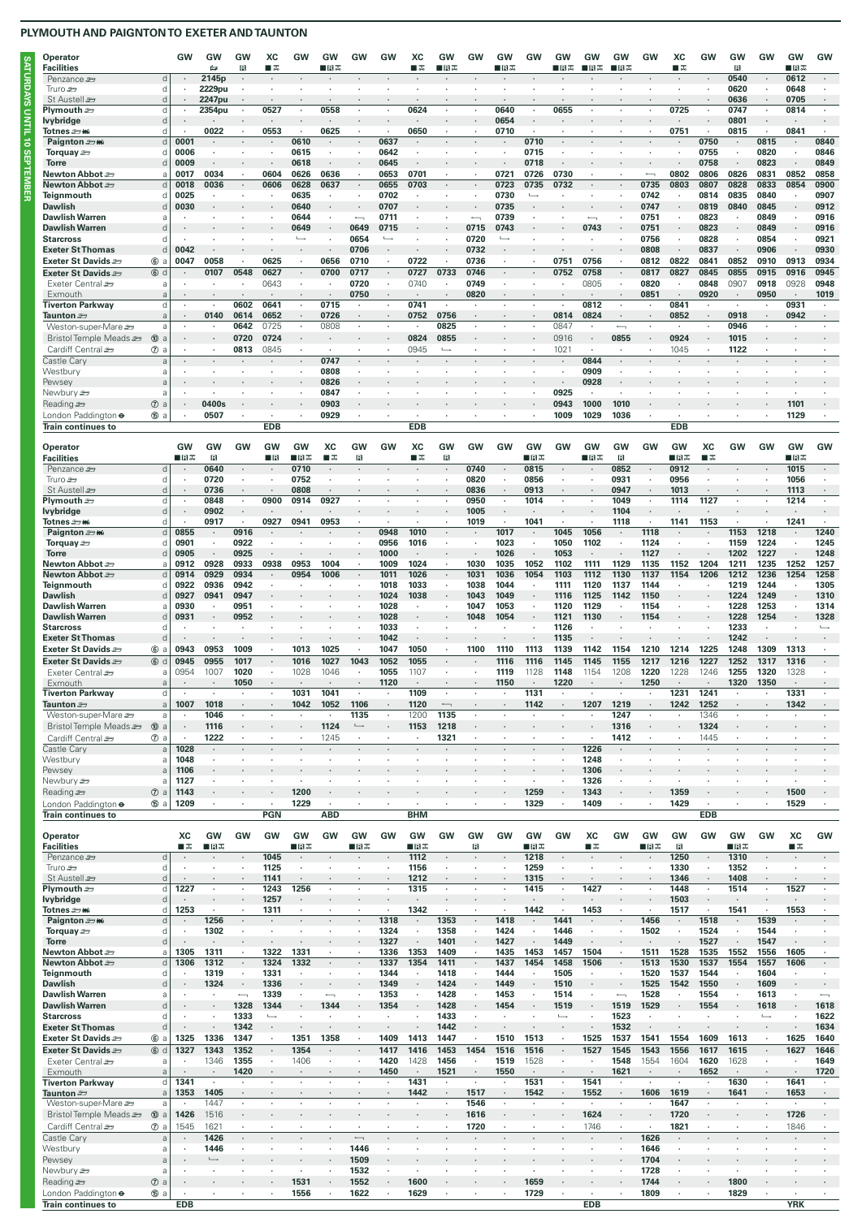# PLYMOUTH AND PAIGNTON TO EXETER AND TAUNTON

**SATURDAYS UNTIL 10 SEPTEMBER**

| Operator | | GW | GW | GW | XC | GW | GW | GW | GW | XC | GW | GW | GW | GW | GW | GW | GW | GW | XC | GW | GW | GW | GW | GW |
|---|---|---|---|---|---|---|---|---|---|---|---|---|---|---|---|---|---|---|---|---|---|---|---|---|
| Facilities | | | 🚌 | R | ■✕ | | ■R✕ | | | ■✕ | ■R✕ | | ■R✕ | | ■R✕ | ■R✕ | ■R✕ | | ■✕ | | R | | ■R✕ | |
| Penzance | d | | 2145p | | | | | | | | | | | | | | | | | | 0540 | | 0612 | |
| Truro | d | | 2229pu | | | | | | | | | | | | | | | | | | 0620 | | 0648 | |
| St Austell | d | | 2247pu | | | | | | | | | | | | | | | | | | 0636 | | 0705 | |
| Plymouth | d | | 2354pu | | 0527 | | 0558 | | | 0624 | | | 0640 | | 0655 | | | | 0725 | | 0747 | | 0814 | |
| Ivybridge | d | | | | | | | | | | | | 0654 | | | | | | | | 0801 | | | |
| Totnes | d | | 0022 | | 0553 | | 0625 | | | 0650 | | | 0710 | | | | | | 0751 | | 0815 | | 0841 | |
| Paignton | d | 0001 | | | | 0610 | | | 0637 | | | | | 0710 | | | | | | 0750 | | 0815 | | 0840 |
| Torquay | d | 0006 | | | | 0615 | | | 0642 | | | | | 0715 | | | | | | 0755 | | 0820 | | 0846 |
| Torre | d | 0009 | | | | 0618 | | | 0645 | | | | | 0718 | | | | | | 0758 | | 0823 | | 0849 |
| Newton Abbot | a | 0017 | 0034 | | 0604 | 0626 | 0636 | | 0653 | 0701 | | | 0721 | 0726 | 0730 | | | ⟵ | 0802 | 0806 | 0826 | 0831 | 0852 | 0858 |
| Newton Abbot | d | 0018 | 0036 | | 0606 | 0628 | 0637 | | 0655 | 0703 | | | 0723 | 0735 | 0732 | | | 0735 | 0803 | 0807 | 0828 | 0833 | 0854 | 0900 |
| Teignmouth | d | 0025 | | | | 0635 | | | 0702 | | | | 0730 | ⤷ | | | | 0742 | | 0814 | 0835 | 0840 | | 0907 |
| Dawlish | d | 0030 | | | | 0640 | | | 0707 | | | | 0735 | | | | | 0747 | | 0819 | 0840 | 0845 | | 0912 |
| Dawlish Warren | a | | | | | 0644 | | ⟵ | 0711 | | | ⟵ | 0739 | | | ⟵ | | 0751 | | 0823 | | 0849 | | 0916 |
| Dawlish Warren | d | | | | | 0649 | | 0649 | 0715 | | | 0715 | 0743 | | | 0743 | | 0751 | | 0823 | | 0849 | | 0916 |
| Starcross | d | | | | | ⤷ | | 0654 | ⤷ | | | 0720 | ⤷ | | | | | 0756 | | 0828 | | 0854 | | 0921 |
| Exeter St Thomas | d | 0042 | | | | | | 0706 | | | | 0732 | | | | | | 0808 | | 0837 | | 0906 | | 0930 |
| Exeter St Davids ⑥ | a | 0047 | 0058 | | 0625 | | 0656 | 0710 | | 0722 | | 0736 | | | 0751 | 0756 | | 0812 | 0822 | 0841 | 0852 | 0910 | 0913 | 0934 |
| Exeter St Davids ⑥ | d | | 0107 | 0548 | 0627 | | 0700 | 0717 | | 0727 | 0733 | 0746 | | | 0752 | 0758 | | 0817 | 0827 | 0845 | 0855 | 0915 | 0916 | 0945 |
| Exeter Central | a | | | | 0643 | | | 0720 | | 0740 | | 0749 | | | | 0805 | | 0820 | | 0848 | 0907 | 0918 | 0928 | 0948 |
| Exmouth | a | | | | | | | 0750 | | | | 0820 | | | | | | 0851 | | 0920 | | 0950 | | 1019 |
| Tiverton Parkway | d | | | 0602 | 0641 | | 0715 | | | 0741 | | | | | | 0812 | | | 0841 | | | | 0931 | |
| Taunton | a | | 0140 | 0614 | 0652 | | 0726 | | | 0752 | 0756 | | | | 0814 | 0824 | | | 0852 | | 0918 | | 0942 | |
| Weston-super-Mare | a | | | 0642 | 0725 | | 0808 | | | | 0825 | | | | 0847 | | ⟵ | | | | 0946 | | | |
| Bristol Temple Meads ⑩ | a | | | 0720 | 0724 | | | | | 0824 | 0855 | | | | 0916 | | 0855 | | 0924 | | 1015 | | | |
| Cardiff Central ⑦ | a | | | 0813 | 0845 | | | | | 0945 | ⤷ | | | | 1021 | | | | 1045 | | 1122 | | | |
| Castle Cary | a | | | | | | 0747 | | | | | | | | | 0844 | | | | | | | | |
| Westbury | a | | | | | | 0808 | | | | | | | | | 0909 | | | | | | | | |
| Pewsey | a | | | | | | 0826 | | | | | | | | | 0928 | | | | | | | | |
| Newbury | a | | | | | | 0847 | | | | | | | | 0925 | | | | | | | | | |
| Reading ⑦ | a | | 0400s | | | | 0903 | | | | | | | | 0943 | 1000 | 1010 | | | | | | 1101 | |
| London Paddington ⑮ | a | | 0507 | | | | 0929 | | | | | | | | 1009 | 1029 | 1036 | | | | | | 1129 | |
| Train continues to | | | | | EDB | | | | | EDB | | | | | | | | | EDB | | | | | |

| Operator | | GW | GW | GW | GW | GW | XC | GW | GW | XC | GW | GW | GW | GW | GW | GW | GW | GW | GW | XC | GW | GW | GW | GW |
|---|---|---|---|---|---|---|---|---|---|---|---|---|---|---|---|---|---|---|---|---|---|---|---|---|
| Facilities | | ■R✕ | R | | ■R | ■R✕ | ■✕ | R | | ■✕ | R | | | ■R✕ | | ■R✕ | R | | ■R✕ | ■✕ | | | ■R✕ | |
| Penzance | d | | 0640 | | 0710 | | | | | | | 0740 | | 0815 | | | 0852 | | 0912 | | | | 1015 | |
| Truro | d | | 0720 | | 0752 | | | | | | | 0820 | | 0856 | | | 0931 | | 0956 | | | | 1056 | |
| St Austell | d | | 0736 | | 0808 | | | | | | | 0836 | | 0913 | | | 0947 | | 1013 | | | | 1113 | |
| Plymouth | d | | 0848 | | 0900 | 0914 | 0927 | | | | | 0950 | | 1014 | | | 1049 | | 1114 | 1127 | | | 1214 | |
| Ivybridge | d | | 0902 | | | | | | | | | 1005 | | | | | 1104 | | | | | | | |
| Totnes | d | | 0917 | | 0927 | 0941 | 0953 | | | | | 1019 | | 1041 | | | 1118 | | 1141 | 1153 | | | 1241 | |
| Paignton | d | 0855 | | 0916 | | | | | 0948 | 1010 | | | 1017 | | 1045 | 1056 | | 1118 | | | 1153 | 1218 | | 1240 |
| Torquay | d | 0901 | | 0922 | | | | | 0956 | 1016 | | | 1023 | | 1050 | 1102 | | 1124 | | | 1159 | 1224 | | 1245 |
| Torre | d | 0905 | | 0925 | | | | | 1000 | | | | 1026 | | 1053 | | | 1127 | | | 1202 | 1227 | | 1248 |
| Newton Abbot | a | 0912 | 0928 | 0933 | 0938 | 0953 | 1004 | | 1009 | 1024 | | 1030 | 1035 | 1052 | 1102 | 1111 | 1129 | 1135 | 1152 | 1204 | 1211 | 1235 | 1252 | 1257 |
| Newton Abbot | d | 0914 | 0929 | 0934 | | 0954 | 1006 | | 1011 | 1026 | | 1031 | 1036 | 1054 | 1103 | 1112 | 1130 | 1137 | 1154 | 1206 | 1212 | 1236 | 1254 | 1258 |
| Teignmouth | d | 0922 | 0936 | 0942 | | | | | 1018 | 1033 | | 1038 | 1044 | | 1111 | 1120 | 1137 | 1144 | | | 1219 | 1244 | | 1305 |
| Dawlish | d | 0927 | 0941 | 0947 | | | | | 1024 | 1038 | | 1043 | 1049 | | 1116 | 1125 | 1142 | 1150 | | | 1224 | 1249 | | 1310 |
| Dawlish Warren | a | 0930 | | 0951 | | | | | 1028 | | | 1047 | 1053 | | 1120 | 1129 | | 1154 | | | 1228 | 1253 | | 1314 |
| Dawlish Warren | d | 0931 | | 0952 | | | | | 1028 | | | 1048 | 1054 | | 1121 | 1130 | | 1154 | | | 1228 | 1254 | | 1328 |
| Starcross | d | | | | | | | | 1033 | | | | | | 1126 | | | | | | 1233 | | | ⤷ |
| Exeter St Thomas | d | | | | | | | | 1042 | | | | | | 1135 | | | | | | 1242 | | | |
| Exeter St Davids ⑥ | a | 0943 | 0953 | 1009 | | 1013 | 1025 | | 1047 | 1050 | | 1100 | 1110 | 1113 | 1139 | 1142 | 1154 | 1210 | 1214 | 1225 | 1248 | 1309 | 1313 | |
| Exeter St Davids ⑥ | d | 0945 | 0955 | 1017 | | 1016 | 1027 | 1043 | 1052 | 1055 | | | 1116 | 1116 | 1145 | 1145 | 1155 | 1217 | 1216 | 1227 | 1252 | 1317 | 1316 | |
| Exeter Central | a | 0954 | 1007 | 1020 | | 1028 | 1046 | | 1055 | 1107 | | | 1119 | 1128 | 1148 | 1154 | 1208 | 1220 | 1228 | 1246 | 1255 | 1320 | 1328 | |
| Exmouth | a | | | 1050 | | | | | 1120 | | | | 1150 | | 1220 | | | 1250 | | | 1320 | 1350 | | |
| Tiverton Parkway | d | | | | | 1031 | 1041 | | | | | | | 1131 | | | | | 1231 | 1241 | | | 1331 | |
| Taunton | a | 1007 | 1018 | | | 1042 | 1052 | 1106 | | 1120 | ⟵ | | | 1142 | | 1207 | 1219 | | 1242 | 1252 | | | 1342 | |
| Weston-super-Mare | a | | 1046 | | | | | 1135 | | 1200 | 1135 | | | | | | 1247 | | | 1346 | | | | |
| Bristol Temple Meads ⑩ | a | | 1116 | | | | 1124 | ⤷ | | 1153 | 1218 | | | | | | 1316 | | | 1324 | | | | |
| Cardiff Central ⑦ | a | | 1222 | | | | 1245 | | | | 1321 | | | | | | 1412 | | | 1445 | | | | |
| Castle Cary | a | 1028 | | | | | | | | | | | | | | 1226 | | | | | | | | |
| Westbury | a | 1048 | | | | | | | | | | | | | | 1248 | | | | | | | | |
| Pewsey | a | 1106 | | | | | | | | | | | | | | 1306 | | | | | | | | |
| Newbury | a | 1127 | | | | | | | | | | | | | | 1326 | | | | | | | | |
| Reading ⑦ | a | 1143 | | | | 1200 | | | | | | | | 1259 | | 1343 | | | 1359 | | | | 1500 | |
| London Paddington ⑮ | a | 1209 | | | | 1229 | | | | | | | | 1329 | | 1409 | | | 1429 | | | | 1529 | |
| Train continues to | | | | | PGN | | ABD | | | BHM | | | | | | | | | | EDB | | | | |

| Operator | | XC | GW | GW | GW | GW | GW | GW | GW | GW | GW | GW | GW | GW | GW | XC | GW | GW | GW | GW | GW | GW | XC | GW |
|---|---|---|---|---|---|---|---|---|---|---|---|---|---|---|---|---|---|---|---|---|---|---|---|---|
| Facilities | | ■✕ | ■R✕ | | | ■R✕ | | ■R✕ | | ■R✕ | | R | | ■R✕ | | ■✕ | | ■R✕ | R | | ■R✕ | | ■✕ | |
| Penzance | d | | | | 1045 | | | | | 1112 | | | | 1218 | | | | | 1250 | | 1310 | | | |
| Truro | d | | | | 1125 | | | | | 1156 | | | | 1259 | | | | | 1330 | | 1352 | | | |
| St Austell | d | | | | 1141 | | | | | 1212 | | | | 1315 | | | | | 1346 | | 1408 | | | |
| Plymouth | d | 1227 | | | 1243 | 1256 | | | | 1315 | | | | 1415 | | 1427 | | | 1448 | | 1514 | | 1527 | |
| Ivybridge | d | | | | 1257 | | | | | | | | | | | | | | 1503 | | | | | |
| Totnes | d | 1253 | | | 1311 | | | | | 1342 | | | | 1442 | | 1453 | | | 1517 | | 1541 | | 1553 | |
| Paignton | d | | 1256 | | | | | | 1318 | | 1353 | | 1418 | | 1441 | | | 1456 | | 1518 | | 1539 | | |
| Torquay | d | | 1302 | | | | | | 1324 | | 1358 | | 1424 | | 1446 | | | 1502 | | 1524 | | 1544 | | |
| Torre | d | | | | | | | | 1327 | | 1401 | | 1427 | | 1449 | | | | | 1527 | | 1547 | | |
| Newton Abbot | a | 1305 | 1311 | | 1322 | 1331 | | | 1336 | 1353 | 1409 | | 1435 | 1453 | 1457 | 1504 | | 1511 | 1528 | 1535 | 1552 | 1556 | 1605 | |
| Newton Abbot | d | 1306 | 1312 | | 1324 | 1332 | | | 1337 | 1354 | 1411 | | 1437 | 1454 | 1458 | 1506 | | 1513 | 1530 | 1537 | 1554 | 1557 | 1606 | |
| Teignmouth | d | | 1319 | | 1331 | | | | 1344 | | 1418 | | 1444 | | 1505 | | | 1520 | 1537 | 1544 | | 1604 | | |
| Dawlish | d | | 1324 | | 1336 | | | | 1349 | | 1424 | | 1449 | | 1510 | | | 1525 | 1542 | 1550 | | 1609 | | |
| Dawlish Warren | a | | | ⟵ | 1339 | | ⟵ | | 1353 | | 1428 | | 1453 | | 1514 | | ⟵ | 1528 | | 1554 | | 1613 | | ⟵ |
| Dawlish Warren | d | | | 1328 | 1344 | | 1344 | | 1354 | | 1428 | | 1454 | | 1519 | | 1519 | 1529 | | 1554 | | 1618 | | 1618 |
| Starcross | d | | | 1333 | ⤷ | | | | | | 1433 | | | | ⤷ | | 1523 | | | | | ⤷ | | 1622 |
| Exeter St Thomas | d | | | 1342 | | | | | | | 1442 | | | | | | 1532 | | | | | | | 1634 |
| Exeter St Davids ⑥ | a | 1325 | 1336 | 1347 | | 1351 | 1358 | | 1409 | 1413 | 1447 | | 1510 | 1513 | | 1525 | 1537 | 1541 | 1554 | 1609 | 1613 | | 1625 | 1640 |
| Exeter St Davids ⑥ | d | 1327 | 1343 | 1352 | | 1354 | | | 1417 | 1416 | 1453 | 1454 | 1516 | 1516 | | 1527 | 1545 | 1543 | 1556 | 1617 | 1615 | | 1627 | 1646 |
| Exeter Central | a | | 1346 | 1355 | | 1406 | | | 1420 | 1428 | 1456 | | 1519 | 1528 | | | 1548 | 1554 | 1604 | 1620 | 1628 | | | 1649 |
| Exmouth | a | | | 1420 | | | | | 1450 | | 1521 | | 1550 | | | | 1621 | | | 1652 | | | | 1720 |
| Tiverton Parkway | d | 1341 | | | | | | | | 1431 | | | | 1531 | | 1541 | | | | | 1630 | | 1641 | |
| Taunton | a | 1353 | 1405 | | | | | | | 1442 | | 1517 | | 1542 | | 1552 | | 1606 | 1619 | | 1641 | | 1653 | |
| Weston-super-Mare | a | | 1447 | | | | | | | | | 1546 | | | | | | | 1647 | | | | | |
| Bristol Temple Meads ⑩ | a | 1426 | 1516 | | | | | | | | | 1616 | | | | 1624 | | | 1720 | | | | 1726 | |
| Cardiff Central ⑦ | a | 1545 | 1621 | | | | | | | | | 1720 | | | | 1746 | | | 1821 | | | | 1846 | |
| Castle Cary | a | | 1426 | | | | | ⟵ | | | | | | | | | | 1626 | | | | | | |
| Westbury | a | | 1446 | | | | | 1446 | | | | | | | | | | 1646 | | | | | | |
| Pewsey | a | | ⤷ | | | | | 1509 | | | | | | | | | | 1704 | | | | | | |
| Newbury | a | | | | | | | 1532 | | | | | | | | | | 1728 | | | | | | |
| Reading ⑦ | a | | | | | 1531 | | 1552 | | 1600 | | | | 1659 | | | | 1744 | | | 1800 | | | |
| London Paddington ⑮ | a | | | | | 1556 | | 1622 | | 1629 | | | | 1729 | | | | 1809 | | | 1829 | | | |
| Train continues to | | EDB | | | | | | | | | | | | | | EDB | | | | | | | YRK | |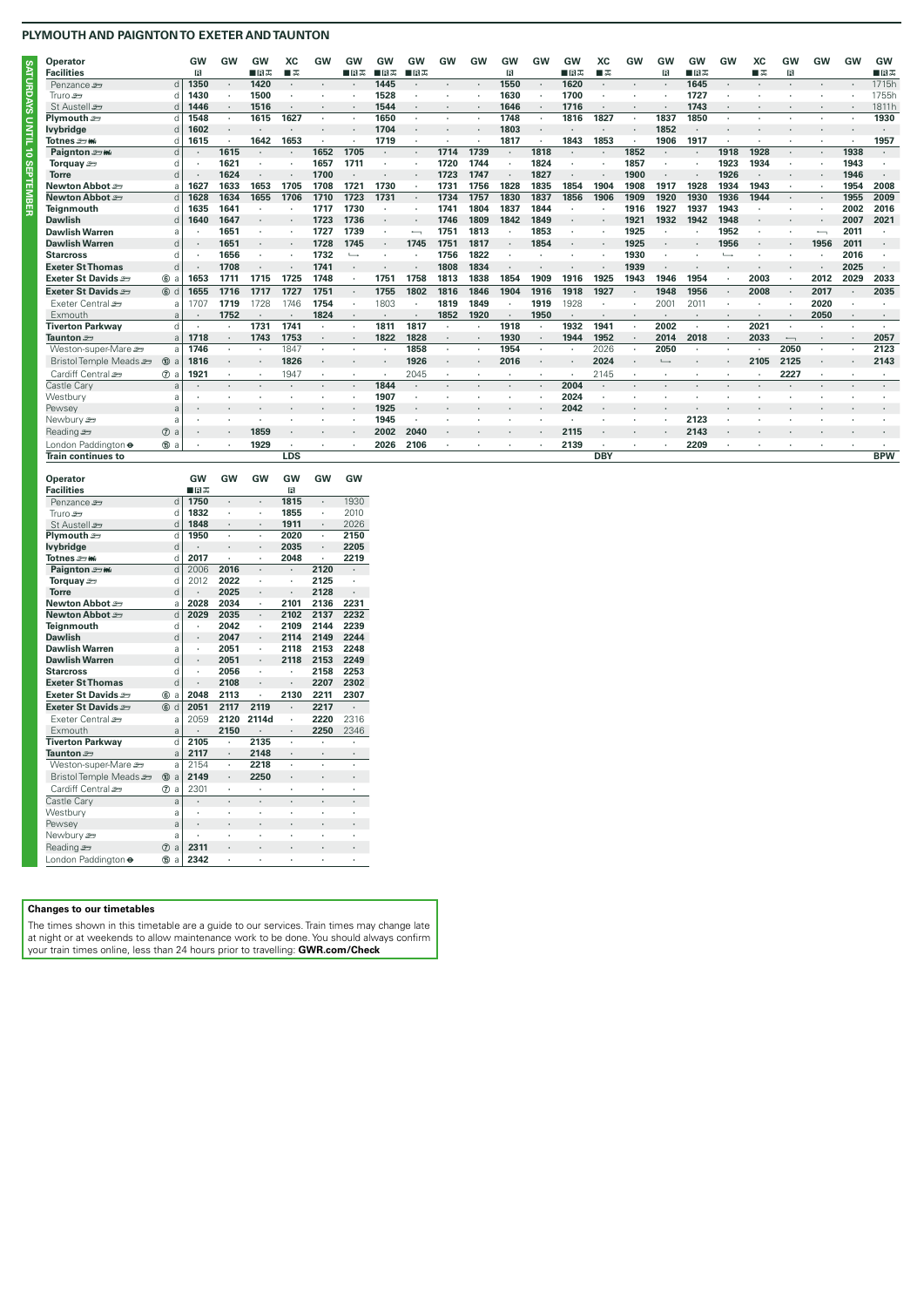## PLYMOUTH AND PAIGNTON TO EXETER AND TAUNTON

SATURDAYS UNTIL 10 SEPTEMBER

| Operator | | GW | GW | GW | XC | GW | GW | GW | GW | GW | GW | GW | GW | GW | XC | GW | GW | GW | GW | XC | GW | GW | GW | GW |
|---|---|---|---|---|---|---|---|---|---|---|---|---|---|---|---|---|---|---|---|---|---|---|---|---|
| Facilities | | | | | | | | | | | | | | | | | | | | | | | | |
| Penzance | d | 1350 | · | 1420 | · | · | · | 1445 | · | · | · | 1550 | · | 1620 | · | · | · | 1645 | · | · | · | · | · | 1715h |
| Truro | d | 1430 | · | 1500 | · | · | · | 1528 | · | · | · | 1630 | · | 1700 | · | · | · | 1727 | · | · | · | · | · | 1755h |
| St Austell | d | 1446 | · | 1516 | · | · | · | 1544 | · | · | · | 1646 | · | 1716 | · | · | · | 1743 | · | · | · | · | · | 1811h |
| Plymouth | d | 1548 | · | 1615 | 1627 | · | · | 1650 | · | · | · | 1748 | · | 1816 | 1827 | · | 1837 | 1850 | · | · | · | · | · | 1930 |
| Ivybridge | d | 1602 | · | · | · | · | · | 1704 | · | · | · | 1803 | · | · | · | · | 1852 | · | · | · | · | · | · | · |
| Totnes | d | 1615 | · | 1642 | 1653 | · | · | 1719 | · | · | · | 1817 | · | 1843 | 1853 | · | 1906 | 1917 | · | · | · | · | · | 1957 |
| Paignton | d | · | 1615 | · | · | 1652 | 1705 | · | · | 1714 | 1739 | · | 1818 | · | · | 1852 | · | · | 1918 | 1928 | · | · | 1938 | · |
| Torquay | d | · | 1621 | · | · | 1657 | 1711 | · | · | 1720 | 1744 | · | 1824 | · | · | 1857 | · | · | 1923 | 1934 | · | · | 1943 | · |
| Torre | d | · | 1624 | · | · | 1700 | · | · | · | 1723 | 1747 | · | 1827 | · | · | 1900 | · | · | 1926 | · | · | · | 1946 | · |
| Newton Abbot | a | 1627 | 1633 | 1653 | 1705 | 1708 | 1721 | 1730 | · | 1731 | 1756 | 1828 | 1835 | 1854 | 1904 | 1908 | 1917 | 1928 | 1934 | 1943 | · | · | 1954 | 2008 |
| Newton Abbot | d | 1628 | 1634 | 1655 | 1706 | 1710 | 1723 | 1731 | · | 1734 | 1757 | 1830 | 1837 | 1856 | 1906 | 1909 | 1920 | 1930 | 1936 | 1944 | · | · | 1955 | 2009 |
| Teignmouth | d | 1635 | 1641 | · | · | 1717 | 1730 | · | · | 1741 | 1804 | 1837 | 1844 | · | · | 1916 | 1927 | 1937 | 1943 | · | · | · | 2002 | 2016 |
| Dawlish | d | 1640 | 1647 | · | · | 1723 | 1736 | · | · | 1746 | 1809 | 1842 | 1849 | · | · | 1921 | 1932 | 1942 | 1948 | · | · | · | 2007 | 2021 |
| Dawlish Warren | a | · | 1651 | · | · | 1727 | 1739 | · | ← | 1751 | 1813 | · | 1853 | · | · | 1925 | · | · | 1952 | · | · | · | ← | 2011 |
| Dawlish Warren | d | · | 1651 | · | · | 1728 | 1745 | · | 1745 | 1751 | 1817 | · | 1854 | · | · | 1925 | · | · | 1956 | · | · | 1956 | 2011 | · |
| Starcross | d | · | 1656 | · | · | 1732 | ↳ | · | · | 1756 | 1822 | · | · | · | · | 1930 | · | · | ↳ | · | · | · | 2016 | · |
| Exeter St Thomas | d | · | 1708 | · | · | 1741 | · | · | · | 1808 | 1834 | · | · | · | · | 1939 | · | · | · | · | · | · | 2025 | · |
| Exeter St Davids ⑥ | a | 1653 | 1711 | 1715 | 1725 | 1748 | · | 1751 | 1758 | 1813 | 1838 | 1854 | 1909 | 1916 | 1925 | 1943 | 1946 | 1954 | · | 2003 | · | 2012 | 2029 | 2033 |
| Exeter St Davids ⑥ | d | 1655 | 1716 | 1717 | 1727 | 1751 | · | 1755 | 1802 | 1816 | 1846 | 1904 | 1916 | 1918 | 1927 | · | 1948 | 1956 | · | 2008 | · | 2017 | · | 2035 |
| Exeter Central | a | 1707 | 1719 | 1728 | 1746 | 1754 | · | 1803 | · | 1819 | 1849 | · | 1919 | 1928 | · | · | 2001 | 2011 | · | · | · | 2020 | · | · |
| Exmouth | a | · | 1752 | · | · | 1824 | · | · | · | 1852 | 1920 | · | 1950 | · | · | · | · | · | · | · | · | 2050 | · | · |
| Tiverton Parkway | d | · | · | 1731 | 1741 | · | · | 1811 | 1817 | · | · | 1918 | · | 1932 | 1941 | · | 2002 | · | · | 2021 | · | · | · | · |
| Taunton | a | 1718 | · | 1743 | 1753 | · | · | 1822 | 1828 | · | · | 1930 | · | 1944 | 1952 | · | 2014 | 2018 | · | 2033 | ← | · | · | 2057 |
| Weston-super-Mare | a | 1746 | · | · | 1847 | · | · | · | 1858 | · | · | 1954 | · | · | 2026 | · | 2050 | · | · | · | 2050 | · | · | 2123 |
| Bristol Temple Meads ⑩ | a | 1816 | · | · | 1826 | · | · | · | 1926 | · | · | 2016 | · | · | 2024 | · | ↳ | · | · | 2105 | 2125 | · | · | 2143 |
| Cardiff Central ⑦ | a | 1921 | · | · | 1947 | · | · | · | 2045 | · | · | · | · | · | 2145 | · | · | · | · | · | 2227 | · | · | · |
| Castle Cary | a | · | · | · | · | · | · | 1844 | · | · | · | · | · | 2004 | · | · | · | · | · | · | · | · | · | · |
| Westbury | a | · | · | · | · | · | · | 1907 | · | · | · | · | · | 2024 | · | · | · | · | · | · | · | · | · | · |
| Pewsey | a | · | · | · | · | · | · | 1925 | · | · | · | · | · | 2042 | · | · | · | · | · | · | · | · | · | · |
| Newbury | a | · | · | · | · | · | · | 1945 | · | · | · | · | · | · | · | · | · | 2123 | · | · | · | · | · | · |
| Reading ⑦ | a | · | · | 1859 | · | · | · | 2002 | 2040 | · | · | · | · | 2115 | · | · | · | 2143 | · | · | · | · | · | · |
| London Paddington ⑮ | a | · | · | 1929 | · | · | · | 2026 | 2106 | · | · | · | · | 2139 | · | · | · | 2209 | · | · | · | · | · | · |
| Train continues to | | | | | LDS | | | | | | | | | | DBY | | | | | | | | | BPW |

| Operator | | GW | GW | GW | GW | GW | GW |
|---|---|---|---|---|---|---|---|
| Facilities | | | | | | | |
| Penzance | d | 1750 | · | · | 1815 | · | 1930 |
| Truro | d | 1832 | · | · | 1855 | · | 2010 |
| St Austell | d | 1848 | · | · | 1911 | · | 2026 |
| Plymouth | d | 1950 | · | · | 2020 | · | 2150 |
| Ivybridge | d | · | · | · | 2035 | · | 2205 |
| Totnes | d | 2017 | · | · | 2048 | · | 2219 |
| Paignton | d | 2006 | 2016 | · | · | 2120 | · |
| Torquay | d | 2012 | 2022 | · | · | 2125 | · |
| Torre | d | · | 2025 | · | · | 2128 | · |
| Newton Abbot | a | 2028 | 2034 | · | 2101 | 2136 | 2231 |
| Newton Abbot | d | 2029 | 2035 | · | 2102 | 2137 | 2232 |
| Teignmouth | d | · | 2042 | · | 2109 | 2144 | 2239 |
| Dawlish | d | · | 2047 | · | 2114 | 2149 | 2244 |
| Dawlish Warren | a | · | 2051 | · | 2118 | 2153 | 2248 |
| Dawlish Warren | d | · | 2051 | · | 2118 | 2153 | 2249 |
| Starcross | d | · | 2056 | · | · | 2158 | 2253 |
| Exeter St Thomas | d | · | 2108 | · | · | 2207 | 2302 |
| Exeter St Davids ⑥ | a | 2048 | 2113 | · | 2130 | 2211 | 2307 |
| Exeter St Davids ⑥ | d | 2051 | 2117 | 2119 | · | 2217 | · |
| Exeter Central | a | 2059 | 2120 | 2114d | · | 2220 | 2316 |
| Exmouth | a | · | 2150 | · | · | 2250 | 2346 |
| Tiverton Parkway | d | 2105 | · | 2135 | · | · | · |
| Taunton | a | 2117 | · | 2148 | · | · | · |
| Weston-super-Mare | a | 2154 | · | 2218 | · | · | · |
| Bristol Temple Meads ⑩ | a | 2149 | · | 2250 | · | · | · |
| Cardiff Central ⑦ | a | 2301 | · | · | · | · | · |
| Castle Cary | a | · | · | · | · | · | · |
| Westbury | a | · | · | · | · | · | · |
| Pewsey | a | · | · | · | · | · | · |
| Newbury | a | · | · | · | · | · | · |
| Reading ⑦ | a | 2311 | · | · | · | · | · |
| London Paddington ⑮ | a | 2342 | · | · | · | · | · |

**Changes to our timetables**

The times shown in this timetable are a guide to our services. Train times may change late at night or at weekends to allow maintenance work to be done. You should always confirm your train times online, less than 24 hours prior to travelling: **GWR.com/Check**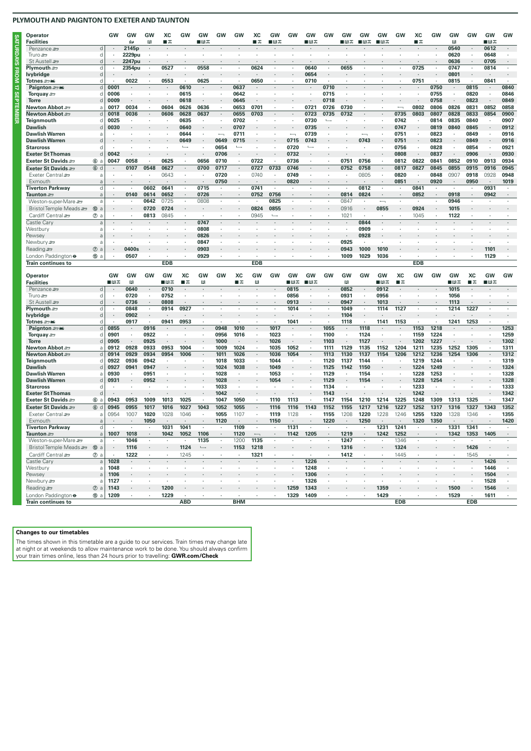## PLYMOUTH AND PAIGNTON TO EXETER AND TAUNTON

**SATURDAYS FROM 17 SEPTEMBER**

| Operator | | GW | GW | GW | XC | GW | GW | GW | GW | XC | GW | GW | GW | GW | GW | GW | GW | GW | XC | GW | GW | GW | GW | GW |
|---|---|---|---|---|---|---|---|---|---|---|---|---|---|---|---|---|---|---|---|---|---|---|---|---|
| **Facilities** | | | 🛏 | R | ■✕ | | ■R✕ | | | ■✕ | ■R✕ | | ■R✕ | | ■R✕ | ■R✕ | ■R✕ | | ■✕ | | R | | ■R✕ | |
| Penzance | d | · | 2145p | · | · | · | · | · | · | · | · | · | · | · | · | · | · | · | · | · | 0540 | · | 0612 | · |
| Truro | d | · | 2229pu | · | · | · | · | · | · | · | · | · | · | · | · | · | · | · | · | · | 0620 | · | 0648 | · |
| St Austell | d | · | 2247pu | · | · | · | · | · | · | · | · | · | · | · | · | · | · | · | · | · | 0636 | · | 0705 | · |
| **Plymouth** | d | · | 2354pu | · | 0527 | · | 0558 | · | · | 0624 | · | · | 0640 | · | 0655 | · | · | · | 0725 | · | 0747 | · | 0814 | · |
| **Ivybridge** | d | · | · | · | · | · | · | · | · | · | · | · | 0654 | · | · | · | · | · | · | · | 0801 | · | · | · |
| **Totnes** | d | · | 0022 | · | 0553 | · | 0625 | · | · | 0650 | · | · | 0710 | · | · | · | · | · | 0751 | · | 0815 | · | 0841 | · |
| **Paignton** | d | 0001 | · | · | · | 0610 | · | · | 0637 | · | · | · | · | 0710 | · | · | · | · | · | 0750 | · | 0815 | · | 0840 |
| **Torquay** | d | 0006 | · | · | · | 0615 | · | · | 0642 | · | · | · | · | 0715 | · | · | · | · | · | 0755 | · | 0820 | · | 0846 |
| **Torre** | d | 0009 | · | · | · | 0618 | · | · | 0645 | · | · | · | · | 0718 | · | · | · | · | · | 0758 | · | 0823 | · | 0849 |
| **Newton Abbot** | a | 0017 | 0034 | · | 0604 | 0626 | 0636 | · | 0653 | 0701 | · | · | 0721 | 0726 | 0730 | · | · | ↔ | 0802 | 0806 | 0826 | 0831 | 0852 | 0858 |
| **Newton Abbot** | d | 0018 | 0036 | · | 0606 | 0628 | 0637 | · | 0655 | 0703 | · | · | 0723 | 0735 | 0732 | · | · | 0735 | 0803 | 0807 | 0828 | 0833 | 0854 | 0900 |
| **Teignmouth** | d | 0025 | · | · | · | 0635 | · | · | 0702 | · | · | · | 0730 | ↳ | · | · | · | 0742 | · | 0814 | 0835 | 0840 | · | 0907 |
| **Dawlish** | d | 0030 | · | · | · | 0640 | · | · | 0707 | · | · | · | 0735 | · | · | · | · | 0747 | · | 0819 | 0840 | 0845 | · | 0912 |
| **Dawlish Warren** | a | · | · | · | · | 0644 | · | ↔ | 0711 | · | · | ↔ | 0739 | · | · | ↔ | · | 0751 | · | 0823 | · | 0849 | · | 0916 |
| **Dawlish Warren** | d | · | · | · | · | 0649 | · | 0649 | 0715 | · | · | 0715 | 0743 | · | · | 0743 | · | 0751 | · | 0823 | · | 0849 | · | 0916 |
| **Starcross** | d | · | · | · | · | ↳ | · | 0654 | ↳ | · | · | 0720 | ↳ | · | · | · | · | 0756 | · | 0828 | · | 0854 | · | 0921 |
| **Exeter St Thomas** | d | 0042 | · | · | · | · | · | 0706 | · | · | · | 0732 | · | · | · | · | · | 0808 | · | 0837 | · | 0906 | · | 0930 |
| **Exeter St Davids** ⑥ | a | 0047 | 0058 | · | 0625 | · | 0656 | 0710 | · | 0722 | · | 0736 | · | · | 0751 | 0756 | · | 0812 | 0822 | 0841 | 0852 | 0910 | 0913 | 0934 |
| **Exeter St Davids** ⑥ | d | · | 0107 | 0548 | 0627 | · | 0700 | 0717 | · | 0727 | 0733 | 0746 | · | · | 0752 | 0758 | · | 0817 | 0827 | 0845 | 0855 | 0915 | 0916 | 0945 |
| Exeter Central | a | · | · | · | 0643 | · | · | 0720 | · | 0740 | · | 0749 | · | · | · | 0805 | · | 0820 | · | 0848 | 0907 | 0918 | 0928 | 0948 |
| Exmouth | a | · | · | · | · | · | · | 0750 | · | · | · | 0820 | · | · | · | · | · | 0851 | · | 0920 | · | 0950 | · | 1019 |
| **Tiverton Parkway** | d | · | · | 0602 | 0641 | · | 0715 | · | · | 0741 | · | · | · | · | · | 0812 | · | · | 0841 | · | · | · | 0931 | · |
| **Taunton** | a | · | 0140 | 0614 | 0652 | · | 0726 | · | · | 0752 | 0756 | · | · | · | 0814 | 0824 | · | · | 0852 | · | 0918 | · | 0942 | · |
| Weston-super-Mare | a | · | · | 0642 | 0725 | · | 0808 | · | · | · | 0825 | · | · | · | 0847 | · | ↔ | · | · | · | 0946 | · | · | · |
| Bristol Temple Meads ⑩ | a | · | · | 0720 | 0724 | · | · | · | · | 0824 | 0855 | · | · | · | 0916 | · | 0855 | · | 0924 | · | 1015 | · | · | · |
| Cardiff Central ⑦ | a | · | · | 0813 | 0845 | · | · | · | · | 0945 | ↳ | · | · | · | 1021 | · | · | · | 1045 | · | 1122 | · | · | · |
| Castle Cary | a | · | · | · | · | · | 0747 | · | · | · | · | · | · | · | · | 0844 | · | · | · | · | · | · | · | · |
| Westbury | a | · | · | · | · | · | 0808 | · | · | · | · | · | · | · | · | 0909 | · | · | · | · | · | · | · | · |
| Pewsey | a | · | · | · | · | · | 0826 | · | · | · | · | · | · | · | · | 0928 | · | · | · | · | · | · | · | · |
| Newbury | a | · | · | · | · | · | 0847 | · | · | · | · | · | · | · | 0925 | · | · | · | · | · | · | · | · | · |
| Reading ⑦ | a | · | 0400s | · | · | · | 0903 | · | · | · | · | · | · | · | 0943 | 1000 | 1010 | · | · | · | · | · | 1101 | · |
| London Paddington ⑮ | a | · | 0507 | · | · | · | 0929 | · | · | · | · | · | · | · | 1009 | 1029 | 1036 | · | · | · | · | · | 1129 | · |
| **Train continues to** | | | | | **EDB** | | | | | **EDB** | | | | | | | | | **EDB** | | | | | |

| Operator | | GW | GW | GW | GW | XC | GW | GW | XC | GW | GW | GW | GW | GW | GW | GW | GW | XC | GW | GW | GW | XC | GW | GW |
|---|---|---|---|---|---|---|---|---|---|---|---|---|---|---|---|---|---|---|---|---|---|---|---|---|
| **Facilities** | | ■R✕ | R | | ■R✕ | ■✕ | R | | ■✕ | R | | ■R✕ | ■R✕ | | R | | ■R✕ | ■✕ | | | ■R✕ | ■✕ | ■R✕ | |
| Penzance | d | · | 0640 | · | 0710 | · | · | · | · | · | · | 0815 | · | · | 0852 | · | 0912 | · | · | · | 1015 | · | · | · |
| Truro | d | · | 0720 | · | 0752 | · | · | · | · | · | · | 0856 | · | · | 0931 | · | 0956 | · | · | · | 1056 | · | · | · |
| St Austell | d | · | 0736 | · | 0808 | · | · | · | · | · | · | 0913 | · | · | 0947 | · | 1013 | · | · | · | 1113 | · | · | · |
| **Plymouth** | d | · | 0848 | · | 0914 | 0927 | · | · | · | · | · | 1014 | · | · | 1049 | · | 1114 | 1127 | · | · | 1214 | 1227 | · | · |
| **Ivybridge** | d | · | 0902 | · | · | · | · | · | · | · | · | · | · | · | 1104 | · | · | · | · | · | · | · | · | · |
| **Totnes** | d | · | 0917 | · | 0941 | 0953 | · | · | · | · | · | 1041 | · | · | 1118 | · | 1141 | 1153 | · | · | 1241 | 1253 | · | · |
| **Paignton** | d | 0855 | · | 0916 | · | · | · | 0948 | 1010 | · | 1017 | · | · | · | · | 1118 | · | · | 1153 | 1218 | · | · | · | 1253 |
| **Torquay** | d | 0901 | · | 0922 | · | · | · | 0956 | 1016 | · | 1023 | · | · | 1100 | · | 1124 | · | · | 1159 | 1224 | · | · | · | 1259 |
| **Torre** | d | 0905 | · | 0925 | · | · | · | 1000 | · | · | 1026 | · | · | 1103 | · | 1127 | · | · | 1202 | 1227 | · | · | · | 1302 |
| **Newton Abbot** | a | 0912 | 0928 | 0933 | 0953 | 1004 | · | 1009 | 1024 | · | 1035 | 1052 | · | 1111 | 1129 | 1135 | 1152 | 1204 | 1211 | 1235 | 1252 | 1305 | · | 1311 |
| **Newton Abbot** | d | 0914 | 0929 | 0934 | 0954 | 1006 | · | 1011 | 1026 | · | 1036 | 1054 | · | 1113 | 1130 | 1137 | 1154 | 1206 | 1212 | 1236 | 1254 | 1306 | · | 1312 |
| **Teignmouth** | d | 0922 | 0936 | 0942 | · | · | · | 1018 | 1033 | · | 1044 | · | · | 1120 | 1137 | 1144 | · | · | 1219 | 1244 | · | · | · | 1319 |
| **Dawlish** | d | 0927 | 0941 | 0947 | · | · | · | 1024 | 1038 | · | 1049 | · | · | 1125 | 1142 | 1150 | · | · | 1224 | 1249 | · | · | · | 1324 |
| **Dawlish Warren** | a | 0930 | · | 0951 | · | · | · | 1028 | · | · | 1053 | · | · | 1129 | · | 1154 | · | · | 1228 | 1253 | · | · | · | 1328 |
| **Dawlish Warren** | d | 0931 | · | 0952 | · | · | · | 1028 | · | · | 1054 | · | · | 1129 | · | 1154 | · | · | 1228 | 1254 | · | · | · | 1328 |
| **Starcross** | d | · | · | · | · | · | · | 1033 | · | · | · | · | · | 1134 | · | · | · | · | 1233 | · | · | · | · | 1333 |
| **Exeter St Thomas** | d | · | · | · | · | · | · | 1042 | · | · | · | · | · | 1143 | · | · | · | · | 1242 | · | · | · | · | 1342 |
| **Exeter St Davids** ⑥ | a | 0943 | 0953 | 1009 | 1013 | 1025 | · | 1047 | 1050 | · | 1110 | 1113 | · | 1147 | 1154 | 1210 | 1214 | 1225 | 1248 | 1309 | 1313 | 1325 | · | 1347 |
| **Exeter St Davids** ⑥ | d | 0945 | 0955 | 1017 | 1016 | 1027 | 1043 | 1052 | 1055 | · | 1116 | 1116 | 1143 | 1152 | 1155 | 1217 | 1216 | 1227 | 1252 | 1317 | 1316 | 1327 | 1343 | 1352 |
| Exeter Central | a | 0954 | 1007 | 1020 | 1028 | 1046 | · | 1055 | 1107 | · | 1119 | 1128 | · | 1155 | 1208 | 1220 | 1228 | 1246 | 1255 | 1320 | 1328 | 1346 | · | 1355 |
| Exmouth | a | · | · | 1050 | · | · | · | 1120 | · | · | 1150 | · | · | 1220 | · | 1250 | · | · | 1320 | 1350 | · | · | · | 1420 |
| **Tiverton Parkway** | d | · | · | · | 1031 | 1041 | · | · | 1109 | · | · | 1131 | · | · | · | · | 1231 | 1241 | · | · | 1331 | 1341 | · | · |
| **Taunton** | a | 1007 | 1018 | · | 1042 | 1052 | 1106 | · | 1120 | ↔ | · | 1142 | 1205 | · | 1219 | · | 1242 | 1252 | · | · | 1342 | 1353 | 1405 | · |
| Weston-super-Mare | a | · | 1046 | · | · | · | 1135 | · | 1200 | 1135 | · | · | · | · | 1247 | · | · | 1346 | · | · | · | · | · | · |
| Bristol Temple Meads ⑩ | a | · | 1116 | · | · | 1124 | ↳ | · | 1153 | 1218 | · | · | · | · | 1316 | · | · | 1324 | · | · | · | 1426 | · | · |
| Cardiff Central ⑦ | a | · | 1222 | · | · | 1245 | · | · | · | 1321 | · | · | · | · | 1412 | · | · | 1445 | · | · | · | 1545 | · | · |
| Castle Cary | a | 1028 | · | · | · | · | · | · | · | · | · | · | 1226 | · | · | · | · | · | · | · | · | · | 1426 | · |
| Westbury | a | 1048 | · | · | · | · | · | · | · | · | · | · | 1248 | · | · | · | · | · | · | · | · | · | 1446 | · |
| Pewsey | a | 1106 | · | · | · | · | · | · | · | · | · | · | 1306 | · | · | · | · | · | · | · | · | · | 1504 | · |
| Newbury | a | 1127 | · | · | · | · | · | · | · | · | · | · | 1326 | · | · | · | · | · | · | · | · | · | 1528 | · |
| Reading ⑦ | a | 1143 | · | · | 1200 | · | · | · | · | · | · | 1259 | 1343 | · | · | · | 1359 | · | · | · | 1500 | · | 1546 | · |
| London Paddington ⑮ | a | 1209 | · | · | 1229 | · | · | · | · | · | · | 1329 | 1409 | · | · | · | 1429 | · | · | · | 1529 | · | 1611 | · |
| **Train continues to** | | | | | | **ABD** | | | **BHM** | | | | | | | | | **EDB** | | | | **EDB** | | |

**Changes to our timetables**

The times shown in this timetable are a guide to our services. Train times may change late at night or at weekends to allow maintenance work to be done. You should always confirm your train times online, less than 24 hours prior to travelling: **GWR.com/Check**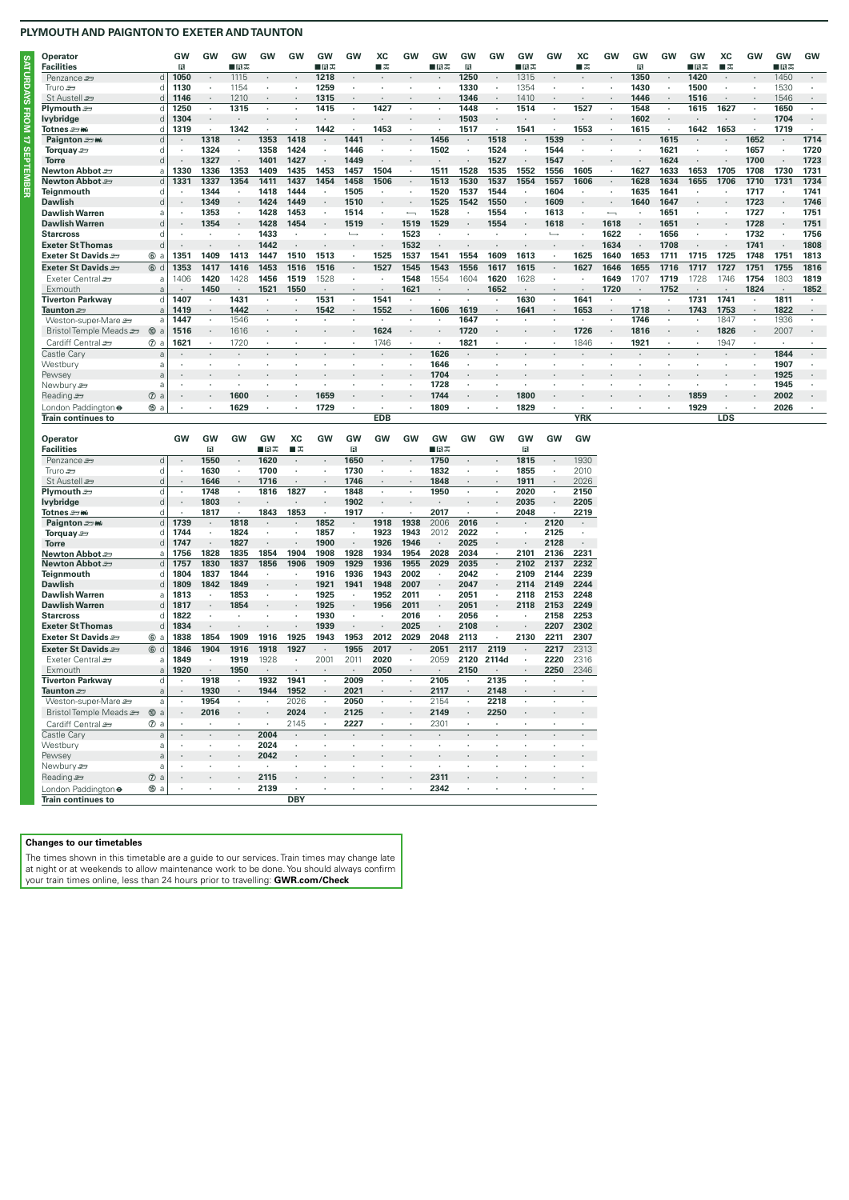## PLYMOUTH AND PAIGNTON TO EXETER AND TAUNTON

**SATURDAYS FROM 17 SEPTEMBER**

| Operator | | GW | GW | GW | GW | GW | GW | GW | XC | GW | GW | GW | GW | GW | GW | XC | GW | GW | GW | GW | XC | GW | GW | GW |
|---|---|---|---|---|---|---|---|---|---|---|---|---|---|---|---|---|---|---|---|---|---|---|---|---|
| **Facilities** | | R | | ■R✕ | | | ■R✕ | | ■✕ | | ■R✕ | R | | ■R✕ | | ■✕ | | R | | ■R✕ | ■✕ | | ■R✕ | |
| Penzance | d | 1050 | · | 1115 | · | · | 1218 | · | · | · | · | 1250 | · | 1315 | · | · | · | 1350 | · | 1420 | · | · | 1450 | · |
| Truro | d | 1130 | · | 1154 | · | · | 1259 | · | · | · | · | 1330 | · | 1354 | · | · | · | 1430 | · | 1500 | · | · | 1530 | · |
| St Austell | d | 1146 | · | 1210 | · | · | 1315 | · | · | · | · | 1346 | · | 1410 | · | · | · | 1446 | · | 1516 | · | · | 1546 | · |
| **Plymouth** | d | 1250 | · | 1315 | · | · | 1415 | · | 1427 | · | · | 1448 | · | 1514 | · | 1527 | · | 1548 | · | 1615 | 1627 | · | 1650 | · |
| **Ivybridge** | d | 1304 | · | · | · | · | · | · | · | · | · | 1503 | · | · | · | · | · | 1602 | · | · | · | · | 1704 | · |
| **Totnes** | d | 1319 | · | 1342 | · | · | 1442 | · | 1453 | · | · | 1517 | · | 1541 | · | 1553 | · | 1615 | · | 1642 | 1653 | · | 1719 | · |
| **Paignton** | d | · | 1318 | · | 1353 | 1418 | · | 1441 | · | · | 1456 | · | 1518 | · | 1539 | · | · | · | 1615 | · | · | 1652 | · | 1714 |
| **Torquay** | d | · | 1324 | · | 1358 | 1424 | · | 1446 | · | · | 1502 | · | 1524 | · | 1544 | · | · | · | 1621 | · | · | 1657 | · | 1720 |
| **Torre** | d | · | 1327 | · | 1401 | 1427 | · | 1449 | · | · | · | · | 1527 | · | 1547 | · | · | · | 1624 | · | · | 1700 | · | 1723 |
| **Newton Abbot** | a | 1330 | 1336 | 1353 | 1409 | 1435 | 1453 | 1457 | 1504 | · | 1511 | 1528 | 1535 | 1552 | 1556 | 1605 | · | 1627 | 1633 | 1653 | 1705 | 1708 | 1730 | 1731 |
| **Newton Abbot** | d | 1331 | 1337 | 1354 | 1411 | 1437 | 1454 | 1458 | 1506 | · | 1513 | 1530 | 1537 | 1554 | 1557 | 1606 | · | 1628 | 1634 | 1655 | 1706 | 1710 | 1731 | 1734 |
| **Teignmouth** | d | · | 1344 | · | 1418 | 1444 | · | 1505 | · | · | 1520 | 1537 | 1544 | · | 1604 | · | · | 1635 | 1641 | · | · | 1717 | · | 1741 |
| **Dawlish** | d | · | 1349 | · | 1424 | 1449 | · | 1510 | · | · | 1525 | 1542 | 1550 | · | 1609 | · | · | 1640 | 1647 | · | · | 1723 | · | 1746 |
| **Dawlish Warren** | a | · | 1353 | · | 1428 | 1453 | · | 1514 | · | ↵ | 1528 | · | 1554 | · | 1613 | · | ↵ | · | 1651 | · | · | 1727 | · | 1751 |
| **Dawlish Warren** | d | · | 1354 | · | 1428 | 1454 | · | 1519 | · | 1519 | 1529 | · | 1554 | · | 1618 | · | 1618 | · | 1651 | · | · | 1728 | · | 1751 |
| **Starcross** | d | · | · | · | 1433 | · | · | ↳ | · | 1523 | · | · | · | · | ↳ | · | 1622 | · | 1656 | · | · | 1732 | · | 1756 |
| **Exeter St Thomas** | d | · | · | · | 1442 | · | · | · | · | 1532 | · | · | · | · | · | · | 1634 | · | 1708 | · | · | 1741 | · | 1808 |
| **Exeter St Davids** ⑥ | a | 1351 | 1409 | 1413 | 1447 | 1510 | 1513 | · | 1525 | 1537 | 1541 | 1554 | 1609 | 1613 | · | 1625 | 1640 | 1653 | 1711 | 1715 | 1725 | 1748 | 1751 | 1813 |
| **Exeter St Davids** ⑥ | d | 1353 | 1417 | 1416 | 1453 | 1516 | 1516 | · | 1527 | 1545 | 1543 | 1556 | 1617 | 1615 | · | 1627 | 1646 | 1655 | 1716 | 1717 | 1727 | 1751 | 1755 | 1816 |
| Exeter Central | a | 1406 | 1420 | 1428 | 1456 | 1519 | 1528 | · | · | 1548 | 1554 | 1604 | 1620 | 1628 | · | · | 1649 | 1707 | 1719 | 1728 | 1746 | 1754 | 1803 | 1819 |
| Exmouth | a | · | 1450 | · | 1521 | 1550 | · | · | · | 1621 | · | · | 1652 | · | · | · | 1720 | · | 1752 | · | · | 1824 | · | 1852 |
| **Tiverton Parkway** | d | 1407 | · | 1431 | · | · | 1531 | · | 1541 | · | · | · | · | 1630 | · | 1641 | · | · | · | 1731 | 1741 | · | 1811 | · |
| **Taunton** | a | 1419 | · | 1442 | · | · | 1542 | · | 1552 | · | 1606 | 1619 | · | 1641 | · | 1653 | · | 1718 | · | 1743 | 1753 | · | 1822 | · |
| Weston-super-Mare | a | 1447 | · | 1546 | · | · | · | · | · | · | · | 1647 | · | · | · | · | · | 1746 | · | · | 1847 | · | 1936 | · |
| Bristol Temple Meads ⑩ | a | 1516 | · | 1616 | · | · | · | · | 1624 | · | · | 1720 | · | · | · | 1726 | · | 1816 | · | · | 1826 | · | 2007 | · |
| Cardiff Central ⑦ | a | 1621 | · | 1720 | · | · | · | · | 1746 | · | · | 1821 | · | · | · | 1846 | · | 1921 | · | · | 1947 | · | · | · |
| Castle Cary | a | · | · | · | · | · | · | · | · | · | 1626 | · | · | · | · | · | · | · | · | · | · | · | 1844 | · |
| Westbury | a | · | · | · | · | · | · | · | · | · | 1646 | · | · | · | · | · | · | · | · | · | · | · | 1907 | · |
| Pewsey | a | · | · | · | · | · | · | · | · | · | 1704 | · | · | · | · | · | · | · | · | · | · | · | 1925 | · |
| Newbury | a | · | · | · | · | · | · | · | · | · | 1728 | · | · | · | · | · | · | · | · | · | · | · | 1945 | · |
| Reading ⑦ | a | · | · | 1600 | · | · | 1659 | · | · | · | 1744 | · | · | 1800 | · | · | · | · | · | 1859 | · | · | 2002 | · |
| London Paddington ⑮ | a | · | · | 1629 | · | · | 1729 | · | · | · | 1809 | · | · | 1829 | · | · | · | · | · | 1929 | · | · | 2026 | · |
| **Train continues to** | | | | | | | | | EDB | | | | | | | YRK | | | | | LDS | | | |

| Operator | | GW | GW | GW | GW | XC | GW | GW | GW | GW | GW | GW | GW | GW | GW | GW |
|---|---|---|---|---|---|---|---|---|---|---|---|---|---|---|---|---|
| **Facilities** | | | R | | ■R✕ | ■✕ | | R | | | ■R✕ | | | R | | |
| Penzance | d | · | 1550 | · | 1620 | · | · | 1650 | · | · | 1750 | · | · | 1815 | · | 1930 |
| Truro | d | · | 1630 | · | 1700 | · | · | 1730 | · | · | 1832 | · | · | 1855 | · | 2010 |
| St Austell | d | · | 1646 | · | 1716 | · | · | 1746 | · | · | 1848 | · | · | 1911 | · | 2026 |
| **Plymouth** | d | · | 1748 | · | 1816 | 1827 | · | 1848 | · | · | 1950 | · | · | 2020 | · | 2150 |
| **Ivybridge** | d | · | 1803 | · | · | · | · | 1902 | · | · | · | · | · | 2035 | · | 2205 |
| **Totnes** | d | · | 1817 | · | 1843 | 1853 | · | 1917 | · | · | 2017 | · | · | 2048 | · | 2219 |
| **Paignton** | d | 1739 | · | 1818 | · | · | 1852 | · | 1918 | 1938 | 2006 | 2016 | · | · | 2120 | · |
| **Torquay** | d | 1744 | · | 1824 | · | · | 1857 | · | 1923 | 1943 | 2012 | 2022 | · | · | 2125 | · |
| **Torre** | d | 1747 | · | 1827 | · | · | 1900 | · | 1926 | 1946 | · | 2025 | · | · | 2128 | · |
| **Newton Abbot** | a | 1756 | 1828 | 1835 | 1854 | 1904 | 1908 | 1928 | 1934 | 1954 | 2028 | 2034 | · | 2101 | 2136 | 2231 |
| **Newton Abbot** | d | 1757 | 1830 | 1837 | 1856 | 1906 | 1909 | 1929 | 1936 | 1955 | 2029 | 2035 | · | 2102 | 2137 | 2232 |
| **Teignmouth** | d | 1804 | 1837 | 1844 | · | · | 1916 | 1936 | 1943 | 2002 | · | 2042 | · | 2109 | 2144 | 2239 |
| **Dawlish** | d | 1809 | 1842 | 1849 | · | · | 1921 | 1941 | 1948 | 2007 | · | 2047 | · | 2114 | 2149 | 2244 |
| **Dawlish Warren** | a | 1813 | · | 1853 | · | · | 1925 | · | 1952 | 2011 | · | 2051 | · | 2118 | 2153 | 2248 |
| **Dawlish Warren** | d | 1817 | · | 1854 | · | · | 1925 | · | 1956 | 2011 | · | 2051 | · | 2118 | 2153 | 2249 |
| **Starcross** | d | 1822 | · | · | · | · | 1930 | · | · | 2016 | · | 2056 | · | · | 2158 | 2253 |
| **Exeter St Thomas** | d | 1834 | · | · | · | · | 1939 | · | · | 2025 | · | 2108 | · | · | 2207 | 2302 |
| **Exeter St Davids** ⑥ | a | 1838 | 1854 | 1909 | 1916 | 1925 | 1943 | 1953 | 2012 | 2029 | 2048 | 2113 | · | 2130 | 2211 | 2307 |
| **Exeter St Davids** ⑥ | d | 1846 | 1904 | 1916 | 1918 | 1927 | · | 1955 | 2017 | · | 2051 | 2117 | 2119 | · | 2217 | 2313 |
| Exeter Central | a | 1849 | · | 1919 | 1928 | · | 2001 | 2011 | 2020 | · | 2059 | 2120 | 2114d | · | 2220 | 2316 |
| Exmouth | a | 1920 | · | 1950 | · | · | · | · | 2050 | · | · | 2150 | · | · | 2250 | 2346 |
| **Tiverton Parkway** | d | · | 1918 | · | 1932 | 1941 | · | 2009 | · | · | 2105 | · | 2135 | · | · | · |
| **Taunton** | a | · | 1930 | · | 1944 | 1952 | · | 2021 | · | · | 2117 | · | 2148 | · | · | · |
| Weston-super-Mare | a | · | 1954 | · | · | 2026 | · | 2050 | · | · | 2154 | · | 2218 | · | · | · |
| Bristol Temple Meads ⑩ | a | · | 2016 | · | · | 2024 | · | 2125 | · | · | 2149 | · | 2250 | · | · | · |
| Cardiff Central ⑦ | a | · | · | · | · | 2145 | · | 2227 | · | · | 2301 | · | · | · | · | · |
| Castle Cary | a | · | · | · | 2004 | · | · | · | · | · | · | · | · | · | · | · |
| Westbury | a | · | · | · | 2024 | · | · | · | · | · | · | · | · | · | · | · |
| Pewsey | a | · | · | · | 2042 | · | · | · | · | · | · | · | · | · | · | · |
| Newbury | a | · | · | · | · | · | · | · | · | · | · | · | · | · | · | · |
| Reading ⑦ | a | · | · | · | 2115 | · | · | · | · | · | 2311 | · | · | · | · | · |
| London Paddington ⑮ | a | · | · | · | 2139 | · | · | · | · | · | 2342 | · | · | · | · | · |
| **Train continues to** | | | | | | DBY | | | | | | | | | | |

**Changes to our timetables**

The times shown in this timetable are a guide to our services. Train times may change late at night or at weekends to allow maintenance work to be done. You should always confirm your train times online, less than 24 hours prior to travelling: **GWR.com/Check**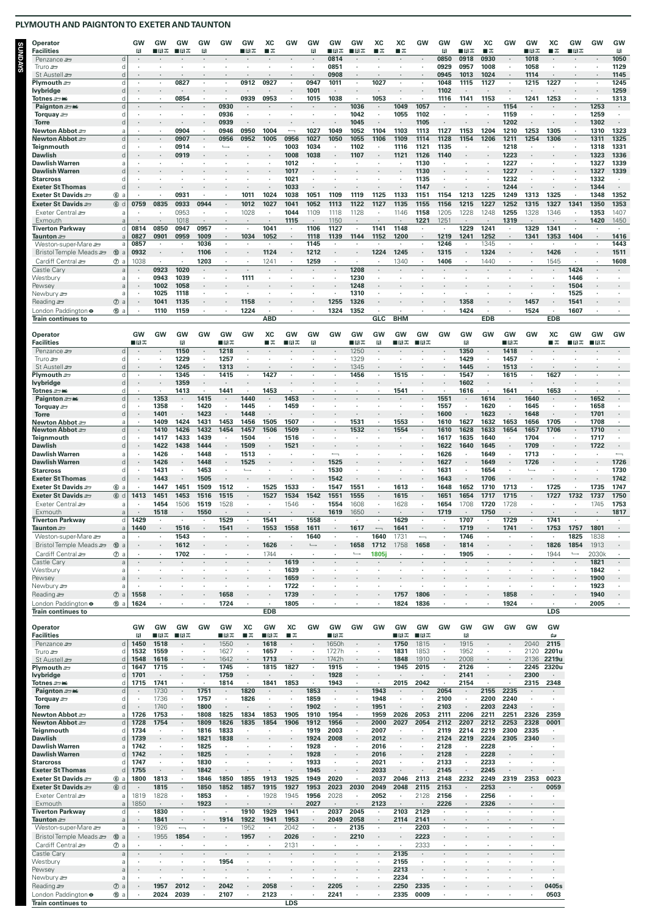# PLYMOUTH AND PAIGNTON TO EXETER AND TAUNTON

**SUNDAYS**

| Operator | | GW | GW | GW | GW | GW | GW | XC | GW | GW | GW | GW | XC | XC | GW | GW | GW | XC | GW | GW | XC | GW | GW | GW |
|---|---|---|---|---|---|---|---|---|---|---|---|---|---|---|---|---|---|---|---|---|---|---|---|---|
| Facilities | | R | ■R☕ | ■R☕ | R | | ■R☕ | ■☕ | | R | ■R☕ | ■R☕ | ■☕ | ■☕ | | R | ■R☕ | ■☕ | | ■R☕ | ■☕ | ■R☕ | | R |
| Penzance | d | · | · | · | · | · | · | · | · | · | 0814 | · | · | · | · | 0850 | 0918 | 0930 | · | 1018 | · | · | · | 1050 |
| Truro | d | · | · | · | · | · | · | · | · | · | 0851 | · | · | · | · | 0929 | 0957 | 1008 | · | 1058 | · | · | · | 1129 |
| St Austell | d | · | · | · | · | · | · | · | · | · | 0908 | · | · | · | · | 0945 | 1013 | 1024 | · | 1114 | · | · | · | 1145 |
| **Plymouth** | d | · | · | 0827 | · | · | 0912 | 0927 | · | 0947 | 1011 | · | 1027 | · | · | 1048 | 1115 | 1127 | · | 1215 | 1227 | · | · | 1245 |
| **Ivybridge** | d | · | · | · | · | · | · | · | · | 1001 | · | · | · | · | · | 1102 | · | · | · | · | · | · | · | 1259 |
| **Totnes** | d | · | · | 0854 | · | · | 0939 | 0953 | · | 1015 | 1038 | · | 1053 | · | · | 1116 | 1141 | 1153 | · | 1241 | 1253 | · | · | 1313 |
| **Paignton** | d | · | · | · | · | 0930 | · | · | · | · | · | 1036 | · | 1049 | 1057 | · | · | · | 1154 | · | · | · | 1253 | · |
| **Torquay** | d | · | · | · | · | 0936 | · | · | · | · | · | 1042 | · | 1055 | 1102 | · | · | · | 1159 | · | · | · | 1259 | · |
| **Torre** | d | · | · | · | · | 0939 | · | · | · | · | · | 1045 | · | · | 1105 | · | · | · | 1202 | · | · | · | 1302 | · |
| **Newton Abbot** | a | · | · | 0904 | · | 0946 | 0950 | 1004 | ↤ | 1027 | 1049 | 1052 | 1104 | 1103 | 1113 | 1127 | 1153 | 1204 | 1210 | 1253 | 1305 | · | 1310 | 1323 |
| **Newton Abbot** | d | · | · | 0907 | · | 0956 | 0952 | 1005 | 0956 | 1027 | 1050 | 1055 | 1106 | 1109 | 1114 | 1128 | 1154 | 1206 | 1211 | 1254 | 1306 | · | 1311 | 1325 |
| **Teignmouth** | d | · | · | 0914 | · | ↳ | · | · | 1003 | 1034 | · | 1102 | · | 1116 | 1121 | 1135 | · | · | 1218 | · | · | · | 1318 | 1331 |
| **Dawlish** | d | · | · | 0919 | · | · | · | · | 1008 | 1038 | · | 1107 | · | 1121 | 1126 | 1140 | · | · | 1223 | · | · | · | 1323 | 1336 |
| **Dawlish Warren** | a | · | · | · | · | · | · | · | 1012 | · | · | · | · | · | 1130 | · | · | · | 1227 | · | · | · | 1327 | 1339 |
| **Dawlish Warren** | d | · | · | · | · | · | · | · | 1017 | · | · | · | · | · | 1130 | · | · | · | 1227 | · | · | · | 1327 | 1339 |
| **Starcross** | d | · | · | · | · | · | · | · | 1021 | · | · | · | · | · | 1135 | · | · | · | 1232 | · | · | · | 1332 | · |
| **Exeter St Thomas** | d | · | · | · | · | · | · | · | 1033 | · | · | · | · | · | 1147 | · | · | · | 1244 | · | · | · | 1344 | · |
| **Exeter St Davids** ⑥ | a | · | · | 0931 | · | · | 1011 | 1024 | 1038 | 1051 | 1109 | 1119 | 1125 | 1133 | 1151 | 1154 | 1213 | 1225 | 1249 | 1313 | 1325 | · | 1348 | 1352 |
| **Exeter St Davids** ⑥ | d | 0759 | 0835 | 0933 | 0944 | · | 1012 | 1027 | 1041 | 1052 | 1113 | 1122 | 1127 | 1135 | 1155 | 1156 | 1215 | 1227 | 1252 | 1315 | 1327 | 1341 | 1350 | 1353 |
| Exeter Central | a | · | · | 0953 | · | · | 1028 | · | 1044 | 1109 | 1118 | 1128 | · | 1146 | 1158 | 1205 | 1228 | 1248 | 1255 | 1328 | 1346 | · | 1353 | 1407 |
| Exmouth | a | · | · | 1018 | · | · | · | · | 1115 | · | 1150 | · | · | · | 1221 | 1251 | · | · | 1319 | · | · | · | 1420 | 1450 |
| **Tiverton Parkway** | d | 0814 | 0850 | 0947 | 0957 | · | · | · | 1041 | 1106 | 1127 | · | 1141 | 1148 | · | · | 1229 | 1241 | · | 1329 | 1341 | · | · | · |
| **Taunton** | a | 0827 | 0901 | 0959 | 1009 | · | 1034 | · | 1052 | 1118 | 1139 | 1144 | 1152 | 1200 | · | 1219 | 1241 | 1252 | · | 1341 | 1353 | 1404 | · | 1416 |
| Weston-super-Mare | a | 0857 | · | · | 1036 | · | · | · | · | 1145 | · | · | · | · | · | 1246 | · | 1345 | · | · | · | · | · | 1443 |
| Bristol Temple Meads ⑩ | a | 0932 | · | · | 1106 | · | · | 1124 | · | 1212 | · | · | 1224 | 1245 | · | 1315 | · | 1324 | · | · | 1426 | · | · | 1511 |
| Cardiff Central ⑦ | a | 1038 | · | · | 1203 | · | · | 1241 | · | 1259 | · | · | · | 1340 | · | 1406 | · | 1440 | · | · | 1545 | · | · | 1608 |
| Castle Cary | a | · | 0923 | 1020 | · | · | · | · | · | · | · | 1208 | · | · | · | · | · | · | · | · | · | 1424 | · | · |
| Westbury | a | · | 0943 | 1039 | · | · | 1111 | · | · | · | · | 1230 | · | · | · | · | · | · | · | · | · | 1446 | · | · |
| Pewsey | a | · | 1002 | 1058 | · | · | · | · | · | · | · | 1248 | · | · | · | · | · | · | · | · | · | 1504 | · | · |
| Newbury | a | · | 1025 | 1118 | · | · | · | · | · | · | · | 1310 | · | · | · | · | · | · | · | · | · | 1525 | · | · |
| Reading ⑦ | a | · | 1041 | 1135 | · | · | 1158 | · | · | · | 1255 | 1326 | · | · | · | · | 1358 | · | · | 1457 | · | 1541 | · | · |
| London Paddington ⑮ | a | · | 1110 | 1159 | · | · | 1224 | · | · | · | 1324 | 1352 | · | · | · | · | 1424 | · | · | 1524 | · | 1607 | · | · |
| **Train continues to** | | | | | | | | ABD | | | | | GLC | BHM | | | | EDB | | | EDB | | | |

| Operator | | GW | GW | GW | GW | GW | GW | XC | GW | GW | GW | GW | GW | GW | GW | GW | GW | GW | GW | GW | XC | GW | GW | GW |
|---|---|---|---|---|---|---|---|---|---|---|---|---|---|---|---|---|---|---|---|---|---|---|---|---|
| Facilities | | ■R☕ | | R | | ■R☕ | | ■☕ | ■R☕ | R | | ■R☕ | R | ■R☕ | ■R☕ | | R | | ■R☕ | | ■☕ | ■R☕ | ■R☕ | |
| Penzance | d | · | · | 1150 | · | 1218 | · | · | · | · | · | 1250 | · | · | · | · | 1350 | · | 1418 | · | · | · | · | · |
| Truro | d | · | · | 1229 | · | 1257 | · | · | · | · | · | 1329 | · | · | · | · | 1429 | · | 1457 | · | · | · | · | · |
| St Austell | d | · | · | 1245 | · | 1313 | · | · | · | · | · | 1345 | · | · | · | · | 1445 | · | 1513 | · | · | · | · | · |
| **Plymouth** | d | · | · | 1345 | · | 1415 | · | 1427 | · | · | · | 1456 | · | 1515 | · | · | 1547 | · | 1615 | · | 1627 | · | · | · |
| **Ivybridge** | d | · | · | 1359 | · | · | · | · | · | · | · | · | · | · | · | · | 1602 | · | · | · | · | · | · | · |
| **Totnes** | d | · | · | 1413 | · | 1441 | · | 1453 | · | · | · | · | · | 1541 | · | · | 1616 | · | 1641 | · | 1653 | · | · | · |
| **Paignton** | d | · | 1353 | · | 1415 | · | 1440 | · | 1453 | · | · | · | · | · | · | 1551 | · | 1614 | · | 1640 | · | · | 1652 | · |
| **Torquay** | d | · | 1358 | · | 1420 | · | 1445 | · | 1459 | · | · | · | · | · | · | 1557 | · | 1620 | · | 1645 | · | · | 1658 | · |
| **Torre** | d | · | 1401 | · | 1423 | · | 1448 | · | · | · | · | · | · | · | · | 1600 | · | 1623 | · | 1648 | · | · | 1701 | · |
| **Newton Abbot** | a | · | 1409 | 1424 | 1431 | 1453 | 1456 | 1505 | 1507 | · | · | 1531 | · | 1553 | · | 1610 | 1627 | 1632 | 1653 | 1656 | 1705 | · | 1708 | · |
| **Newton Abbot** | d | · | 1410 | 1426 | 1432 | 1454 | 1457 | 1506 | 1509 | · | · | 1532 | · | 1554 | · | 1610 | 1628 | 1633 | 1654 | 1657 | 1706 | · | 1710 | · |
| **Teignmouth** | d | · | 1417 | 1433 | 1439 | · | 1504 | · | 1516 | · | · | · | · | · | · | 1617 | 1635 | 1640 | · | 1704 | · | · | 1717 | · |
| **Dawlish** | d | · | 1422 | 1438 | 1444 | · | 1509 | · | 1521 | · | · | · | · | · | · | 1622 | 1640 | 1645 | · | 1709 | · | · | 1722 | · |
| **Dawlish Warren** | a | · | 1426 | · | 1448 | · | 1513 | · | · | · | ↤ | · | · | · | · | 1626 | · | 1649 | · | 1713 | · | · | · | ↤ |
| **Dawlish Warren** | d | · | 1426 | · | 1448 | · | 1525 | · | · | · | 1525 | · | · | · | · | 1627 | · | 1649 | · | 1726 | · | · | · | 1726 |
| **Starcross** | d | · | 1431 | · | 1453 | · | ↳ | · | · | · | 1530 | · | · | · | · | 1631 | · | 1654 | · | ↳ | · | · | · | 1730 |
| **Exeter St Thomas** | d | · | 1443 | · | 1505 | · | · | · | · | · | 1542 | · | · | · | · | 1643 | · | 1706 | · | · | · | · | · | 1742 |
| **Exeter St Davids** ⑥ | a | · | 1447 | 1451 | 1509 | 1512 | · | 1525 | 1533 | · | 1547 | 1551 | · | 1613 | · | 1648 | 1652 | 1710 | 1713 | · | 1725 | · | 1735 | 1747 |
| **Exeter St Davids** ⑥ | d | 1413 | 1451 | 1453 | 1516 | 1515 | · | 1527 | 1534 | 1542 | 1551 | 1555 | · | 1615 | · | 1651 | 1654 | 1717 | 1715 | · | 1727 | 1732 | 1737 | 1750 |
| Exeter Central | a | · | 1454 | 1506 | 1519 | 1528 | · | · | 1546 | · | 1554 | 1608 | · | 1628 | · | 1654 | 1708 | 1720 | 1728 | · | · | · | 1745 | 1753 |
| Exmouth | a | · | 1518 | · | 1550 | · | · | · | · | · | 1619 | 1650 | · | · | · | 1719 | · | 1750 | · | · | · | · | · | 1817 |
| **Tiverton Parkway** | d | 1429 | · | · | · | 1529 | · | 1541 | · | 1558 | · | · | · | 1629 | · | · | 1707 | · | 1729 | · | 1741 | · | · | · |
| **Taunton** | a | 1440 | · | 1516 | · | 1541 | · | 1553 | 1558 | 1611 | · | 1617 | ↤ | 1641 | · | · | 1719 | · | 1741 | · | 1753 | 1757 | 1801 | · |
| Weston-super-Mare | a | · | · | 1543 | · | · | · | · | · | 1640 | · | · | · | 1731 | ↤ | · | 1746 | · | · | · | · | 1825 | 1838 | · |
| Bristol Temple Meads ⑩ | a | · | · | 1612 | · | · | · | 1626 | · | ↳ | · | 1658 | 1712 | 1758 | 1658 | · | 1814 | · | · | · | 1826 | 1854 | 1913 | · |
| Cardiff Central ⑦ | a | · | · | 1702 | · | · | · | 1744 | · | · | · | ↳ | **1805j** | · | · | · | 1905 | · | · | · | 1944 | ↳ | 2030k | · |
| Castle Cary | a | · | · | · | · | · | · | · | 1619 | · | · | · | · | · | · | · | · | · | · | · | · | · | 1821 | · |
| Westbury | a | · | · | · | · | · | · | · | 1639 | · | · | · | · | · | · | · | · | · | · | · | · | · | 1842 | · |
| Pewsey | a | · | · | · | · | · | · | · | 1659 | · | · | · | · | · | · | · | · | · | · | · | · | · | 1900 | · |
| Newbury | a | · | · | · | · | · | · | · | 1722 | · | · | · | · | · | · | · | · | · | · | · | · | · | 1923 | · |
| Reading ⑦ | a | 1558 | · | · | · | 1658 | · | · | 1739 | · | · | · | · | 1757 | 1806 | · | · | · | 1858 | · | · | · | 1940 | · |
| London Paddington ⑮ | a | 1624 | · | · | · | 1724 | · | · | 1805 | · | · | · | · | 1824 | 1836 | · | · | · | 1924 | · | · | · | 2005 | · |
| **Train continues to** | | | | | | | | EDB | | | | | | | | | | | | | LDS | | | |

| Operator | | GW | GW | GW | GW | GW | XC | GW | XC | GW | GW | GW | GW | GW | GW | GW | GW | GW | GW | GW | GW |
|---|---|---|---|---|---|---|---|---|---|---|---|---|---|---|---|---|---|---|---|---|---|
| Facilities | | R | ■R☕ | ■R☕ | | ■R☕ | ■☕ | ■R☕ | ■☕ | | ■R☕ | | | ■R☕ | ■R☕ | | R | | | | 🚌 |
| Penzance | d | 1450 | 1518 | · | · | 1550 | · | 1618 | · | · | 1650h | · | · | 1750 | 1815 | · | 1915 | · | · | 2040 | 2115 |
| Truro | d | 1532 | 1559 | · | · | 1627 | · | 1657 | · | · | 1727h | · | · | 1831 | 1853 | · | 1952 | · | · | 2120 | 2201u |
| St Austell | d | 1548 | 1616 | · | · | 1642 | · | 1713 | · | · | 1742h | · | · | 1848 | 1910 | · | 2008 | · | · | 2136 | 2219u |
| **Plymouth** | d | 1647 | 1715 | · | · | 1745 | · | 1815 | 1827 | · | 1915 | · | · | 1945 | 2015 | · | 2126 | · | · | 2245 | 2320u |
| **Ivybridge** | d | 1701 | · | · | · | 1759 | · | · | · | · | 1928 | · | · | · | · | · | 2141 | · | · | 2300 | · |
| **Totnes** | d | 1715 | 1741 | · | · | 1814 | · | 1841 | 1853 | · | 1943 | · | · | 2015 | 2042 | · | 2154 | · | · | 2315 | 2348 |
| **Paignton** | d | · | 1730 | · | 1751 | · | 1820 | · | · | 1853 | · | · | 1943 | · | · | 2054 | · | 2155 | 2235 | · | · |
| **Torquay** | d | · | 1736 | · | 1757 | · | 1826 | · | · | 1859 | · | · | 1948 | · | · | 2100 | · | 2200 | 2240 | · | · |
| **Torre** | d | · | 1740 | · | 1800 | · | · | · | · | 1902 | · | · | 1951 | · | · | 2103 | · | 2203 | 2243 | · | · |
| **Newton Abbot** | a | 1726 | 1753 | · | 1808 | 1825 | 1834 | 1853 | 1905 | 1910 | 1954 | · | 1959 | 2026 | 2053 | 2111 | 2206 | 2211 | 2251 | 2326 | 2359 |
| **Newton Abbot** | d | 1728 | 1754 | · | 1809 | 1826 | 1835 | 1854 | 1906 | 1912 | 1956 | · | 2000 | 2027 | 2054 | 2112 | 2207 | 2212 | 2253 | 2328 | 0001 |
| **Teignmouth** | d | 1734 | · | · | 1816 | 1833 | · | · | · | 1919 | 2003 | · | 2007 | · | · | 2119 | 2214 | 2219 | 2300 | 2335 | · |
| **Dawlish** | d | 1739 | · | · | 1821 | 1838 | · | · | · | 1924 | 2008 | · | 2012 | · | · | 2124 | 2219 | 2224 | 2305 | 2340 | · |
| **Dawlish Warren** | a | 1742 | · | · | 1825 | · | · | · | · | 1928 | · | · | 2016 | · | · | 2128 | · | 2228 | · | · | · |
| **Dawlish Warren** | d | 1742 | · | · | 1825 | · | · | · | · | 1928 | · | · | 2016 | · | · | 2128 | · | 2228 | · | · | · |
| **Starcross** | d | 1747 | · | · | 1830 | · | · | · | · | 1933 | · | · | 2021 | · | · | 2133 | · | 2233 | · | · | · |
| **Exeter St Thomas** | d | 1755 | · | · | 1842 | · | · | · | · | 1945 | · | · | 2033 | · | · | 2145 | · | 2245 | · | · | · |
| **Exeter St Davids** ⑥ | a | 1800 | 1813 | · | 1846 | 1850 | 1855 | 1913 | 1925 | 1949 | 2020 | · | 2037 | 2046 | 2113 | 2148 | 2232 | 2249 | 2319 | 2353 | 0023 |
| **Exeter St Davids** ⑥ | d | · | 1815 | · | 1850 | 1852 | 1857 | 1915 | 1927 | 1953 | 2023 | 2030 | 2049 | 2048 | 2115 | 2153 | · | 2253 | · | · | 0059 |
| Exeter Central | a | 1819 | 1828 | · | 1853 | · | · | 1928 | 1945 | 1956 | 2028 | · | 2052 | · | 2128 | 2156 | · | 2256 | · | · | · |
| Exmouth | a | 1850 | · | · | 1923 | · | · | · | · | 2027 | · | · | 2123 | · | · | 2226 | · | 2326 | · | · | · |
| **Tiverton Parkway** | d | · | 1830 | · | · | · | 1910 | 1929 | 1941 | · | 2037 | 2045 | · | 2103 | 2129 | · | · | · | · | · | · |
| **Taunton** | a | · | 1841 | · | · | 1914 | 1922 | 1941 | 1953 | · | 2049 | 2058 | · | 2114 | 2141 | · | · | · | · | · | · |
| Weston-super-Mare | a | · | 1926 | ↤ | · | · | 1952 | · | 2042 | · | · | 2135 | · | · | 2203 | · | · | · | · | · | · |
| Bristol Temple Meads ⑩ | a | · | 1955 | 1854 | · | · | 1957 | · | 2026 | · | · | 2210 | · | · | 2223 | · | · | · | · | · | · |
| Cardiff Central ⑦ | a | · | · | · | · | · | · | · | 2131 | · | · | · | · | · | 2333 | · | · | · | · | · | · |
| Castle Cary | a | · | · | · | · | · | · | · | · | · | · | · | · | 2135 | · | · | · | · | · | · | · |
| Westbury | a | · | · | · | · | 1954 | · | · | · | · | · | · | · | 2155 | · | · | · | · | · | · | · |
| Pewsey | a | · | · | · | · | · | · | · | · | · | · | · | · | 2213 | · | · | · | · | · | · | · |
| Newbury | a | · | · | · | · | · | · | · | · | · | · | · | · | 2234 | · | · | · | · | · | · | · |
| Reading ⑦ | a | · | 1957 | 2012 | · | 2042 | · | 2058 | · | · | 2205 | · | · | 2250 | 2335 | · | · | · | · | · | 0405s |
| London Paddington ⑮ | a | · | 2024 | 2039 | · | 2107 | · | 2123 | · | · | 2241 | · | · | 2335 | 0009 | · | · | · | · | · | 0503 |
| **Train continues to** | | | | | | | | | LDS | | | | | | | | | | | | |